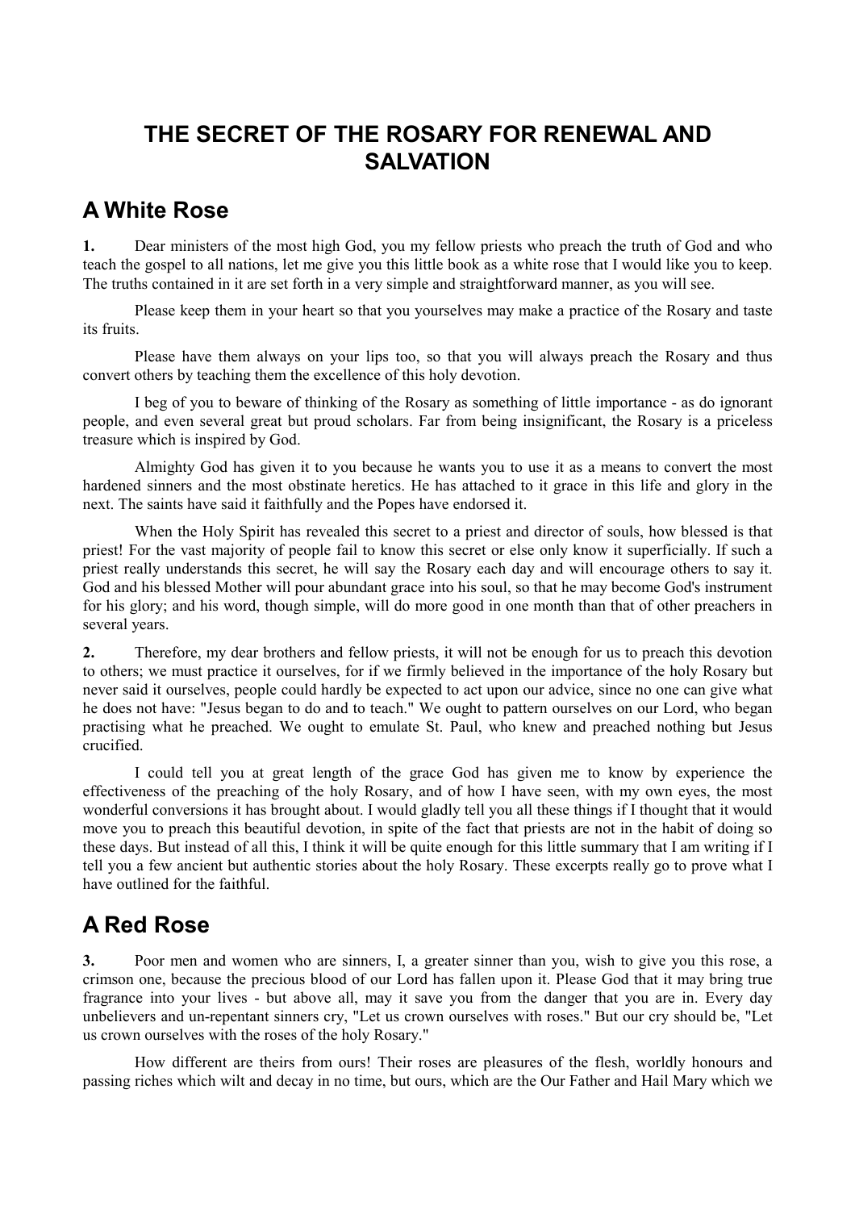# THE SECRET OF THE ROSARY FOR RENEWAL AND SALVATION

## A White Rose

**1.** Dear ministers of the most high God, you my fellow priests who preach the truth of God and who teach the gospel to all nations, let me give you this little book as a white rose that I would like you to keep. The truths contained in it are set forth in a very simple and straightforward manner, as you will see.

Please keep them in your heart so that you yourselves may make a practice of the Rosary and taste its fruits.

Please have them always on your lips too, so that you will always preach the Rosary and thus convert others by teaching them the excellence of this holy devotion.

I beg of you to beware of thinking of the Rosary as something of little importance - as do ignorant people, and even several great but proud scholars. Far from being insignificant, the Rosary is a priceless treasure which is inspired by God.

Almighty God has given it to you because he wants you to use it as a means to convert the most hardened sinners and the most obstinate heretics. He has attached to it grace in this life and glory in the next. The saints have said it faithfully and the Popes have endorsed it.

When the Holy Spirit has revealed this secret to a priest and director of souls, how blessed is that priest! For the vast majority of people fail to know this secret or else only know it superficially. If such a priest really understands this secret, he will say the Rosary each day and will encourage others to say it. God and his blessed Mother will pour abundant grace into his soul, so that he may become God's instrument for his glory; and his word, though simple, will do more good in one month than that of other preachers in several years.

**2.** Therefore, my dear brothers and fellow priests, it will not be enough for us to preach this devotion to others; we must practice it ourselves, for if we firmly believed in the importance of the holy Rosary but never said it ourselves, people could hardly be expected to act upon our advice, since no one can give what he does not have: "Jesus began to do and to teach." We ought to pattern ourselves on our Lord, who began practising what he preached. We ought to emulate St. Paul, who knew and preached nothing but Jesus crucified.

I could tell you at great length of the grace God has given me to know by experience the effectiveness of the preaching of the holy Rosary, and of how I have seen, with my own eyes, the most wonderful conversions it has brought about. I would gladly tell you all these things if I thought that it would move you to preach this beautiful devotion, in spite of the fact that priests are not in the habit of doing so these days. But instead of all this, I think it will be quite enough for this little summary that I am writing if I tell you a few ancient but authentic stories about the holy Rosary. These excerpts really go to prove what I have outlined for the faithful.

## A Red Rose

**3.** Poor men and women who are sinners, I, a greater sinner than you, wish to give you this rose, a crimson one, because the precious blood of our Lord has fallen upon it. Please God that it may bring true fragrance into your lives - but above all, may it save you from the danger that you are in. Every day unbelievers and un-repentant sinners cry, "Let us crown ourselves with roses." But our cry should be, "Let us crown ourselves with the roses of the holy Rosary."

How different are theirs from ours! Their roses are pleasures of the flesh, worldly honours and passing riches which wilt and decay in no time, but ours, which are the Our Father and Hail Mary which we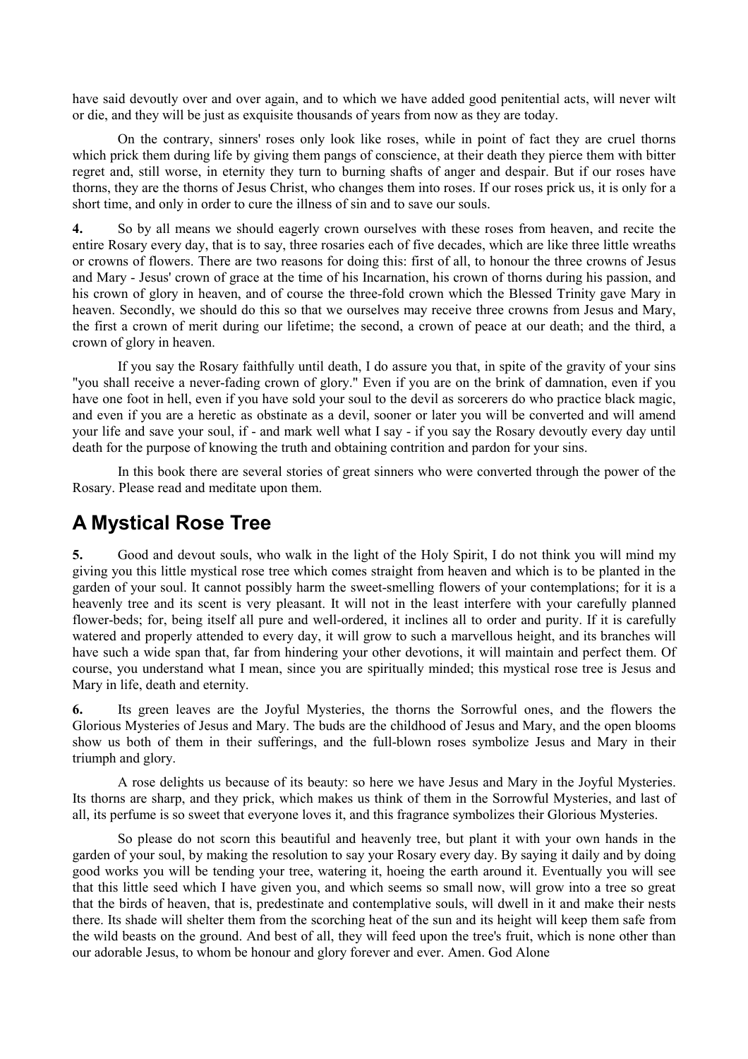have said devoutly over and over again, and to which we have added good penitential acts, will never wilt or die, and they will be just as exquisite thousands of years from now as they are today.

On the contrary, sinners' roses only look like roses, while in point of fact they are cruel thorns which prick them during life by giving them pangs of conscience, at their death they pierce them with bitter regret and, still worse, in eternity they turn to burning shafts of anger and despair. But if our roses have thorns, they are the thorns of Jesus Christ, who changes them into roses. If our roses prick us, it is only for a short time, and only in order to cure the illness of sin and to save our souls.

**4.** So by all means we should eagerly crown ourselves with these roses from heaven, and recite the entire Rosary every day, that is to say, three rosaries each of five decades, which are like three little wreaths or crowns of flowers. There are two reasons for doing this: first of all, to honour the three crowns of Jesus and Mary - Jesus' crown of grace at the time of his Incarnation, his crown of thorns during his passion, and his crown of glory in heaven, and of course the three-fold crown which the Blessed Trinity gave Mary in heaven. Secondly, we should do this so that we ourselves may receive three crowns from Jesus and Mary, the first a crown of merit during our lifetime; the second, a crown of peace at our death; and the third, a crown of glory in heaven.

If you say the Rosary faithfully until death, I do assure you that, in spite of the gravity of your sins "you shall receive a never-fading crown of glory." Even if you are on the brink of damnation, even if you have one foot in hell, even if you have sold your soul to the devil as sorcerers do who practice black magic, and even if you are a heretic as obstinate as a devil, sooner or later you will be converted and will amend your life and save your soul, if - and mark well what I say - if you say the Rosary devoutly every day until death for the purpose of knowing the truth and obtaining contrition and pardon for your sins.

In this book there are several stories of great sinners who were converted through the power of the Rosary. Please read and meditate upon them.

## A Mystical Rose Tree

**5.** Good and devout souls, who walk in the light of the Holy Spirit, I do not think you will mind my giving you this little mystical rose tree which comes straight from heaven and which is to be planted in the garden of your soul. It cannot possibly harm the sweet-smelling flowers of your contemplations; for it is a heavenly tree and its scent is very pleasant. It will not in the least interfere with your carefully planned flower-beds; for, being itself all pure and well-ordered, it inclines all to order and purity. If it is carefully watered and properly attended to every day, it will grow to such a marvellous height, and its branches will have such a wide span that, far from hindering your other devotions, it will maintain and perfect them. Of course, you understand what I mean, since you are spiritually minded; this mystical rose tree is Jesus and Mary in life, death and eternity.

**6.** Its green leaves are the Joyful Mysteries, the thorns the Sorrowful ones, and the flowers the Glorious Mysteries of Jesus and Mary. The buds are the childhood of Jesus and Mary, and the open blooms show us both of them in their sufferings, and the full-blown roses symbolize Jesus and Mary in their triumph and glory.

A rose delights us because of its beauty: so here we have Jesus and Mary in the Joyful Mysteries. Its thorns are sharp, and they prick, which makes us think of them in the Sorrowful Mysteries, and last of all, its perfume is so sweet that everyone loves it, and this fragrance symbolizes their Glorious Mysteries.

So please do not scorn this beautiful and heavenly tree, but plant it with your own hands in the garden of your soul, by making the resolution to say your Rosary every day. By saying it daily and by doing good works you will be tending your tree, watering it, hoeing the earth around it. Eventually you will see that this little seed which I have given you, and which seems so small now, will grow into a tree so great that the birds of heaven, that is, predestinate and contemplative souls, will dwell in it and make their nests there. Its shade will shelter them from the scorching heat of the sun and its height will keep them safe from the wild beasts on the ground. And best of all, they will feed upon the tree's fruit, which is none other than our adorable Jesus, to whom be honour and glory forever and ever. Amen. God Alone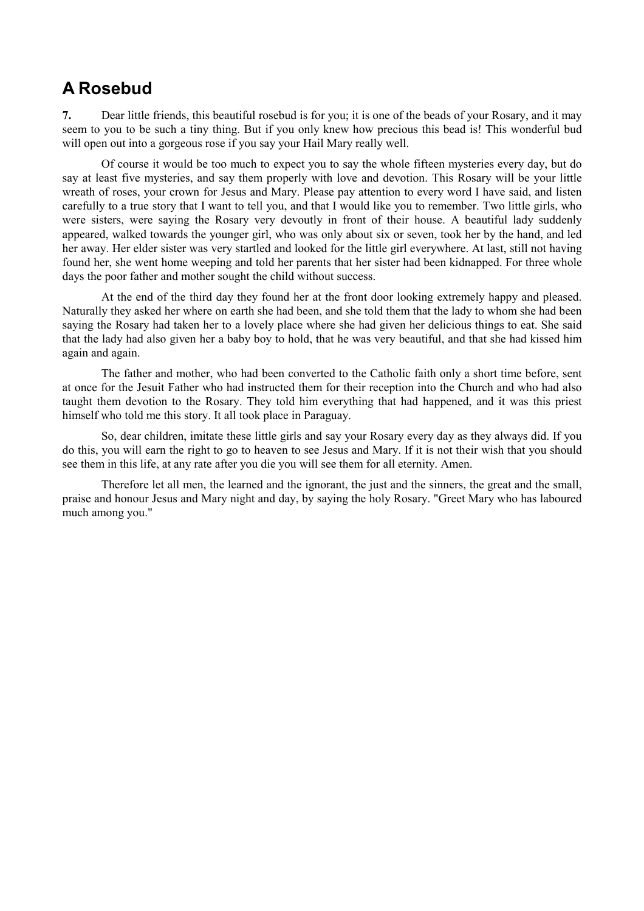## A Rosebud

**7.** Dear little friends, this beautiful rosebud is for you; it is one of the beads of your Rosary, and it may seem to you to be such a tiny thing. But if you only knew how precious this bead is! This wonderful bud will open out into a gorgeous rose if you say your Hail Mary really well.

Of course it would be too much to expect you to say the whole fifteen mysteries every day, but do say at least five mysteries, and say them properly with love and devotion. This Rosary will be your little wreath of roses, your crown for Jesus and Mary. Please pay attention to every word I have said, and listen carefully to a true story that I want to tell you, and that I would like you to remember. Two little girls, who were sisters, were saying the Rosary very devoutly in front of their house. A beautiful lady suddenly appeared, walked towards the younger girl, who was only about six or seven, took her by the hand, and led her away. Her elder sister was very startled and looked for the little girl everywhere. At last, still not having found her, she went home weeping and told her parents that her sister had been kidnapped. For three whole days the poor father and mother sought the child without success.

At the end of the third day they found her at the front door looking extremely happy and pleased. Naturally they asked her where on earth she had been, and she told them that the lady to whom she had been saying the Rosary had taken her to a lovely place where she had given her delicious things to eat. She said that the lady had also given her a baby boy to hold, that he was very beautiful, and that she had kissed him again and again.

The father and mother, who had been converted to the Catholic faith only a short time before, sent at once for the Jesuit Father who had instructed them for their reception into the Church and who had also taught them devotion to the Rosary. They told him everything that had happened, and it was this priest himself who told me this story. It all took place in Paraguay.

So, dear children, imitate these little girls and say your Rosary every day as they always did. If you do this, you will earn the right to go to heaven to see Jesus and Mary. If it is not their wish that you should see them in this life, at any rate after you die you will see them for all eternity. Amen.

Therefore let all men, the learned and the ignorant, the just and the sinners, the great and the small, praise and honour Jesus and Mary night and day, by saying the holy Rosary. "Greet Mary who has laboured much among you."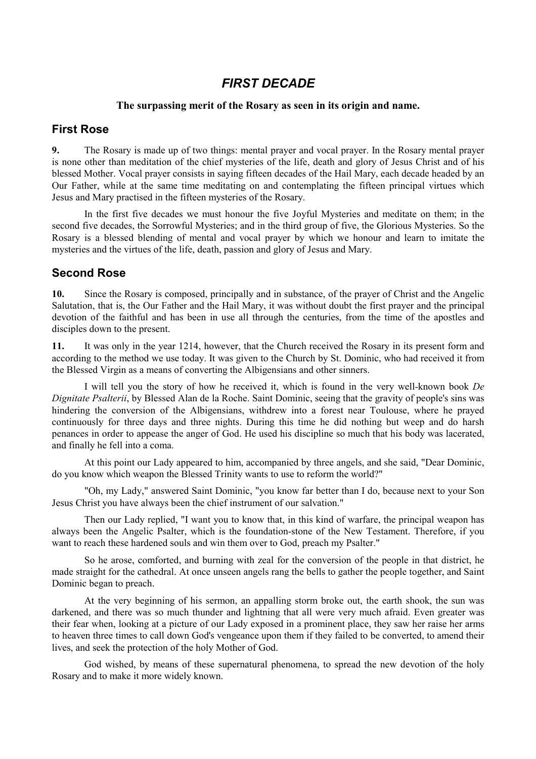# *FIRST DECADE*

**The surpassing merit of the Rosary as seen in its origin and name.**

## First Rose

**9.** The Rosary is made up of two things: mental prayer and vocal prayer. In the Rosary mental prayer is none other than meditation of the chief mysteries of the life, death and glory of Jesus Christ and of his blessed Mother. Vocal prayer consists in saying fifteen decades of the Hail Mary, each decade headed by an Our Father, while at the same time meditating on and contemplating the fifteen principal virtues which Jesus and Mary practised in the fifteen mysteries of the Rosary.

In the first five decades we must honour the five Joyful Mysteries and meditate on them; in the second five decades, the Sorrowful Mysteries; and in the third group of five, the Glorious Mysteries. So the Rosary is a blessed blending of mental and vocal prayer by which we honour and learn to imitate the mysteries and the virtues of the life, death, passion and glory of Jesus and Mary.

## Second Rose

**10.** Since the Rosary is composed, principally and in substance, of the prayer of Christ and the Angelic Salutation, that is, the Our Father and the Hail Mary, it was without doubt the first prayer and the principal devotion of the faithful and has been in use all through the centuries, from the time of the apostles and disciples down to the present.

**11.** It was only in the year 1214, however, that the Church received the Rosary in its present form and according to the method we use today. It was given to the Church by St. Dominic, who had received it from the Blessed Virgin as a means of converting the Albigensians and other sinners.

I will tell you the story of how he received it, which is found in the very well-known book *De Dignitate Psalterii*, by Blessed Alan de la Roche. Saint Dominic, seeing that the gravity of people's sins was hindering the conversion of the Albigensians, withdrew into a forest near Toulouse, where he prayed continuously for three days and three nights. During this time he did nothing but weep and do harsh penances in order to appease the anger of God. He used his discipline so much that his body was lacerated, and finally he fell into a coma.

At this point our Lady appeared to him, accompanied by three angels, and she said, "Dear Dominic, do you know which weapon the Blessed Trinity wants to use to reform the world?"

"Oh, my Lady," answered Saint Dominic, "you know far better than I do, because next to your Son Jesus Christ you have always been the chief instrument of our salvation."

Then our Lady replied, "I want you to know that, in this kind of warfare, the principal weapon has always been the Angelic Psalter, which is the foundation-stone of the New Testament. Therefore, if you want to reach these hardened souls and win them over to God, preach my Psalter."

So he arose, comforted, and burning with zeal for the conversion of the people in that district, he made straight for the cathedral. At once unseen angels rang the bells to gather the people together, and Saint Dominic began to preach.

At the very beginning of his sermon, an appalling storm broke out, the earth shook, the sun was darkened, and there was so much thunder and lightning that all were very much afraid. Even greater was their fear when, looking at a picture of our Lady exposed in a prominent place, they saw her raise her arms to heaven three times to call down God's vengeance upon them if they failed to be converted, to amend their lives, and seek the protection of the holy Mother of God.

God wished, by means of these supernatural phenomena, to spread the new devotion of the holy Rosary and to make it more widely known.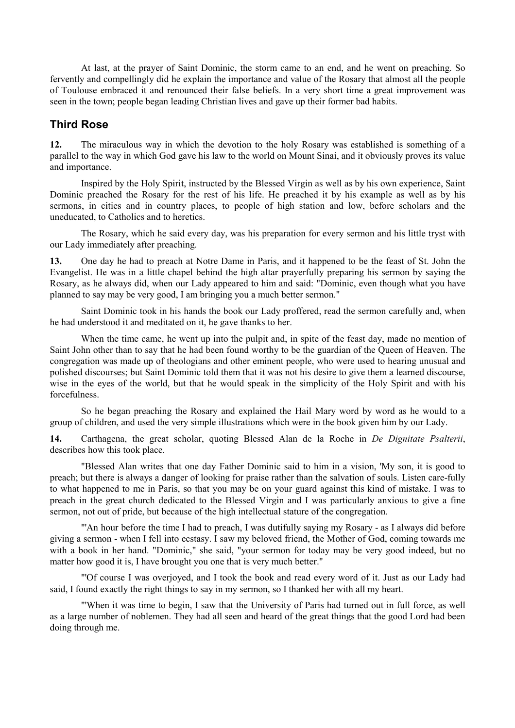At last, at the prayer of Saint Dominic, the storm came to an end, and he went on preaching. So fervently and compellingly did he explain the importance and value of the Rosary that almost all the people of Toulouse embraced it and renounced their false beliefs. In a very short time a great improvement was seen in the town; people began leading Christian lives and gave up their former bad habits.

## Third Rose

**12.** The miraculous way in which the devotion to the holy Rosary was established is something of a parallel to the way in which God gave his law to the world on Mount Sinai, and it obviously proves its value and importance.

Inspired by the Holy Spirit, instructed by the Blessed Virgin as well as by his own experience, Saint Dominic preached the Rosary for the rest of his life. He preached it by his example as well as by his sermons, in cities and in country places, to people of high station and low, before scholars and the uneducated, to Catholics and to heretics.

The Rosary, which he said every day, was his preparation for every sermon and his little tryst with our Lady immediately after preaching.

**13.** One day he had to preach at Notre Dame in Paris, and it happened to be the feast of St. John the Evangelist. He was in a little chapel behind the high altar prayerfully preparing his sermon by saying the Rosary, as he always did, when our Lady appeared to him and said: "Dominic, even though what you have planned to say may be very good, I am bringing you a much better sermon."

Saint Dominic took in his hands the book our Lady proffered, read the sermon carefully and, when he had understood it and meditated on it, he gave thanks to her.

When the time came, he went up into the pulpit and, in spite of the feast day, made no mention of Saint John other than to say that he had been found worthy to be the guardian of the Queen of Heaven. The congregation was made up of theologians and other eminent people, who were used to hearing unusual and polished discourses; but Saint Dominic told them that it was not his desire to give them a learned discourse, wise in the eyes of the world, but that he would speak in the simplicity of the Holy Spirit and with his forcefulness.

So he began preaching the Rosary and explained the Hail Mary word by word as he would to a group of children, and used the very simple illustrations which were in the book given him by our Lady.

**14.** Carthagena, the great scholar, quoting Blessed Alan de la Roche in *De Dignitate Psalterii*, describes how this took place.

"Blessed Alan writes that one day Father Dominic said to him in a vision, 'My son, it is good to preach; but there is always a danger of looking for praise rather than the salvation of souls. Listen care-fully to what happened to me in Paris, so that you may be on your guard against this kind of mistake. I was to preach in the great church dedicated to the Blessed Virgin and I was particularly anxious to give a fine sermon, not out of pride, but because of the high intellectual stature of the congregation.

"'An hour before the time I had to preach, I was dutifully saying my Rosary - as I always did before giving a sermon - when I fell into ecstasy. I saw my beloved friend, the Mother of God, coming towards me with a book in her hand. "Dominic," she said, "your sermon for today may be very good indeed, but no matter how good it is, I have brought you one that is very much better."

"'Of course I was overjoyed, and I took the book and read every word of it. Just as our Lady had said, I found exactly the right things to say in my sermon, so I thanked her with all my heart.

"'When it was time to begin, I saw that the University of Paris had turned out in full force, as well as a large number of noblemen. They had all seen and heard of the great things that the good Lord had been doing through me.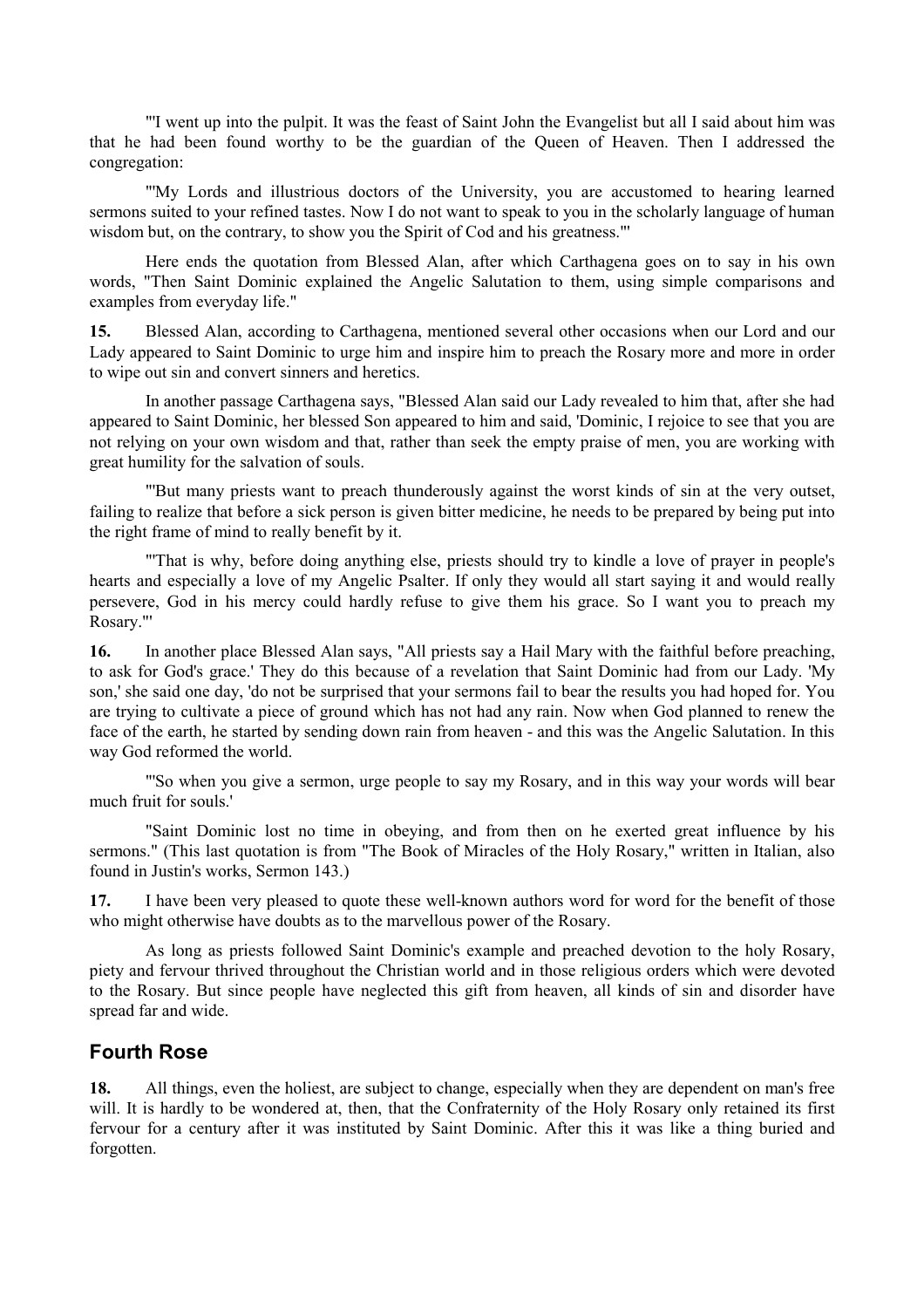"'I went up into the pulpit. It was the feast of Saint John the Evangelist but all I said about him was that he had been found worthy to be the guardian of the Queen of Heaven. Then I addressed the congregation:

"'My Lords and illustrious doctors of the University, you are accustomed to hearing learned sermons suited to your refined tastes. Now I do not want to speak to you in the scholarly language of human wisdom but, on the contrary, to show you the Spirit of Cod and his greatness.'"

Here ends the quotation from Blessed Alan, after which Carthagena goes on to say in his own words, "Then Saint Dominic explained the Angelic Salutation to them, using simple comparisons and examples from everyday life."

**15.** Blessed Alan, according to Carthagena, mentioned several other occasions when our Lord and our Lady appeared to Saint Dominic to urge him and inspire him to preach the Rosary more and more in order to wipe out sin and convert sinners and heretics.

In another passage Carthagena says, "Blessed Alan said our Lady revealed to him that, after she had appeared to Saint Dominic, her blessed Son appeared to him and said, 'Dominic, I rejoice to see that you are not relying on your own wisdom and that, rather than seek the empty praise of men, you are working with great humility for the salvation of souls.

"'But many priests want to preach thunderously against the worst kinds of sin at the very outset, failing to realize that before a sick person is given bitter medicine, he needs to be prepared by being put into the right frame of mind to really benefit by it.

"'That is why, before doing anything else, priests should try to kindle a love of prayer in people's hearts and especially a love of my Angelic Psalter. If only they would all start saying it and would really persevere, God in his mercy could hardly refuse to give them his grace. So I want you to preach my Rosary.'"

**16.** In another place Blessed Alan says, "All priests say a Hail Mary with the faithful before preaching, to ask for God's grace.' They do this because of a revelation that Saint Dominic had from our Lady. 'My son,' she said one day, 'do not be surprised that your sermons fail to bear the results you had hoped for. You are trying to cultivate a piece of ground which has not had any rain. Now when God planned to renew the face of the earth, he started by sending down rain from heaven - and this was the Angelic Salutation. In this way God reformed the world.

"'So when you give a sermon, urge people to say my Rosary, and in this way your words will bear much fruit for souls.'

"Saint Dominic lost no time in obeying, and from then on he exerted great influence by his sermons." (This last quotation is from "The Book of Miracles of the Holy Rosary," written in Italian, also found in Justin's works, Sermon 143.)

**17.** I have been very pleased to quote these well-known authors word for word for the benefit of those who might otherwise have doubts as to the marvellous power of the Rosary.

As long as priests followed Saint Dominic's example and preached devotion to the holy Rosary, piety and fervour thrived throughout the Christian world and in those religious orders which were devoted to the Rosary. But since people have neglected this gift from heaven, all kinds of sin and disorder have spread far and wide.

## Fourth Rose

**18.** All things, even the holiest, are subject to change, especially when they are dependent on man's free will. It is hardly to be wondered at, then, that the Confraternity of the Holy Rosary only retained its first fervour for a century after it was instituted by Saint Dominic. After this it was like a thing buried and forgotten.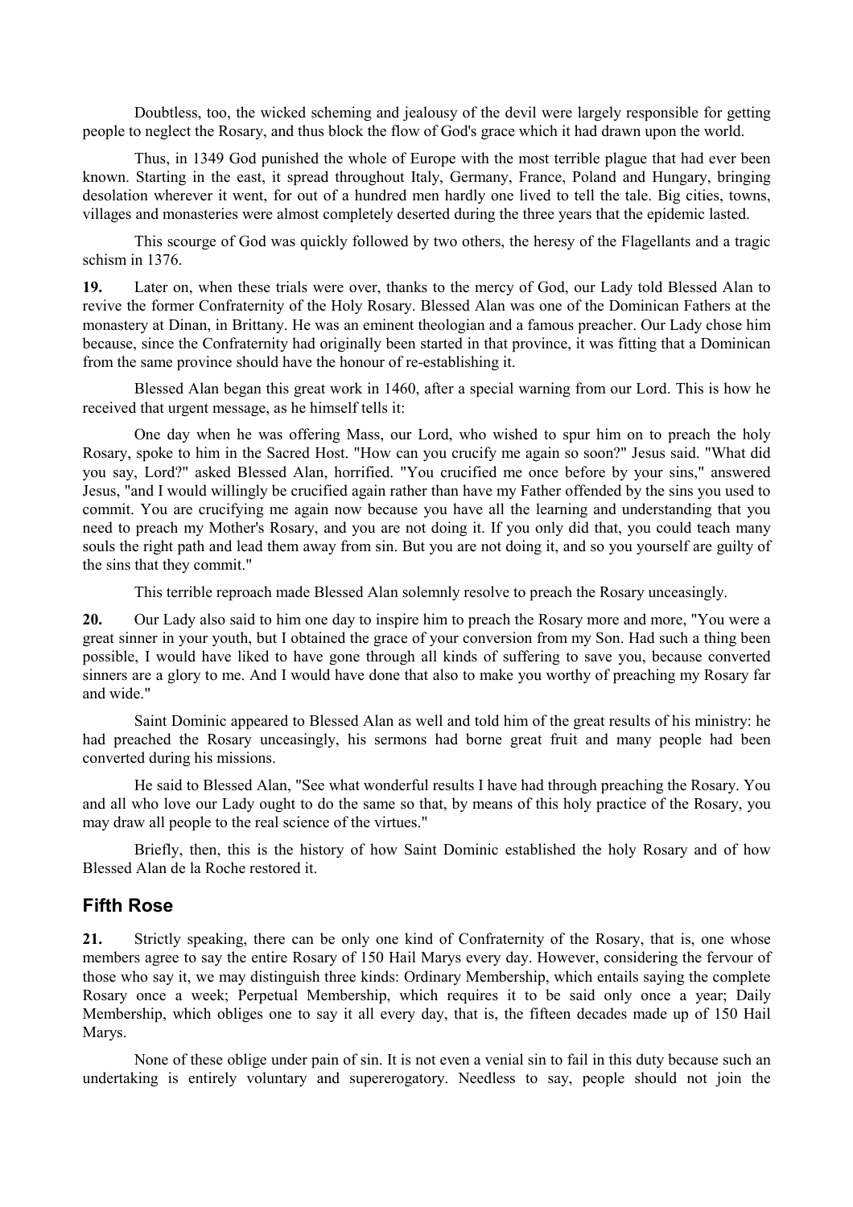Doubtless, too, the wicked scheming and jealousy of the devil were largely responsible for getting people to neglect the Rosary, and thus block the flow of God's grace which it had drawn upon the world.

Thus, in 1349 God punished the whole of Europe with the most terrible plague that had ever been known. Starting in the east, it spread throughout Italy, Germany, France, Poland and Hungary, bringing desolation wherever it went, for out of a hundred men hardly one lived to tell the tale. Big cities, towns, villages and monasteries were almost completely deserted during the three years that the epidemic lasted.

This scourge of God was quickly followed by two others, the heresy of the Flagellants and a tragic schism in 1376.

**19.** Later on, when these trials were over, thanks to the mercy of God, our Lady told Blessed Alan to revive the former Confraternity of the Holy Rosary. Blessed Alan was one of the Dominican Fathers at the monastery at Dinan, in Brittany. He was an eminent theologian and a famous preacher. Our Lady chose him because, since the Confraternity had originally been started in that province, it was fitting that a Dominican from the same province should have the honour of re-establishing it.

Blessed Alan began this great work in 1460, after a special warning from our Lord. This is how he received that urgent message, as he himself tells it:

One day when he was offering Mass, our Lord, who wished to spur him on to preach the holy Rosary, spoke to him in the Sacred Host. "How can you crucify me again so soon?" Jesus said. "What did you say, Lord?" asked Blessed Alan, horrified. "You crucified me once before by your sins," answered Jesus, "and I would willingly be crucified again rather than have my Father offended by the sins you used to commit. You are crucifying me again now because you have all the learning and understanding that you need to preach my Mother's Rosary, and you are not doing it. If you only did that, you could teach many souls the right path and lead them away from sin. But you are not doing it, and so you yourself are guilty of the sins that they commit."

This terrible reproach made Blessed Alan solemnly resolve to preach the Rosary unceasingly.

**20.** Our Lady also said to him one day to inspire him to preach the Rosary more and more, "You were a great sinner in your youth, but I obtained the grace of your conversion from my Son. Had such a thing been possible, I would have liked to have gone through all kinds of suffering to save you, because converted sinners are a glory to me. And I would have done that also to make you worthy of preaching my Rosary far and wide."

Saint Dominic appeared to Blessed Alan as well and told him of the great results of his ministry: he had preached the Rosary unceasingly, his sermons had borne great fruit and many people had been converted during his missions.

He said to Blessed Alan, "See what wonderful results I have had through preaching the Rosary. You and all who love our Lady ought to do the same so that, by means of this holy practice of the Rosary, you may draw all people to the real science of the virtues."

Briefly, then, this is the history of how Saint Dominic established the holy Rosary and of how Blessed Alan de la Roche restored it.

## Fifth Rose

**21.** Strictly speaking, there can be only one kind of Confraternity of the Rosary, that is, one whose members agree to say the entire Rosary of 150 Hail Marys every day. However, considering the fervour of those who say it, we may distinguish three kinds: Ordinary Membership, which entails saying the complete Rosary once a week; Perpetual Membership, which requires it to be said only once a year; Daily Membership, which obliges one to say it all every day, that is, the fifteen decades made up of 150 Hail Marys.

None of these oblige under pain of sin. It is not even a venial sin to fail in this duty because such an undertaking is entirely voluntary and supererogatory. Needless to say, people should not join the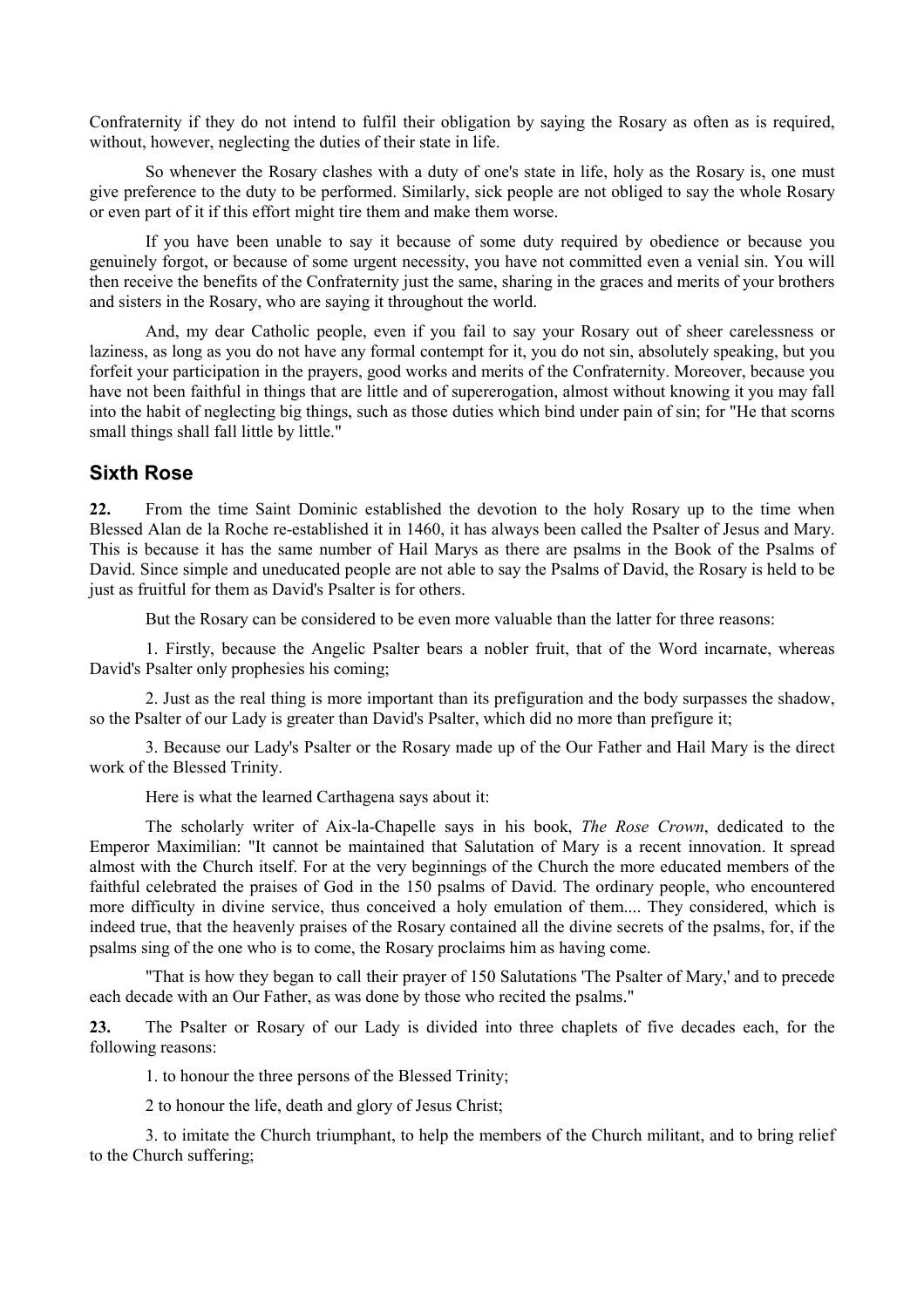Confraternity if they do not intend to fulfil their obligation by saying the Rosary as often as is required, without, however, neglecting the duties of their state in life.

So whenever the Rosary clashes with a duty of one's state in life, holy as the Rosary is, one must give preference to the duty to be performed. Similarly, sick people are not obliged to say the whole Rosary or even part of it if this effort might tire them and make them worse.

If you have been unable to say it because of some duty required by obedience or because you genuinely forgot, or because of some urgent necessity, you have not committed even a venial sin. You will then receive the benefits of the Confraternity just the same, sharing in the graces and merits of your brothers and sisters in the Rosary, who are saying it throughout the world.

And, my dear Catholic people, even if you fail to say your Rosary out of sheer carelessness or laziness, as long as you do not have any formal contempt for it, you do not sin, absolutely speaking, but you forfeit your participation in the prayers, good works and merits of the Confraternity. Moreover, because you have not been faithful in things that are little and of supererogation, almost without knowing it you may fall into the habit of neglecting big things, such as those duties which bind under pain of sin; for "He that scorns small things shall fall little by little."

## Sixth Rose

**22.** From the time Saint Dominic established the devotion to the holy Rosary up to the time when Blessed Alan de la Roche re-established it in 1460, it has always been called the Psalter of Jesus and Mary. This is because it has the same number of Hail Marys as there are psalms in the Book of the Psalms of David. Since simple and uneducated people are not able to say the Psalms of David, the Rosary is held to be just as fruitful for them as David's Psalter is for others.

But the Rosary can be considered to be even more valuable than the latter for three reasons:

1. Firstly, because the Angelic Psalter bears a nobler fruit, that of the Word incarnate, whereas David's Psalter only prophesies his coming;

2. Just as the real thing is more important than its prefiguration and the body surpasses the shadow, so the Psalter of our Lady is greater than David's Psalter, which did no more than prefigure it;

3. Because our Lady's Psalter or the Rosary made up of the Our Father and Hail Mary is the direct work of the Blessed Trinity.

Here is what the learned Carthagena says about it:

The scholarly writer of Aix-la-Chapelle says in his book, *The Rose Crown*, dedicated to the Emperor Maximilian: "It cannot be maintained that Salutation of Mary is a recent innovation. It spread almost with the Church itself. For at the very beginnings of the Church the more educated members of the faithful celebrated the praises of God in the 150 psalms of David. The ordinary people, who encountered more difficulty in divine service, thus conceived a holy emulation of them.... They considered, which is indeed true, that the heavenly praises of the Rosary contained all the divine secrets of the psalms, for, if the psalms sing of the one who is to come, the Rosary proclaims him as having come.

"That is how they began to call their prayer of 150 Salutations 'The Psalter of Mary,' and to precede each decade with an Our Father, as was done by those who recited the psalms."

**23.** The Psalter or Rosary of our Lady is divided into three chaplets of five decades each, for the following reasons:

1. to honour the three persons of the Blessed Trinity;

2 to honour the life, death and glory of Jesus Christ;

3. to imitate the Church triumphant, to help the members of the Church militant, and to bring relief to the Church suffering;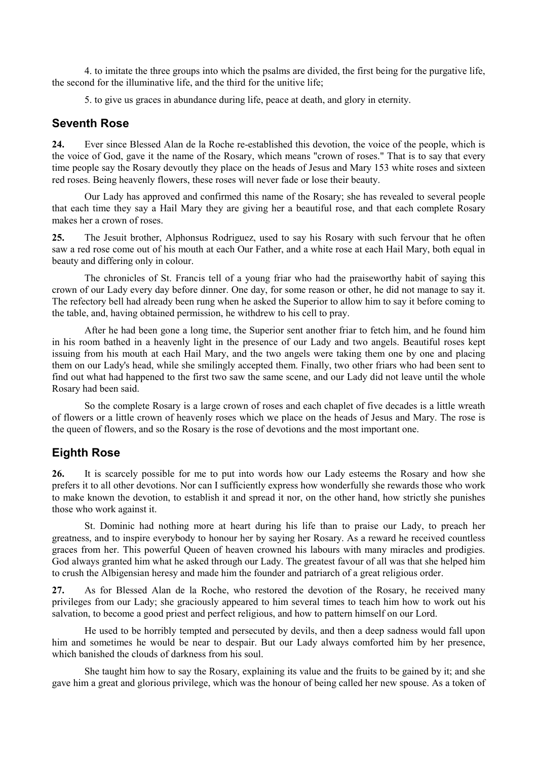4. to imitate the three groups into which the psalms are divided, the first being for the purgative life, the second for the illuminative life, and the third for the unitive life;

5. to give us graces in abundance during life, peace at death, and glory in eternity.

## Seventh Rose

**24.** Ever since Blessed Alan de la Roche re-established this devotion, the voice of the people, which is the voice of God, gave it the name of the Rosary, which means "crown of roses." That is to say that every time people say the Rosary devoutly they place on the heads of Jesus and Mary 153 white roses and sixteen red roses. Being heavenly flowers, these roses will never fade or lose their beauty.

Our Lady has approved and confirmed this name of the Rosary; she has revealed to several people that each time they say a Hail Mary they are giving her a beautiful rose, and that each complete Rosary makes her a crown of roses.

**25.** The Jesuit brother, Alphonsus Rodriguez, used to say his Rosary with such fervour that he often saw a red rose come out of his mouth at each Our Father, and a white rose at each Hail Mary, both equal in beauty and differing only in colour.

The chronicles of St. Francis tell of a young friar who had the praiseworthy habit of saying this crown of our Lady every day before dinner. One day, for some reason or other, he did not manage to say it. The refectory bell had already been rung when he asked the Superior to allow him to say it before coming to the table, and, having obtained permission, he withdrew to his cell to pray.

After he had been gone a long time, the Superior sent another friar to fetch him, and he found him in his room bathed in a heavenly light in the presence of our Lady and two angels. Beautiful roses kept issuing from his mouth at each Hail Mary, and the two angels were taking them one by one and placing them on our Lady's head, while she smilingly accepted them. Finally, two other friars who had been sent to find out what had happened to the first two saw the same scene, and our Lady did not leave until the whole Rosary had been said.

So the complete Rosary is a large crown of roses and each chaplet of five decades is a little wreath of flowers or a little crown of heavenly roses which we place on the heads of Jesus and Mary. The rose is the queen of flowers, and so the Rosary is the rose of devotions and the most important one.

## Eighth Rose

**26.** It is scarcely possible for me to put into words how our Lady esteems the Rosary and how she prefers it to all other devotions. Nor can I sufficiently express how wonderfully she rewards those who work to make known the devotion, to establish it and spread it nor, on the other hand, how strictly she punishes those who work against it.

St. Dominic had nothing more at heart during his life than to praise our Lady, to preach her greatness, and to inspire everybody to honour her by saying her Rosary. As a reward he received countless graces from her. This powerful Queen of heaven crowned his labours with many miracles and prodigies. God always granted him what he asked through our Lady. The greatest favour of all was that she helped him to crush the Albigensian heresy and made him the founder and patriarch of a great religious order.

**27.** As for Blessed Alan de la Roche, who restored the devotion of the Rosary, he received many privileges from our Lady; she graciously appeared to him several times to teach him how to work out his salvation, to become a good priest and perfect religious, and how to pattern himself on our Lord.

He used to be horribly tempted and persecuted by devils, and then a deep sadness would fall upon him and sometimes he would be near to despair. But our Lady always comforted him by her presence, which banished the clouds of darkness from his soul.

She taught him how to say the Rosary, explaining its value and the fruits to be gained by it; and she gave him a great and glorious privilege, which was the honour of being called her new spouse. As a token of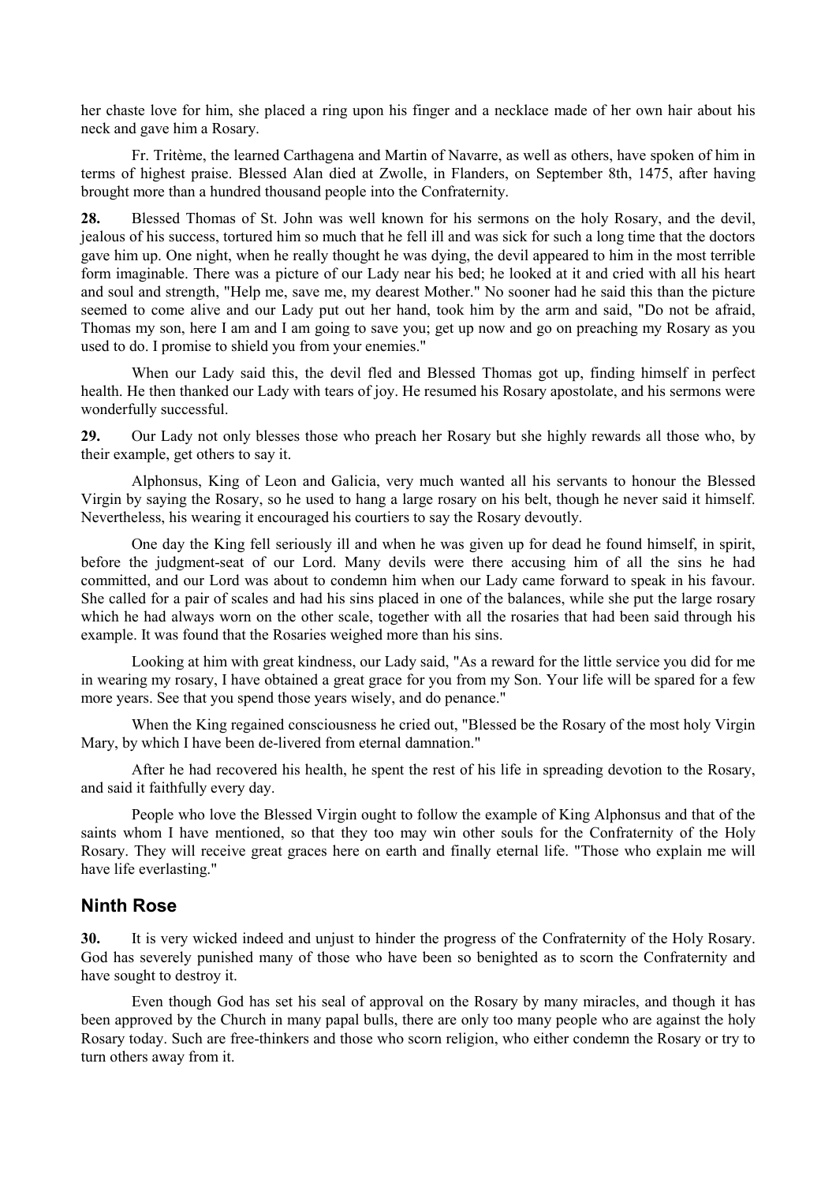her chaste love for him, she placed a ring upon his finger and a necklace made of her own hair about his neck and gave him a Rosary.

Fr. Tritème, the learned Carthagena and Martin of Navarre, as well as others, have spoken of him in terms of highest praise. Blessed Alan died at Zwolle, in Flanders, on September 8th, 1475, after having brought more than a hundred thousand people into the Confraternity.

**28.** Blessed Thomas of St. John was well known for his sermons on the holy Rosary, and the devil, jealous of his success, tortured him so much that he fell ill and was sick for such a long time that the doctors gave him up. One night, when he really thought he was dying, the devil appeared to him in the most terrible form imaginable. There was a picture of our Lady near his bed; he looked at it and cried with all his heart and soul and strength, "Help me, save me, my dearest Mother." No sooner had he said this than the picture seemed to come alive and our Lady put out her hand, took him by the arm and said, "Do not be afraid, Thomas my son, here I am and I am going to save you; get up now and go on preaching my Rosary as you used to do. I promise to shield you from your enemies."

When our Lady said this, the devil fled and Blessed Thomas got up, finding himself in perfect health. He then thanked our Lady with tears of joy. He resumed his Rosary apostolate, and his sermons were wonderfully successful.

**29.** Our Lady not only blesses those who preach her Rosary but she highly rewards all those who, by their example, get others to say it.

Alphonsus, King of Leon and Galicia, very much wanted all his servants to honour the Blessed Virgin by saying the Rosary, so he used to hang a large rosary on his belt, though he never said it himself. Nevertheless, his wearing it encouraged his courtiers to say the Rosary devoutly.

One day the King fell seriously ill and when he was given up for dead he found himself, in spirit, before the judgment-seat of our Lord. Many devils were there accusing him of all the sins he had committed, and our Lord was about to condemn him when our Lady came forward to speak in his favour. She called for a pair of scales and had his sins placed in one of the balances, while she put the large rosary which he had always worn on the other scale, together with all the rosaries that had been said through his example. It was found that the Rosaries weighed more than his sins.

Looking at him with great kindness, our Lady said, "As a reward for the little service you did for me in wearing my rosary, I have obtained a great grace for you from my Son. Your life will be spared for a few more years. See that you spend those years wisely, and do penance."

When the King regained consciousness he cried out, "Blessed be the Rosary of the most holy Virgin Mary, by which I have been de-livered from eternal damnation."

After he had recovered his health, he spent the rest of his life in spreading devotion to the Rosary, and said it faithfully every day.

People who love the Blessed Virgin ought to follow the example of King Alphonsus and that of the saints whom I have mentioned, so that they too may win other souls for the Confraternity of the Holy Rosary. They will receive great graces here on earth and finally eternal life. "Those who explain me will have life everlasting."

## Ninth Rose

**30.** It is very wicked indeed and unjust to hinder the progress of the Confraternity of the Holy Rosary. God has severely punished many of those who have been so benighted as to scorn the Confraternity and have sought to destroy it.

Even though God has set his seal of approval on the Rosary by many miracles, and though it has been approved by the Church in many papal bulls, there are only too many people who are against the holy Rosary today. Such are free-thinkers and those who scorn religion, who either condemn the Rosary or try to turn others away from it.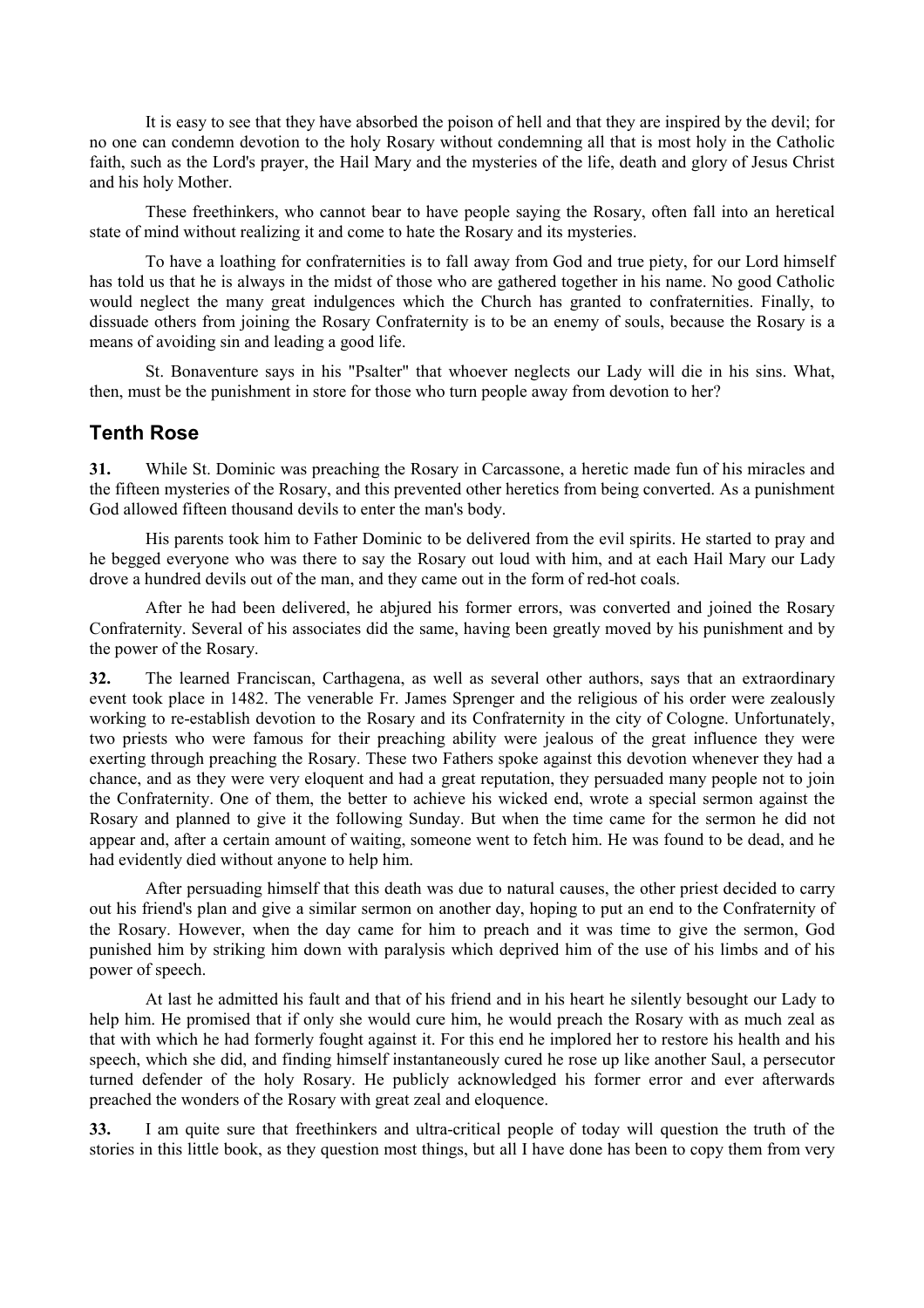It is easy to see that they have absorbed the poison of hell and that they are inspired by the devil; for no one can condemn devotion to the holy Rosary without condemning all that is most holy in the Catholic faith, such as the Lord's prayer, the Hail Mary and the mysteries of the life, death and glory of Jesus Christ and his holy Mother.

These freethinkers, who cannot bear to have people saying the Rosary, often fall into an heretical state of mind without realizing it and come to hate the Rosary and its mysteries.

To have a loathing for confraternities is to fall away from God and true piety, for our Lord himself has told us that he is always in the midst of those who are gathered together in his name. No good Catholic would neglect the many great indulgences which the Church has granted to confraternities. Finally, to dissuade others from joining the Rosary Confraternity is to be an enemy of souls, because the Rosary is a means of avoiding sin and leading a good life.

St. Bonaventure says in his "Psalter" that whoever neglects our Lady will die in his sins. What, then, must be the punishment in store for those who turn people away from devotion to her?

## Tenth Rose

**31.** While St. Dominic was preaching the Rosary in Carcassone, a heretic made fun of his miracles and the fifteen mysteries of the Rosary, and this prevented other heretics from being converted. As a punishment God allowed fifteen thousand devils to enter the man's body.

His parents took him to Father Dominic to be delivered from the evil spirits. He started to pray and he begged everyone who was there to say the Rosary out loud with him, and at each Hail Mary our Lady drove a hundred devils out of the man, and they came out in the form of red-hot coals.

After he had been delivered, he abjured his former errors, was converted and joined the Rosary Confraternity. Several of his associates did the same, having been greatly moved by his punishment and by the power of the Rosary.

**32.** The learned Franciscan, Carthagena, as well as several other authors, says that an extraordinary event took place in 1482. The venerable Fr. James Sprenger and the religious of his order were zealously working to re-establish devotion to the Rosary and its Confraternity in the city of Cologne. Unfortunately, two priests who were famous for their preaching ability were jealous of the great influence they were exerting through preaching the Rosary. These two Fathers spoke against this devotion whenever they had a chance, and as they were very eloquent and had a great reputation, they persuaded many people not to join the Confraternity. One of them, the better to achieve his wicked end, wrote a special sermon against the Rosary and planned to give it the following Sunday. But when the time came for the sermon he did not appear and, after a certain amount of waiting, someone went to fetch him. He was found to be dead, and he had evidently died without anyone to help him.

After persuading himself that this death was due to natural causes, the other priest decided to carry out his friend's plan and give a similar sermon on another day, hoping to put an end to the Confraternity of the Rosary. However, when the day came for him to preach and it was time to give the sermon, God punished him by striking him down with paralysis which deprived him of the use of his limbs and of his power of speech.

At last he admitted his fault and that of his friend and in his heart he silently besought our Lady to help him. He promised that if only she would cure him, he would preach the Rosary with as much zeal as that with which he had formerly fought against it. For this end he implored her to restore his health and his speech, which she did, and finding himself instantaneously cured he rose up like another Saul, a persecutor turned defender of the holy Rosary. He publicly acknowledged his former error and ever afterwards preached the wonders of the Rosary with great zeal and eloquence.

**33.** I am quite sure that freethinkers and ultra-critical people of today will question the truth of the stories in this little book, as they question most things, but all I have done has been to copy them from very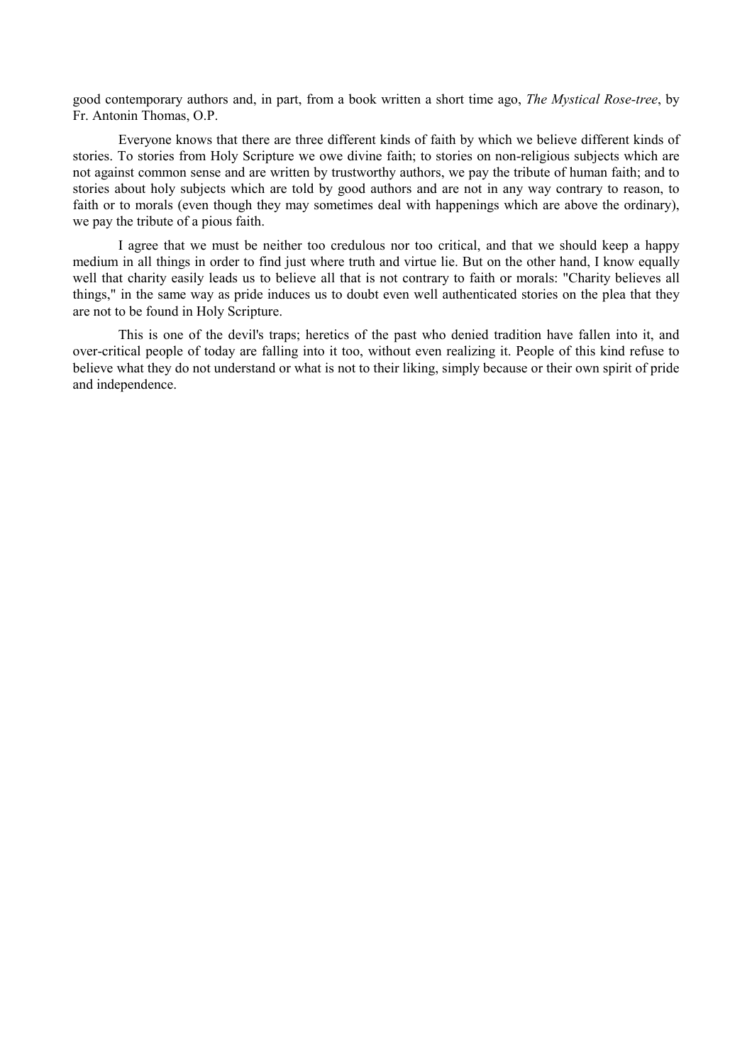good contemporary authors and, in part, from a book written a short time ago, *The Mystical Rose-tree*, by Fr. Antonin Thomas, O.P.

Everyone knows that there are three different kinds of faith by which we believe different kinds of stories. To stories from Holy Scripture we owe divine faith; to stories on non-religious subjects which are not against common sense and are written by trustworthy authors, we pay the tribute of human faith; and to stories about holy subjects which are told by good authors and are not in any way contrary to reason, to faith or to morals (even though they may sometimes deal with happenings which are above the ordinary), we pay the tribute of a pious faith.

I agree that we must be neither too credulous nor too critical, and that we should keep a happy medium in all things in order to find just where truth and virtue lie. But on the other hand, I know equally well that charity easily leads us to believe all that is not contrary to faith or morals: "Charity believes all things," in the same way as pride induces us to doubt even well authenticated stories on the plea that they are not to be found in Holy Scripture.

This is one of the devil's traps; heretics of the past who denied tradition have fallen into it, and over-critical people of today are falling into it too, without even realizing it. People of this kind refuse to believe what they do not understand or what is not to their liking, simply because or their own spirit of pride and independence.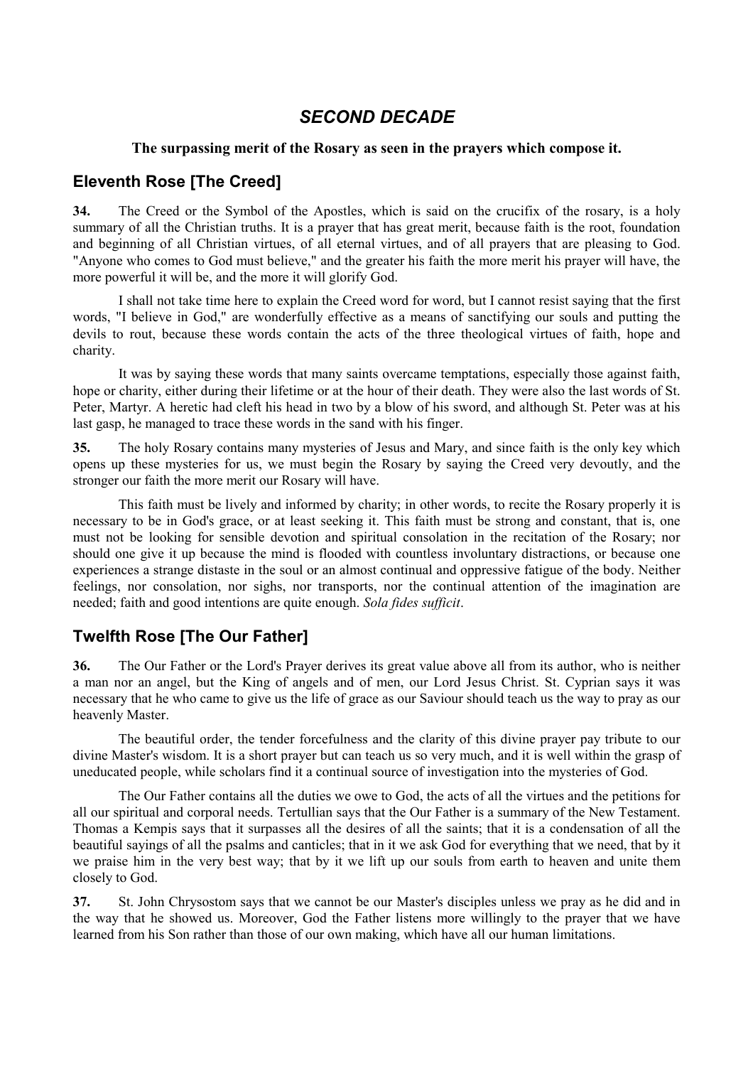## *SECOND DECADE*

**The surpassing merit of the Rosary as seen in the prayers which compose it.**

### Eleventh Rose [The Creed]

**34.** The Creed or the Symbol of the Apostles, which is said on the crucifix of the rosary, is a holy summary of all the Christian truths. It is a prayer that has great merit, because faith is the root, foundation and beginning of all Christian virtues, of all eternal virtues, and of all prayers that are pleasing to God. "Anyone who comes to God must believe," and the greater his faith the more merit his prayer will have, the more powerful it will be, and the more it will glorify God.

I shall not take time here to explain the Creed word for word, but I cannot resist saying that the first words, "I believe in God," are wonderfully effective as a means of sanctifying our souls and putting the devils to rout, because these words contain the acts of the three theological virtues of faith, hope and charity.

It was by saying these words that many saints overcame temptations, especially those against faith, hope or charity, either during their lifetime or at the hour of their death. They were also the last words of St. Peter, Martyr. A heretic had cleft his head in two by a blow of his sword, and although St. Peter was at his last gasp, he managed to trace these words in the sand with his finger.

**35.** The holy Rosary contains many mysteries of Jesus and Mary, and since faith is the only key which opens up these mysteries for us, we must begin the Rosary by saying the Creed very devoutly, and the stronger our faith the more merit our Rosary will have.

This faith must be lively and informed by charity; in other words, to recite the Rosary properly it is necessary to be in God's grace, or at least seeking it. This faith must be strong and constant, that is, one must not be looking for sensible devotion and spiritual consolation in the recitation of the Rosary; nor should one give it up because the mind is flooded with countless involuntary distractions, or because one experiences a strange distaste in the soul or an almost continual and oppressive fatigue of the body. Neither feelings, nor consolation, nor sighs, nor transports, nor the continual attention of the imagination are needed; faith and good intentions are quite enough. *Sola fides sufficit*.

### Twelfth Rose [The Our Father]

**36.** The Our Father or the Lord's Prayer derives its great value above all from its author, who is neither a man nor an angel, but the King of angels and of men, our Lord Jesus Christ. St. Cyprian says it was necessary that he who came to give us the life of grace as our Saviour should teach us the way to pray as our heavenly Master.

The beautiful order, the tender forcefulness and the clarity of this divine prayer pay tribute to our divine Master's wisdom. It is a short prayer but can teach us so very much, and it is well within the grasp of uneducated people, while scholars find it a continual source of investigation into the mysteries of God.

The Our Father contains all the duties we owe to God, the acts of all the virtues and the petitions for all our spiritual and corporal needs. Tertullian says that the Our Father is a summary of the New Testament. Thomas a Kempis says that it surpasses all the desires of all the saints; that it is a condensation of all the beautiful sayings of all the psalms and canticles; that in it we ask God for everything that we need, that by it we praise him in the very best way; that by it we lift up our souls from earth to heaven and unite them closely to God.

**37.** St. John Chrysostom says that we cannot be our Master's disciples unless we pray as he did and in the way that he showed us. Moreover, God the Father listens more willingly to the prayer that we have learned from his Son rather than those of our own making, which have all our human limitations.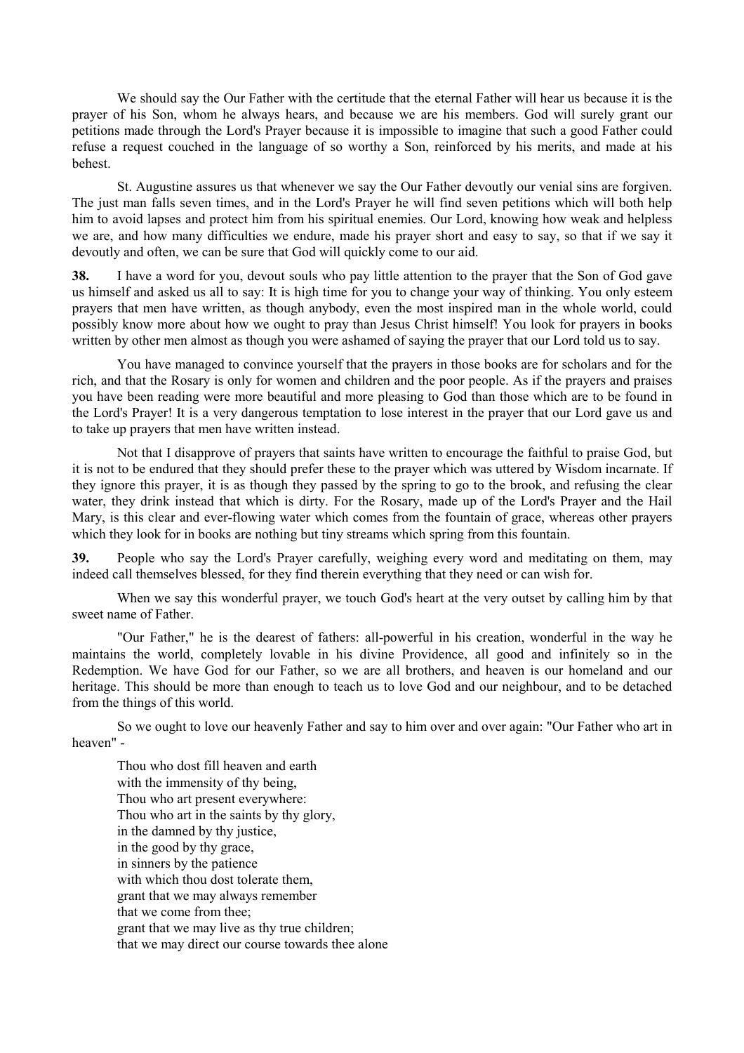We should say the Our Father with the certitude that the eternal Father will hear us because it is the prayer of his Son, whom he always hears, and because we are his members. God will surely grant our petitions made through the Lord's Prayer because it is impossible to imagine that such a good Father could refuse a request couched in the language of so worthy a Son, reinforced by his merits, and made at his behest.

St. Augustine assures us that whenever we say the Our Father devoutly our venial sins are forgiven. The just man falls seven times, and in the Lord's Prayer he will find seven petitions which will both help him to avoid lapses and protect him from his spiritual enemies. Our Lord, knowing how weak and helpless we are, and how many difficulties we endure, made his prayer short and easy to say, so that if we say it devoutly and often, we can be sure that God will quickly come to our aid.

**38.** I have a word for you, devout souls who pay little attention to the prayer that the Son of God gave us himself and asked us all to say: It is high time for you to change your way of thinking. You only esteem prayers that men have written, as though anybody, even the most inspired man in the whole world, could possibly know more about how we ought to pray than Jesus Christ himself! You look for prayers in books written by other men almost as though you were ashamed of saying the prayer that our Lord told us to say.

You have managed to convince yourself that the prayers in those books are for scholars and for the rich, and that the Rosary is only for women and children and the poor people. As if the prayers and praises you have been reading were more beautiful and more pleasing to God than those which are to be found in the Lord's Prayer! It is a very dangerous temptation to lose interest in the prayer that our Lord gave us and to take up prayers that men have written instead.

Not that I disapprove of prayers that saints have written to encourage the faithful to praise God, but it is not to be endured that they should prefer these to the prayer which was uttered by Wisdom incarnate. If they ignore this prayer, it is as though they passed by the spring to go to the brook, and refusing the clear water, they drink instead that which is dirty. For the Rosary, made up of the Lord's Prayer and the Hail Mary, is this clear and ever-flowing water which comes from the fountain of grace, whereas other prayers which they look for in books are nothing but tiny streams which spring from this fountain.

**39.** People who say the Lord's Prayer carefully, weighing every word and meditating on them, may indeed call themselves blessed, for they find therein everything that they need or can wish for.

When we say this wonderful prayer, we touch God's heart at the very outset by calling him by that sweet name of Father.

"Our Father," he is the dearest of fathers: all-powerful in his creation, wonderful in the way he maintains the world, completely lovable in his divine Providence, all good and infinitely so in the Redemption. We have God for our Father, so we are all brothers, and heaven is our homeland and our heritage. This should be more than enough to teach us to love God and our neighbour, and to be detached from the things of this world.

So we ought to love our heavenly Father and say to him over and over again: "Our Father who art in heaven" -

Thou who dost fill heaven and earth  
with the immensity of thy being,  
Thou who art present everywhere:  
Thou who art in the saints by thy glory,  
in the damned by thy justice,  
in the good by thy grace,  
in sinners by the patience  
with which thou dost tolerate them,  
grant that we may always remember  
that we come from thee;  
grant that we may live as thy true children;  
that we may direct our course towards thee alone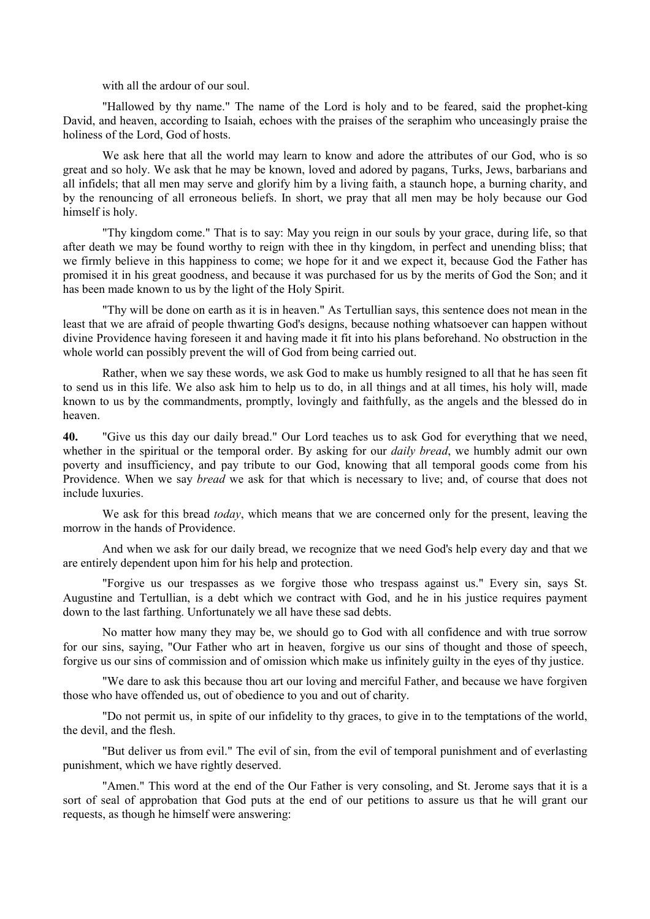with all the ardour of our soul.

"Hallowed by thy name." The name of the Lord is holy and to be feared, said the prophet-king David, and heaven, according to Isaiah, echoes with the praises of the seraphim who unceasingly praise the holiness of the Lord, God of hosts.

We ask here that all the world may learn to know and adore the attributes of our God, who is so great and so holy. We ask that he may be known, loved and adored by pagans, Turks, Jews, barbarians and all infidels; that all men may serve and glorify him by a living faith, a staunch hope, a burning charity, and by the renouncing of all erroneous beliefs. In short, we pray that all men may be holy because our God himself is holy.

"Thy kingdom come." That is to say: May you reign in our souls by your grace, during life, so that after death we may be found worthy to reign with thee in thy kingdom, in perfect and unending bliss; that we firmly believe in this happiness to come; we hope for it and we expect it, because God the Father has promised it in his great goodness, and because it was purchased for us by the merits of God the Son; and it has been made known to us by the light of the Holy Spirit.

"Thy will be done on earth as it is in heaven." As Tertullian says, this sentence does not mean in the least that we are afraid of people thwarting God's designs, because nothing whatsoever can happen without divine Providence having foreseen it and having made it fit into his plans beforehand. No obstruction in the whole world can possibly prevent the will of God from being carried out.

Rather, when we say these words, we ask God to make us humbly resigned to all that he has seen fit to send us in this life. We also ask him to help us to do, in all things and at all times, his holy will, made known to us by the commandments, promptly, lovingly and faithfully, as the angels and the blessed do in heaven.

**40.** "Give us this day our daily bread." Our Lord teaches us to ask God for everything that we need, whether in the spiritual or the temporal order. By asking for our *daily bread*, we humbly admit our own poverty and insufficiency, and pay tribute to our God, knowing that all temporal goods come from his Providence. When we say *bread* we ask for that which is necessary to live; and, of course that does not include luxuries.

We ask for this bread *today*, which means that we are concerned only for the present, leaving the morrow in the hands of Providence.

And when we ask for our daily bread, we recognize that we need God's help every day and that we are entirely dependent upon him for his help and protection.

"Forgive us our trespasses as we forgive those who trespass against us." Every sin, says St. Augustine and Tertullian, is a debt which we contract with God, and he in his justice requires payment down to the last farthing. Unfortunately we all have these sad debts.

No matter how many they may be, we should go to God with all confidence and with true sorrow for our sins, saying, "Our Father who art in heaven, forgive us our sins of thought and those of speech, forgive us our sins of commission and of omission which make us infinitely guilty in the eyes of thy justice.

"We dare to ask this because thou art our loving and merciful Father, and because we have forgiven those who have offended us, out of obedience to you and out of charity.

"Do not permit us, in spite of our infidelity to thy graces, to give in to the temptations of the world, the devil, and the flesh.

"But deliver us from evil." The evil of sin, from the evil of temporal punishment and of everlasting punishment, which we have rightly deserved.

"Amen." This word at the end of the Our Father is very consoling, and St. Jerome says that it is a sort of seal of approbation that God puts at the end of our petitions to assure us that he will grant our requests, as though he himself were answering: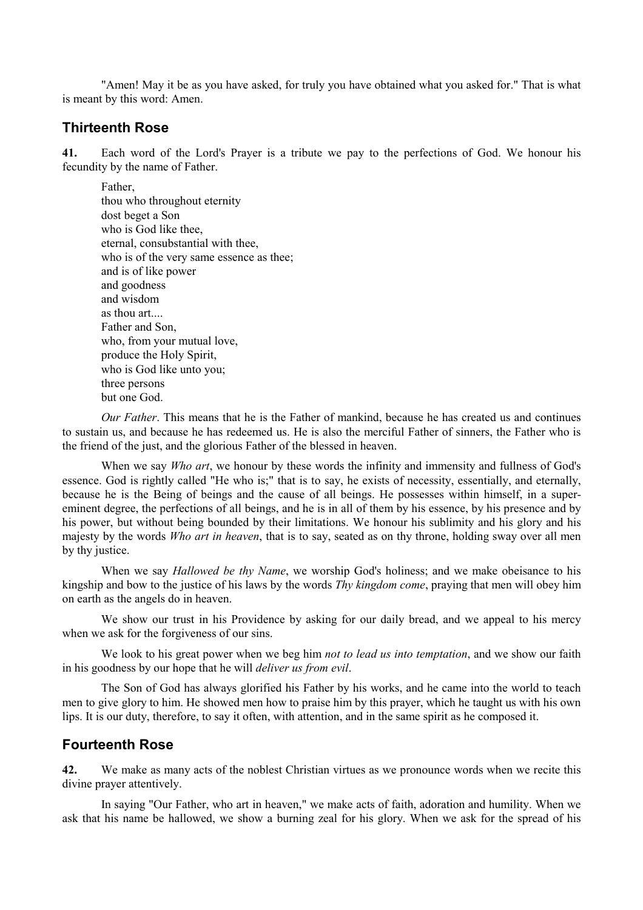"Amen! May it be as you have asked, for truly you have obtained what you asked for." That is what is meant by this word: Amen.

## Thirteenth Rose

**41.** Each word of the Lord's Prayer is a tribute we pay to the perfections of God. We honour his fecundity by the name of Father.

> Father,  
> thou who throughout eternity  
> dost beget a Son  
> who is God like thee,  
> eternal, consubstantial with thee,  
> who is of the very same essence as thee;  
> and is of like power  
> and goodness  
> and wisdom  
> as thou art....  
> Father and Son,  
> who, from your mutual love,  
> produce the Holy Spirit,  
> who is God like unto you;  
> three persons  
> but one God.

*Our Father*. This means that he is the Father of mankind, because he has created us and continues to sustain us, and because he has redeemed us. He is also the merciful Father of sinners, the Father who is the friend of the just, and the glorious Father of the blessed in heaven.

When we say *Who art*, we honour by these words the infinity and immensity and fullness of God's essence. God is rightly called "He who is;" that is to say, he exists of necessity, essentially, and eternally, because he is the Being of beings and the cause of all beings. He possesses within himself, in a super-eminent degree, the perfections of all beings, and he is in all of them by his essence, by his presence and by his power, but without being bounded by their limitations. We honour his sublimity and his glory and his majesty by the words *Who art in heaven*, that is to say, seated as on thy throne, holding sway over all men by thy justice.

When we say *Hallowed be thy Name*, we worship God's holiness; and we make obeisance to his kingship and bow to the justice of his laws by the words *Thy kingdom come*, praying that men will obey him on earth as the angels do in heaven.

We show our trust in his Providence by asking for our daily bread, and we appeal to his mercy when we ask for the forgiveness of our sins.

We look to his great power when we beg him *not to lead us into temptation*, and we show our faith in his goodness by our hope that he will *deliver us from evil*.

The Son of God has always glorified his Father by his works, and he came into the world to teach men to give glory to him. He showed men how to praise him by this prayer, which he taught us with his own lips. It is our duty, therefore, to say it often, with attention, and in the same spirit as he composed it.

## Fourteenth Rose

**42.** We make as many acts of the noblest Christian virtues as we pronounce words when we recite this divine prayer attentively.

In saying "Our Father, who art in heaven," we make acts of faith, adoration and humility. When we ask that his name be hallowed, we show a burning zeal for his glory. When we ask for the spread of his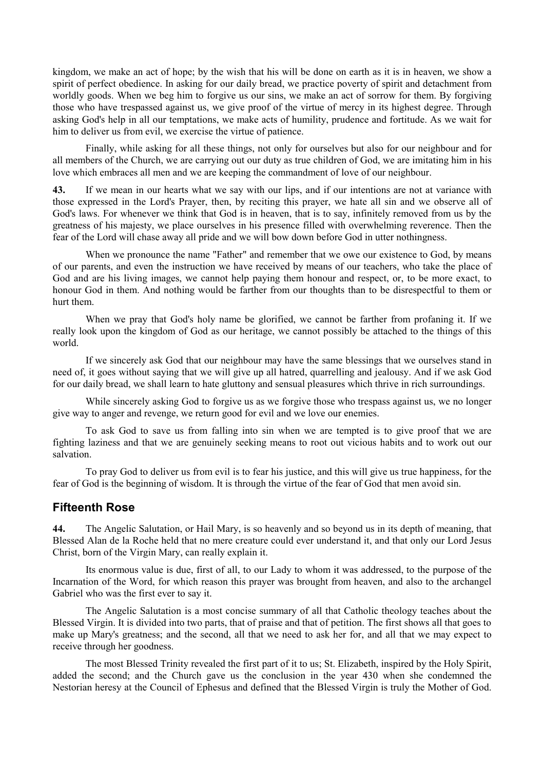kingdom, we make an act of hope; by the wish that his will be done on earth as it is in heaven, we show a spirit of perfect obedience. In asking for our daily bread, we practice poverty of spirit and detachment from worldly goods. When we beg him to forgive us our sins, we make an act of sorrow for them. By forgiving those who have trespassed against us, we give proof of the virtue of mercy in its highest degree. Through asking God's help in all our temptations, we make acts of humility, prudence and fortitude. As we wait for him to deliver us from evil, we exercise the virtue of patience.

Finally, while asking for all these things, not only for ourselves but also for our neighbour and for all members of the Church, we are carrying out our duty as true children of God, we are imitating him in his love which embraces all men and we are keeping the commandment of love of our neighbour.

**43.** If we mean in our hearts what we say with our lips, and if our intentions are not at variance with those expressed in the Lord's Prayer, then, by reciting this prayer, we hate all sin and we observe all of God's laws. For whenever we think that God is in heaven, that is to say, infinitely removed from us by the greatness of his majesty, we place ourselves in his presence filled with overwhelming reverence. Then the fear of the Lord will chase away all pride and we will bow down before God in utter nothingness.

When we pronounce the name "Father" and remember that we owe our existence to God, by means of our parents, and even the instruction we have received by means of our teachers, who take the place of God and are his living images, we cannot help paying them honour and respect, or, to be more exact, to honour God in them. And nothing would be farther from our thoughts than to be disrespectful to them or hurt them.

When we pray that God's holy name be glorified, we cannot be farther from profaning it. If we really look upon the kingdom of God as our heritage, we cannot possibly be attached to the things of this world.

If we sincerely ask God that our neighbour may have the same blessings that we ourselves stand in need of, it goes without saying that we will give up all hatred, quarrelling and jealousy. And if we ask God for our daily bread, we shall learn to hate gluttony and sensual pleasures which thrive in rich surroundings.

While sincerely asking God to forgive us as we forgive those who trespass against us, we no longer give way to anger and revenge, we return good for evil and we love our enemies.

To ask God to save us from falling into sin when we are tempted is to give proof that we are fighting laziness and that we are genuinely seeking means to root out vicious habits and to work out our salvation.

To pray God to deliver us from evil is to fear his justice, and this will give us true happiness, for the fear of God is the beginning of wisdom. It is through the virtue of the fear of God that men avoid sin.

## Fifteenth Rose

**44.** The Angelic Salutation, or Hail Mary, is so heavenly and so beyond us in its depth of meaning, that Blessed Alan de la Roche held that no mere creature could ever understand it, and that only our Lord Jesus Christ, born of the Virgin Mary, can really explain it.

Its enormous value is due, first of all, to our Lady to whom it was addressed, to the purpose of the Incarnation of the Word, for which reason this prayer was brought from heaven, and also to the archangel Gabriel who was the first ever to say it.

The Angelic Salutation is a most concise summary of all that Catholic theology teaches about the Blessed Virgin. It is divided into two parts, that of praise and that of petition. The first shows all that goes to make up Mary's greatness; and the second, all that we need to ask her for, and all that we may expect to receive through her goodness.

The most Blessed Trinity revealed the first part of it to us; St. Elizabeth, inspired by the Holy Spirit, added the second; and the Church gave us the conclusion in the year 430 when she condemned the Nestorian heresy at the Council of Ephesus and defined that the Blessed Virgin is truly the Mother of God.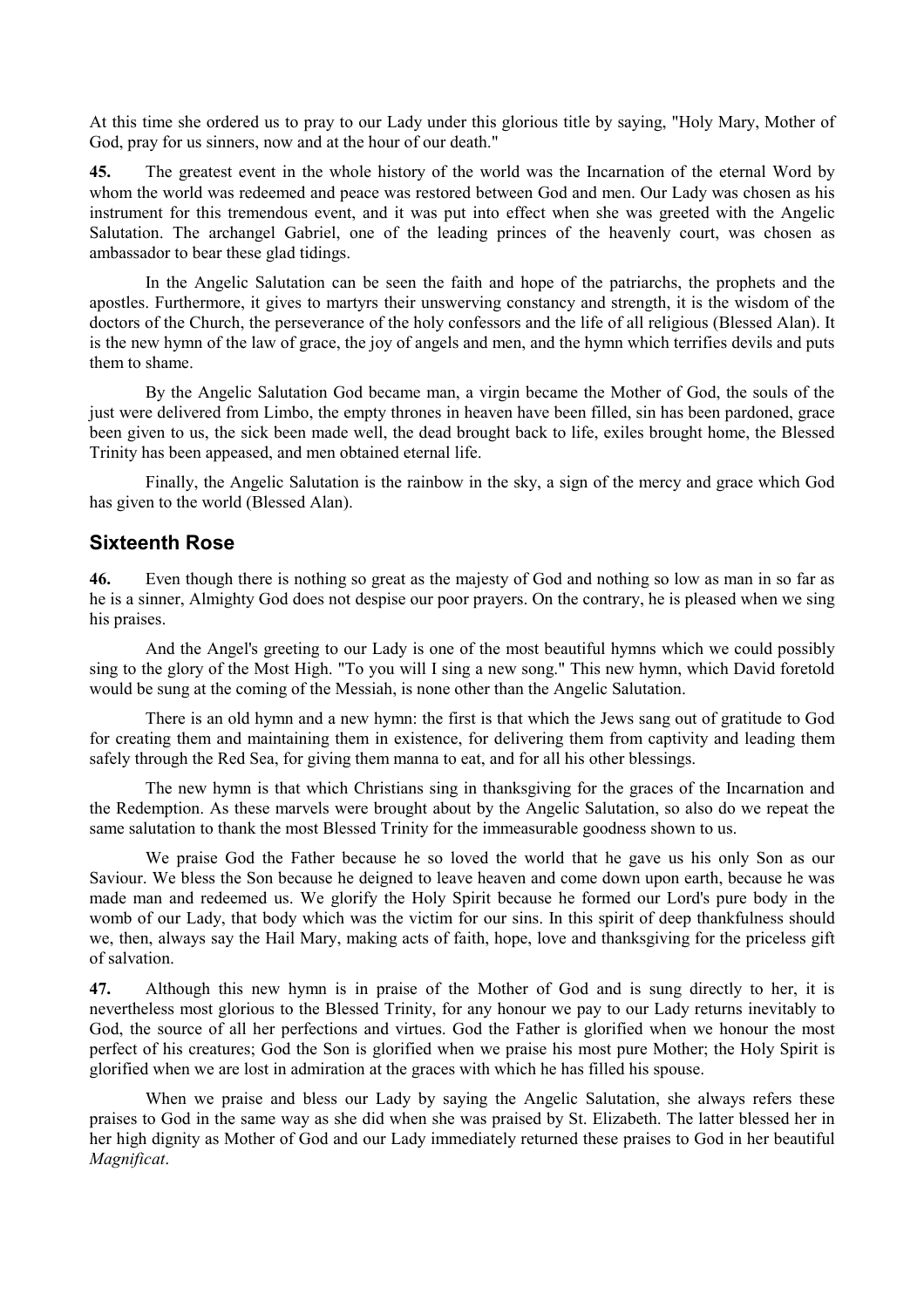At this time she ordered us to pray to our Lady under this glorious title by saying, "Holy Mary, Mother of God, pray for us sinners, now and at the hour of our death."

**45.** The greatest event in the whole history of the world was the Incarnation of the eternal Word by whom the world was redeemed and peace was restored between God and men. Our Lady was chosen as his instrument for this tremendous event, and it was put into effect when she was greeted with the Angelic Salutation. The archangel Gabriel, one of the leading princes of the heavenly court, was chosen as ambassador to bear these glad tidings.

In the Angelic Salutation can be seen the faith and hope of the patriarchs, the prophets and the apostles. Furthermore, it gives to martyrs their unswerving constancy and strength, it is the wisdom of the doctors of the Church, the perseverance of the holy confessors and the life of all religious (Blessed Alan). It is the new hymn of the law of grace, the joy of angels and men, and the hymn which terrifies devils and puts them to shame.

By the Angelic Salutation God became man, a virgin became the Mother of God, the souls of the just were delivered from Limbo, the empty thrones in heaven have been filled, sin has been pardoned, grace been given to us, the sick been made well, the dead brought back to life, exiles brought home, the Blessed Trinity has been appeased, and men obtained eternal life.

Finally, the Angelic Salutation is the rainbow in the sky, a sign of the mercy and grace which God has given to the world (Blessed Alan).

## Sixteenth Rose

**46.** Even though there is nothing so great as the majesty of God and nothing so low as man in so far as he is a sinner, Almighty God does not despise our poor prayers. On the contrary, he is pleased when we sing his praises.

And the Angel's greeting to our Lady is one of the most beautiful hymns which we could possibly sing to the glory of the Most High. "To you will I sing a new song." This new hymn, which David foretold would be sung at the coming of the Messiah, is none other than the Angelic Salutation.

There is an old hymn and a new hymn: the first is that which the Jews sang out of gratitude to God for creating them and maintaining them in existence, for delivering them from captivity and leading them safely through the Red Sea, for giving them manna to eat, and for all his other blessings.

The new hymn is that which Christians sing in thanksgiving for the graces of the Incarnation and the Redemption. As these marvels were brought about by the Angelic Salutation, so also do we repeat the same salutation to thank the most Blessed Trinity for the immeasurable goodness shown to us.

We praise God the Father because he so loved the world that he gave us his only Son as our Saviour. We bless the Son because he deigned to leave heaven and come down upon earth, because he was made man and redeemed us. We glorify the Holy Spirit because he formed our Lord's pure body in the womb of our Lady, that body which was the victim for our sins. In this spirit of deep thankfulness should we, then, always say the Hail Mary, making acts of faith, hope, love and thanksgiving for the priceless gift of salvation.

**47.** Although this new hymn is in praise of the Mother of God and is sung directly to her, it is nevertheless most glorious to the Blessed Trinity, for any honour we pay to our Lady returns inevitably to God, the source of all her perfections and virtues. God the Father is glorified when we honour the most perfect of his creatures; God the Son is glorified when we praise his most pure Mother; the Holy Spirit is glorified when we are lost in admiration at the graces with which he has filled his spouse.

When we praise and bless our Lady by saying the Angelic Salutation, she always refers these praises to God in the same way as she did when she was praised by St. Elizabeth. The latter blessed her in her high dignity as Mother of God and our Lady immediately returned these praises to God in her beautiful *Magnificat*.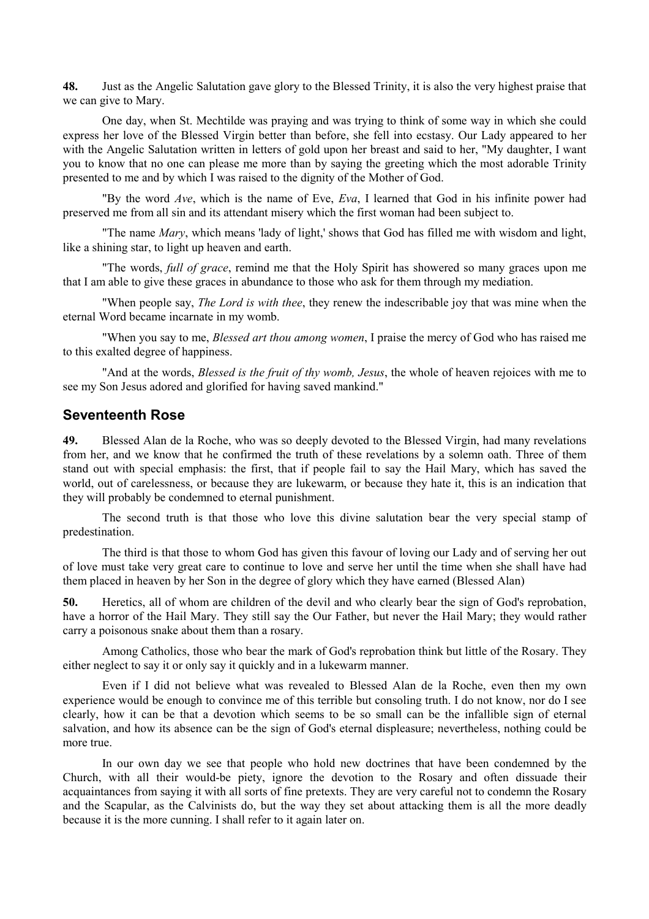**48.** Just as the Angelic Salutation gave glory to the Blessed Trinity, it is also the very highest praise that we can give to Mary.

One day, when St. Mechtilde was praying and was trying to think of some way in which she could express her love of the Blessed Virgin better than before, she fell into ecstasy. Our Lady appeared to her with the Angelic Salutation written in letters of gold upon her breast and said to her, "My daughter, I want you to know that no one can please me more than by saying the greeting which the most adorable Trinity presented to me and by which I was raised to the dignity of the Mother of God.

"By the word *Ave*, which is the name of Eve, *Eva*, I learned that God in his infinite power had preserved me from all sin and its attendant misery which the first woman had been subject to.

"The name *Mary*, which means 'lady of light,' shows that God has filled me with wisdom and light, like a shining star, to light up heaven and earth.

"The words, *full of grace*, remind me that the Holy Spirit has showered so many graces upon me that I am able to give these graces in abundance to those who ask for them through my mediation.

"When people say, *The Lord is with thee*, they renew the indescribable joy that was mine when the eternal Word became incarnate in my womb.

"When you say to me, *Blessed art thou among women*, I praise the mercy of God who has raised me to this exalted degree of happiness.

"And at the words, *Blessed is the fruit of thy womb, Jesus*, the whole of heaven rejoices with me to see my Son Jesus adored and glorified for having saved mankind."

## Seventeenth Rose

**49.** Blessed Alan de la Roche, who was so deeply devoted to the Blessed Virgin, had many revelations from her, and we know that he confirmed the truth of these revelations by a solemn oath. Three of them stand out with special emphasis: the first, that if people fail to say the Hail Mary, which has saved the world, out of carelessness, or because they are lukewarm, or because they hate it, this is an indication that they will probably be condemned to eternal punishment.

The second truth is that those who love this divine salutation bear the very special stamp of predestination.

The third is that those to whom God has given this favour of loving our Lady and of serving her out of love must take very great care to continue to love and serve her until the time when she shall have had them placed in heaven by her Son in the degree of glory which they have earned (Blessed Alan)

**50.** Heretics, all of whom are children of the devil and who clearly bear the sign of God's reprobation, have a horror of the Hail Mary. They still say the Our Father, but never the Hail Mary; they would rather carry a poisonous snake about them than a rosary.

Among Catholics, those who bear the mark of God's reprobation think but little of the Rosary. They either neglect to say it or only say it quickly and in a lukewarm manner.

Even if I did not believe what was revealed to Blessed Alan de la Roche, even then my own experience would be enough to convince me of this terrible but consoling truth. I do not know, nor do I see clearly, how it can be that a devotion which seems to be so small can be the infallible sign of eternal salvation, and how its absence can be the sign of God's eternal displeasure; nevertheless, nothing could be more true.

In our own day we see that people who hold new doctrines that have been condemned by the Church, with all their would-be piety, ignore the devotion to the Rosary and often dissuade their acquaintances from saying it with all sorts of fine pretexts. They are very careful not to condemn the Rosary and the Scapular, as the Calvinists do, but the way they set about attacking them is all the more deadly because it is the more cunning. I shall refer to it again later on.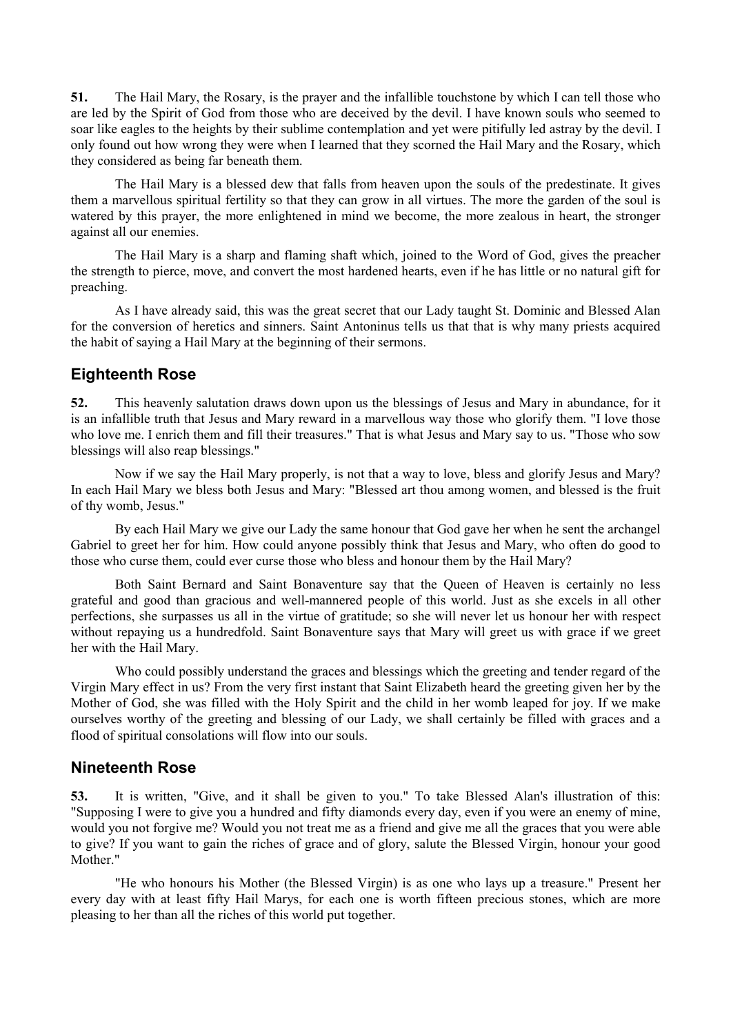**51.** The Hail Mary, the Rosary, is the prayer and the infallible touchstone by which I can tell those who are led by the Spirit of God from those who are deceived by the devil. I have known souls who seemed to soar like eagles to the heights by their sublime contemplation and yet were pitifully led astray by the devil. I only found out how wrong they were when I learned that they scorned the Hail Mary and the Rosary, which they considered as being far beneath them.

The Hail Mary is a blessed dew that falls from heaven upon the souls of the predestinate. It gives them a marvellous spiritual fertility so that they can grow in all virtues. The more the garden of the soul is watered by this prayer, the more enlightened in mind we become, the more zealous in heart, the stronger against all our enemies.

The Hail Mary is a sharp and flaming shaft which, joined to the Word of God, gives the preacher the strength to pierce, move, and convert the most hardened hearts, even if he has little or no natural gift for preaching.

As I have already said, this was the great secret that our Lady taught St. Dominic and Blessed Alan for the conversion of heretics and sinners. Saint Antoninus tells us that that is why many priests acquired the habit of saying a Hail Mary at the beginning of their sermons.

## Eighteenth Rose

**52.** This heavenly salutation draws down upon us the blessings of Jesus and Mary in abundance, for it is an infallible truth that Jesus and Mary reward in a marvellous way those who glorify them. "I love those who love me. I enrich them and fill their treasures." That is what Jesus and Mary say to us. "Those who sow blessings will also reap blessings."

Now if we say the Hail Mary properly, is not that a way to love, bless and glorify Jesus and Mary? In each Hail Mary we bless both Jesus and Mary: "Blessed art thou among women, and blessed is the fruit of thy womb, Jesus."

By each Hail Mary we give our Lady the same honour that God gave her when he sent the archangel Gabriel to greet her for him. How could anyone possibly think that Jesus and Mary, who often do good to those who curse them, could ever curse those who bless and honour them by the Hail Mary?

Both Saint Bernard and Saint Bonaventure say that the Queen of Heaven is certainly no less grateful and good than gracious and well-mannered people of this world. Just as she excels in all other perfections, she surpasses us all in the virtue of gratitude; so she will never let us honour her with respect without repaying us a hundredfold. Saint Bonaventure says that Mary will greet us with grace if we greet her with the Hail Mary.

Who could possibly understand the graces and blessings which the greeting and tender regard of the Virgin Mary effect in us? From the very first instant that Saint Elizabeth heard the greeting given her by the Mother of God, she was filled with the Holy Spirit and the child in her womb leaped for joy. If we make ourselves worthy of the greeting and blessing of our Lady, we shall certainly be filled with graces and a flood of spiritual consolations will flow into our souls.

## Nineteenth Rose

**53.** It is written, "Give, and it shall be given to you." To take Blessed Alan's illustration of this: "Supposing I were to give you a hundred and fifty diamonds every day, even if you were an enemy of mine, would you not forgive me? Would you not treat me as a friend and give me all the graces that you were able to give? If you want to gain the riches of grace and of glory, salute the Blessed Virgin, honour your good Mother."

"He who honours his Mother (the Blessed Virgin) is as one who lays up a treasure." Present her every day with at least fifty Hail Marys, for each one is worth fifteen precious stones, which are more pleasing to her than all the riches of this world put together.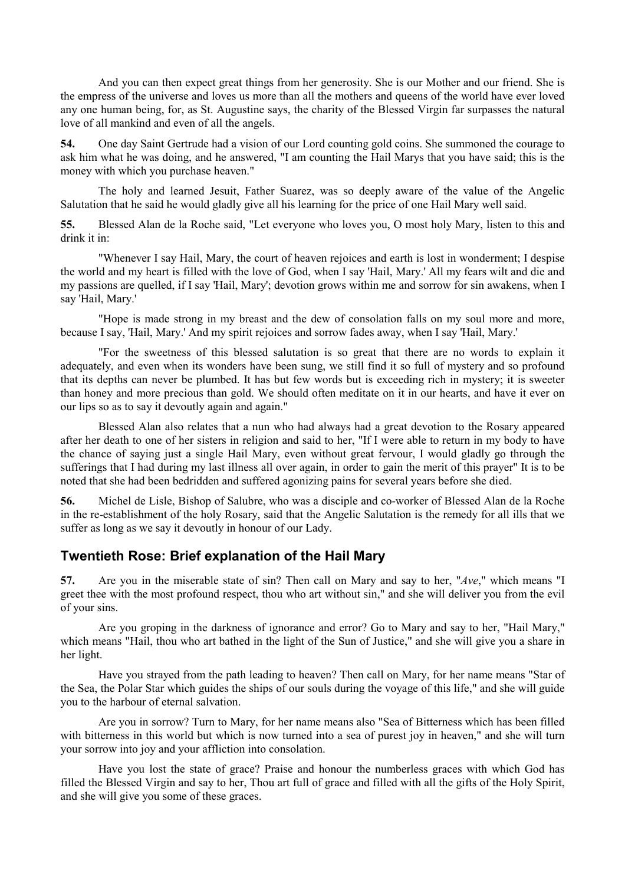And you can then expect great things from her generosity. She is our Mother and our friend. She is the empress of the universe and loves us more than all the mothers and queens of the world have ever loved any one human being, for, as St. Augustine says, the charity of the Blessed Virgin far surpasses the natural love of all mankind and even of all the angels.

**54.** One day Saint Gertrude had a vision of our Lord counting gold coins. She summoned the courage to ask him what he was doing, and he answered, "I am counting the Hail Marys that you have said; this is the money with which you purchase heaven."

The holy and learned Jesuit, Father Suarez, was so deeply aware of the value of the Angelic Salutation that he said he would gladly give all his learning for the price of one Hail Mary well said.

**55.** Blessed Alan de la Roche said, "Let everyone who loves you, O most holy Mary, listen to this and drink it in:

"Whenever I say Hail, Mary, the court of heaven rejoices and earth is lost in wonderment; I despise the world and my heart is filled with the love of God, when I say 'Hail, Mary.' All my fears wilt and die and my passions are quelled, if I say 'Hail, Mary'; devotion grows within me and sorrow for sin awakens, when I say 'Hail, Mary.'

"Hope is made strong in my breast and the dew of consolation falls on my soul more and more, because I say, 'Hail, Mary.' And my spirit rejoices and sorrow fades away, when I say 'Hail, Mary.'

"For the sweetness of this blessed salutation is so great that there are no words to explain it adequately, and even when its wonders have been sung, we still find it so full of mystery and so profound that its depths can never be plumbed. It has but few words but is exceeding rich in mystery; it is sweeter than honey and more precious than gold. We should often meditate on it in our hearts, and have it ever on our lips so as to say it devoutly again and again."

Blessed Alan also relates that a nun who had always had a great devotion to the Rosary appeared after her death to one of her sisters in religion and said to her, "If I were able to return in my body to have the chance of saying just a single Hail Mary, even without great fervour, I would gladly go through the sufferings that I had during my last illness all over again, in order to gain the merit of this prayer" It is to be noted that she had been bedridden and suffered agonizing pains for several years before she died.

**56.** Michel de Lisle, Bishop of Salubre, who was a disciple and co-worker of Blessed Alan de la Roche in the re-establishment of the holy Rosary, said that the Angelic Salutation is the remedy for all ills that we suffer as long as we say it devoutly in honour of our Lady.

## Twentieth Rose: Brief explanation of the Hail Mary

**57.** Are you in the miserable state of sin? Then call on Mary and say to her, "*Ave*," which means "I greet thee with the most profound respect, thou who art without sin," and she will deliver you from the evil of your sins.

Are you groping in the darkness of ignorance and error? Go to Mary and say to her, "Hail Mary," which means "Hail, thou who art bathed in the light of the Sun of Justice," and she will give you a share in her light.

Have you strayed from the path leading to heaven? Then call on Mary, for her name means "Star of the Sea, the Polar Star which guides the ships of our souls during the voyage of this life," and she will guide you to the harbour of eternal salvation.

Are you in sorrow? Turn to Mary, for her name means also "Sea of Bitterness which has been filled with bitterness in this world but which is now turned into a sea of purest joy in heaven," and she will turn your sorrow into joy and your affliction into consolation.

Have you lost the state of grace? Praise and honour the numberless graces with which God has filled the Blessed Virgin and say to her, Thou art full of grace and filled with all the gifts of the Holy Spirit, and she will give you some of these graces.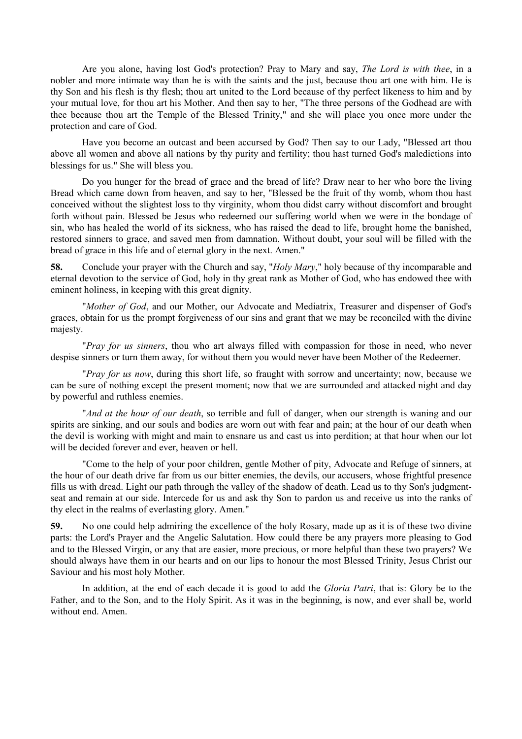Are you alone, having lost God's protection? Pray to Mary and say, *The Lord is with thee*, in a nobler and more intimate way than he is with the saints and the just, because thou art one with him. He is thy Son and his flesh is thy flesh; thou art united to the Lord because of thy perfect likeness to him and by your mutual love, for thou art his Mother. And then say to her, "The three persons of the Godhead are with thee because thou art the Temple of the Blessed Trinity," and she will place you once more under the protection and care of God.

Have you become an outcast and been accursed by God? Then say to our Lady, "Blessed art thou above all women and above all nations by thy purity and fertility; thou hast turned God's maledictions into blessings for us." She will bless you.

Do you hunger for the bread of grace and the bread of life? Draw near to her who bore the living Bread which came down from heaven, and say to her, "Blessed be the fruit of thy womb, whom thou hast conceived without the slightest loss to thy virginity, whom thou didst carry without discomfort and brought forth without pain. Blessed be Jesus who redeemed our suffering world when we were in the bondage of sin, who has healed the world of its sickness, who has raised the dead to life, brought home the banished, restored sinners to grace, and saved men from damnation. Without doubt, your soul will be filled with the bread of grace in this life and of eternal glory in the next. Amen."

**58.** Conclude your prayer with the Church and say, "*Holy Mary*," holy because of thy incomparable and eternal devotion to the service of God, holy in thy great rank as Mother of God, who has endowed thee with eminent holiness, in keeping with this great dignity.

"*Mother of God*, and our Mother, our Advocate and Mediatrix, Treasurer and dispenser of God's graces, obtain for us the prompt forgiveness of our sins and grant that we may be reconciled with the divine majesty.

"*Pray for us sinners*, thou who art always filled with compassion for those in need, who never despise sinners or turn them away, for without them you would never have been Mother of the Redeemer.

"*Pray for us now*, during this short life, so fraught with sorrow and uncertainty; now, because we can be sure of nothing except the present moment; now that we are surrounded and attacked night and day by powerful and ruthless enemies.

"*And at the hour of our death*, so terrible and full of danger, when our strength is waning and our spirits are sinking, and our souls and bodies are worn out with fear and pain; at the hour of our death when the devil is working with might and main to ensnare us and cast us into perdition; at that hour when our lot will be decided forever and ever, heaven or hell.

"Come to the help of your poor children, gentle Mother of pity, Advocate and Refuge of sinners, at the hour of our death drive far from us our bitter enemies, the devils, our accusers, whose frightful presence fills us with dread. Light our path through the valley of the shadow of death. Lead us to thy Son's judgment-seat and remain at our side. Intercede for us and ask thy Son to pardon us and receive us into the ranks of thy elect in the realms of everlasting glory. Amen."

**59.** No one could help admiring the excellence of the holy Rosary, made up as it is of these two divine parts: the Lord's Prayer and the Angelic Salutation. How could there be any prayers more pleasing to God and to the Blessed Virgin, or any that are easier, more precious, or more helpful than these two prayers? We should always have them in our hearts and on our lips to honour the most Blessed Trinity, Jesus Christ our Saviour and his most holy Mother.

In addition, at the end of each decade it is good to add the *Gloria Patri*, that is: Glory be to the Father, and to the Son, and to the Holy Spirit. As it was in the beginning, is now, and ever shall be, world without end. Amen.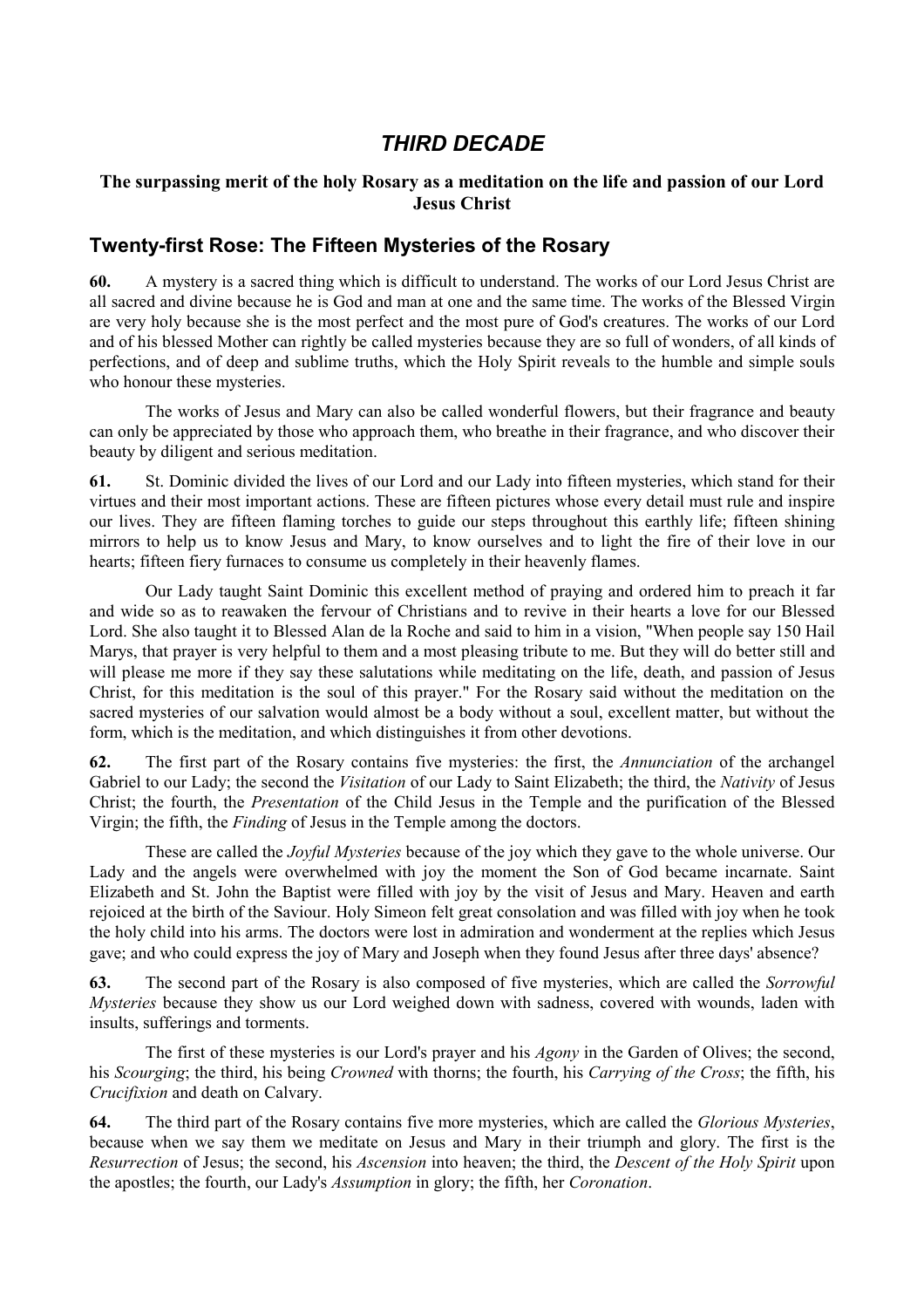# *THIRD DECADE*

### The surpassing merit of the holy Rosary as a meditation on the life and passion of our Lord Jesus Christ

## Twenty-first Rose: The Fifteen Mysteries of the Rosary

**60.** A mystery is a sacred thing which is difficult to understand. The works of our Lord Jesus Christ are all sacred and divine because he is God and man at one and the same time. The works of the Blessed Virgin are very holy because she is the most perfect and the most pure of God's creatures. The works of our Lord and of his blessed Mother can rightly be called mysteries because they are so full of wonders, of all kinds of perfections, and of deep and sublime truths, which the Holy Spirit reveals to the humble and simple souls who honour these mysteries.

The works of Jesus and Mary can also be called wonderful flowers, but their fragrance and beauty can only be appreciated by those who approach them, who breathe in their fragrance, and who discover their beauty by diligent and serious meditation.

**61.** St. Dominic divided the lives of our Lord and our Lady into fifteen mysteries, which stand for their virtues and their most important actions. These are fifteen pictures whose every detail must rule and inspire our lives. They are fifteen flaming torches to guide our steps throughout this earthly life; fifteen shining mirrors to help us to know Jesus and Mary, to know ourselves and to light the fire of their love in our hearts; fifteen fiery furnaces to consume us completely in their heavenly flames.

Our Lady taught Saint Dominic this excellent method of praying and ordered him to preach it far and wide so as to reawaken the fervour of Christians and to revive in their hearts a love for our Blessed Lord. She also taught it to Blessed Alan de la Roche and said to him in a vision, "When people say 150 Hail Marys, that prayer is very helpful to them and a most pleasing tribute to me. But they will do better still and will please me more if they say these salutations while meditating on the life, death, and passion of Jesus Christ, for this meditation is the soul of this prayer." For the Rosary said without the meditation on the sacred mysteries of our salvation would almost be a body without a soul, excellent matter, but without the form, which is the meditation, and which distinguishes it from other devotions.

**62.** The first part of the Rosary contains five mysteries: the first, the *Annunciation* of the archangel Gabriel to our Lady; the second the *Visitation* of our Lady to Saint Elizabeth; the third, the *Nativity* of Jesus Christ; the fourth, the *Presentation* of the Child Jesus in the Temple and the purification of the Blessed Virgin; the fifth, the *Finding* of Jesus in the Temple among the doctors.

These are called the *Joyful Mysteries* because of the joy which they gave to the whole universe. Our Lady and the angels were overwhelmed with joy the moment the Son of God became incarnate. Saint Elizabeth and St. John the Baptist were filled with joy by the visit of Jesus and Mary. Heaven and earth rejoiced at the birth of the Saviour. Holy Simeon felt great consolation and was filled with joy when he took the holy child into his arms. The doctors were lost in admiration and wonderment at the replies which Jesus gave; and who could express the joy of Mary and Joseph when they found Jesus after three days' absence?

**63.** The second part of the Rosary is also composed of five mysteries, which are called the *Sorrowful Mysteries* because they show us our Lord weighed down with sadness, covered with wounds, laden with insults, sufferings and torments.

The first of these mysteries is our Lord's prayer and his *Agony* in the Garden of Olives; the second, his *Scourging*; the third, his being *Crowned* with thorns; the fourth, his *Carrying of the Cross*; the fifth, his *Crucifixion* and death on Calvary.

**64.** The third part of the Rosary contains five more mysteries, which are called the *Glorious Mysteries*, because when we say them we meditate on Jesus and Mary in their triumph and glory. The first is the *Resurrection* of Jesus; the second, his *Ascension* into heaven; the third, the *Descent of the Holy Spirit* upon the apostles; the fourth, our Lady's *Assumption* in glory; the fifth, her *Coronation*.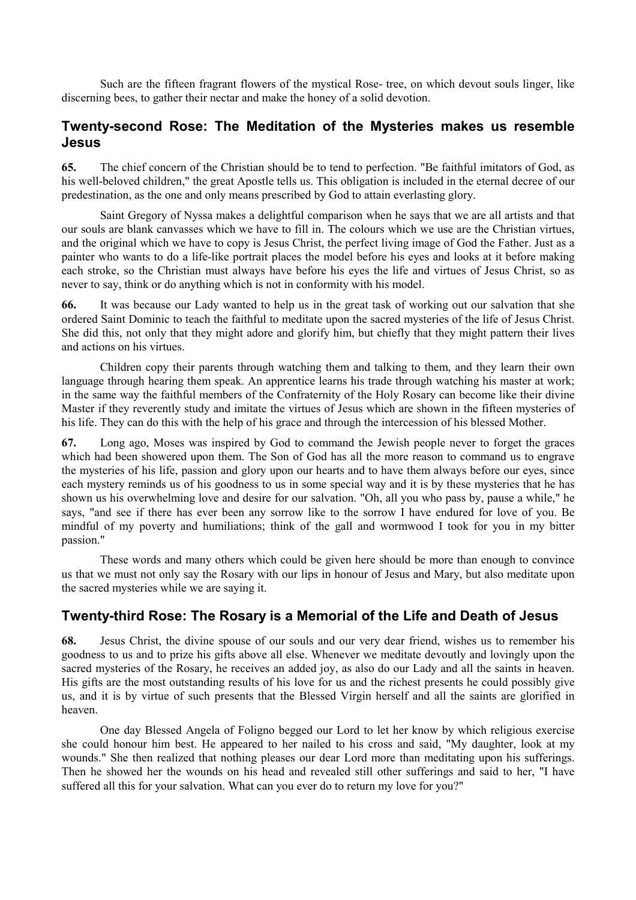Such are the fifteen fragrant flowers of the mystical Rose- tree, on which devout souls linger, like discerning bees, to gather their nectar and make the honey of a solid devotion.

## Twenty-second Rose: The Meditation of the Mysteries makes us resemble Jesus

**65.** The chief concern of the Christian should be to tend to perfection. "Be faithful imitators of God, as his well-beloved children," the great Apostle tells us. This obligation is included in the eternal decree of our predestination, as the one and only means prescribed by God to attain everlasting glory.

Saint Gregory of Nyssa makes a delightful comparison when he says that we are all artists and that our souls are blank canvasses which we have to fill in. The colours which we use are the Christian virtues, and the original which we have to copy is Jesus Christ, the perfect living image of God the Father. Just as a painter who wants to do a life-like portrait places the model before his eyes and looks at it before making each stroke, so the Christian must always have before his eyes the life and virtues of Jesus Christ, so as never to say, think or do anything which is not in conformity with his model.

**66.** It was because our Lady wanted to help us in the great task of working out our salvation that she ordered Saint Dominic to teach the faithful to meditate upon the sacred mysteries of the life of Jesus Christ. She did this, not only that they might adore and glorify him, but chiefly that they might pattern their lives and actions on his virtues.

Children copy their parents through watching them and talking to them, and they learn their own language through hearing them speak. An apprentice learns his trade through watching his master at work; in the same way the faithful members of the Confraternity of the Holy Rosary can become like their divine Master if they reverently study and imitate the virtues of Jesus which are shown in the fifteen mysteries of his life. They can do this with the help of his grace and through the intercession of his blessed Mother.

**67.** Long ago, Moses was inspired by God to command the Jewish people never to forget the graces which had been showered upon them. The Son of God has all the more reason to command us to engrave the mysteries of his life, passion and glory upon our hearts and to have them always before our eyes, since each mystery reminds us of his goodness to us in some special way and it is by these mysteries that he has shown us his overwhelming love and desire for our salvation. "Oh, all you who pass by, pause a while," he says, "and see if there has ever been any sorrow like to the sorrow I have endured for love of you. Be mindful of my poverty and humiliations; think of the gall and wormwood I took for you in my bitter passion."

These words and many others which could be given here should be more than enough to convince us that we must not only say the Rosary with our lips in honour of Jesus and Mary, but also meditate upon the sacred mysteries while we are saying it.

## Twenty-third Rose: The Rosary is a Memorial of the Life and Death of Jesus

**68.** Jesus Christ, the divine spouse of our souls and our very dear friend, wishes us to remember his goodness to us and to prize his gifts above all else. Whenever we meditate devoutly and lovingly upon the sacred mysteries of the Rosary, he receives an added joy, as also do our Lady and all the saints in heaven. His gifts are the most outstanding results of his love for us and the richest presents he could possibly give us, and it is by virtue of such presents that the Blessed Virgin herself and all the saints are glorified in heaven.

One day Blessed Angela of Foligno begged our Lord to let her know by which religious exercise she could honour him best. He appeared to her nailed to his cross and said, "My daughter, look at my wounds." She then realized that nothing pleases our dear Lord more than meditating upon his sufferings. Then he showed her the wounds on his head and revealed still other sufferings and said to her, "I have suffered all this for your salvation. What can you ever do to return my love for you?"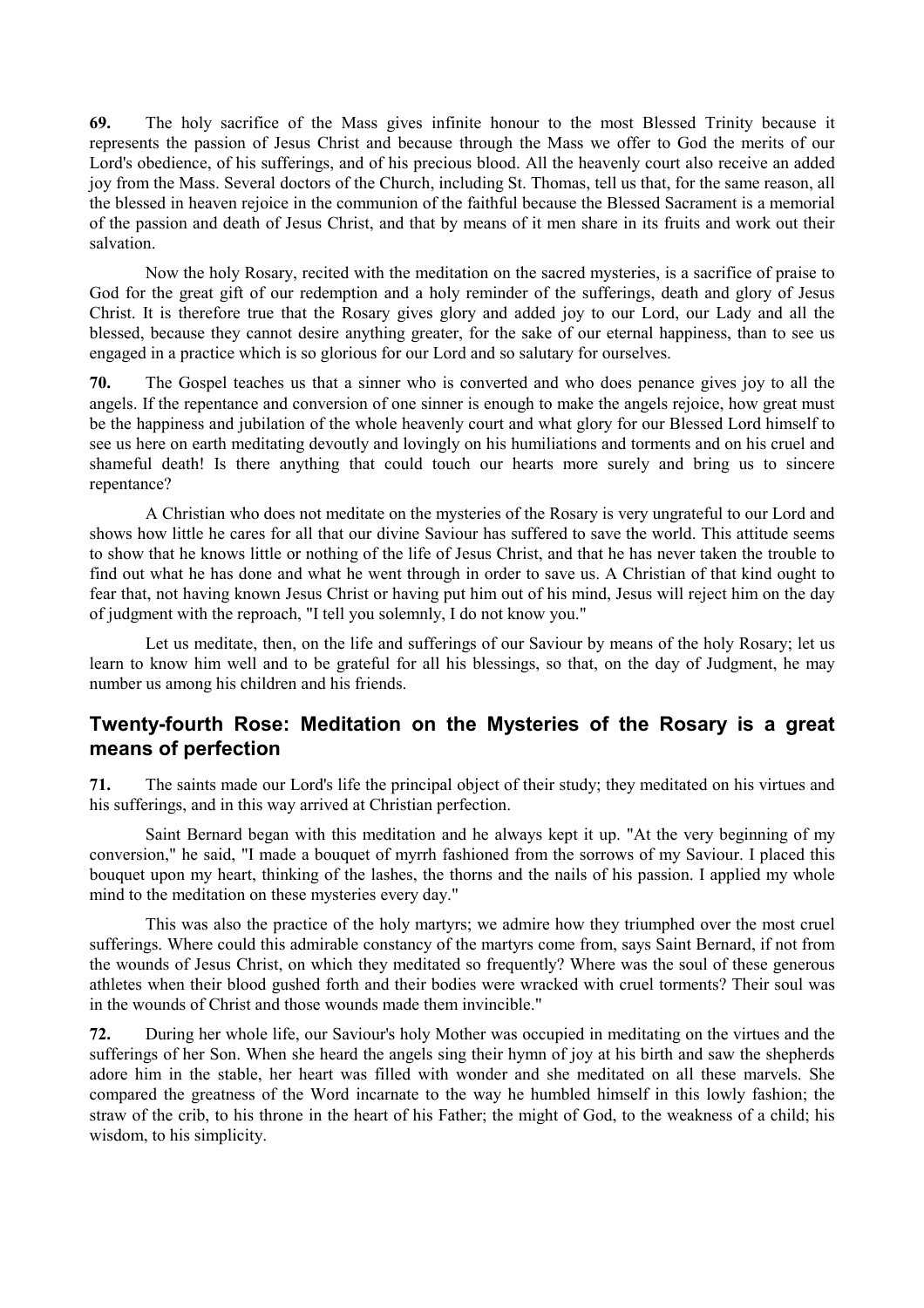**69.** The holy sacrifice of the Mass gives infinite honour to the most Blessed Trinity because it represents the passion of Jesus Christ and because through the Mass we offer to God the merits of our Lord's obedience, of his sufferings, and of his precious blood. All the heavenly court also receive an added joy from the Mass. Several doctors of the Church, including St. Thomas, tell us that, for the same reason, all the blessed in heaven rejoice in the communion of the faithful because the Blessed Sacrament is a memorial of the passion and death of Jesus Christ, and that by means of it men share in its fruits and work out their salvation.

Now the holy Rosary, recited with the meditation on the sacred mysteries, is a sacrifice of praise to God for the great gift of our redemption and a holy reminder of the sufferings, death and glory of Jesus Christ. It is therefore true that the Rosary gives glory and added joy to our Lord, our Lady and all the blessed, because they cannot desire anything greater, for the sake of our eternal happiness, than to see us engaged in a practice which is so glorious for our Lord and so salutary for ourselves.

**70.** The Gospel teaches us that a sinner who is converted and who does penance gives joy to all the angels. If the repentance and conversion of one sinner is enough to make the angels rejoice, how great must be the happiness and jubilation of the whole heavenly court and what glory for our Blessed Lord himself to see us here on earth meditating devoutly and lovingly on his humiliations and torments and on his cruel and shameful death! Is there anything that could touch our hearts more surely and bring us to sincere repentance?

A Christian who does not meditate on the mysteries of the Rosary is very ungrateful to our Lord and shows how little he cares for all that our divine Saviour has suffered to save the world. This attitude seems to show that he knows little or nothing of the life of Jesus Christ, and that he has never taken the trouble to find out what he has done and what he went through in order to save us. A Christian of that kind ought to fear that, not having known Jesus Christ or having put him out of his mind, Jesus will reject him on the day of judgment with the reproach, "I tell you solemnly, I do not know you."

Let us meditate, then, on the life and sufferings of our Saviour by means of the holy Rosary; let us learn to know him well and to be grateful for all his blessings, so that, on the day of Judgment, he may number us among his children and his friends.

## Twenty-fourth Rose: Meditation on the Mysteries of the Rosary is a great means of perfection

**71.** The saints made our Lord's life the principal object of their study; they meditated on his virtues and his sufferings, and in this way arrived at Christian perfection.

Saint Bernard began with this meditation and he always kept it up. "At the very beginning of my conversion," he said, "I made a bouquet of myrrh fashioned from the sorrows of my Saviour. I placed this bouquet upon my heart, thinking of the lashes, the thorns and the nails of his passion. I applied my whole mind to the meditation on these mysteries every day."

This was also the practice of the holy martyrs; we admire how they triumphed over the most cruel sufferings. Where could this admirable constancy of the martyrs come from, says Saint Bernard, if not from the wounds of Jesus Christ, on which they meditated so frequently? Where was the soul of these generous athletes when their blood gushed forth and their bodies were wracked with cruel torments? Their soul was in the wounds of Christ and those wounds made them invincible."

**72.** During her whole life, our Saviour's holy Mother was occupied in meditating on the virtues and the sufferings of her Son. When she heard the angels sing their hymn of joy at his birth and saw the shepherds adore him in the stable, her heart was filled with wonder and she meditated on all these marvels. She compared the greatness of the Word incarnate to the way he humbled himself in this lowly fashion; the straw of the crib, to his throne in the heart of his Father; the might of God, to the weakness of a child; his wisdom, to his simplicity.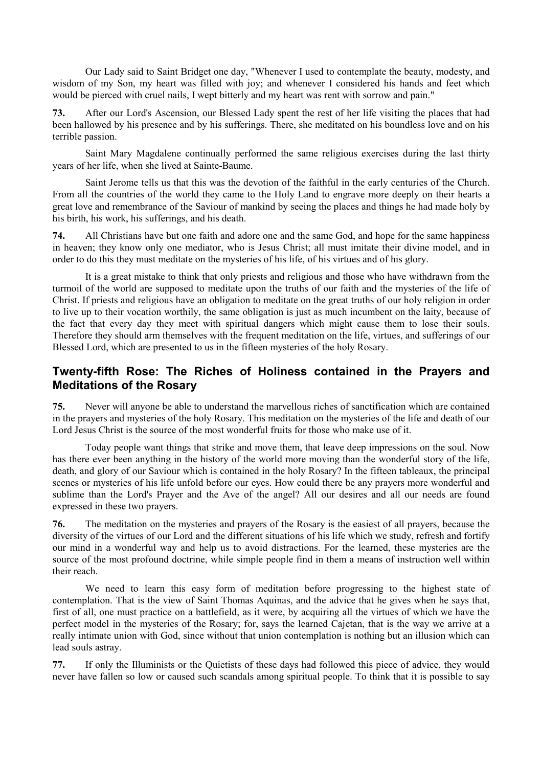Our Lady said to Saint Bridget one day, "Whenever I used to contemplate the beauty, modesty, and wisdom of my Son, my heart was filled with joy; and whenever I considered his hands and feet which would be pierced with cruel nails, I wept bitterly and my heart was rent with sorrow and pain."

**73.** After our Lord's Ascension, our Blessed Lady spent the rest of her life visiting the places that had been hallowed by his presence and by his sufferings. There, she meditated on his boundless love and on his terrible passion.

Saint Mary Magdalene continually performed the same religious exercises during the last thirty years of her life, when she lived at Sainte-Baume.

Saint Jerome tells us that this was the devotion of the faithful in the early centuries of the Church. From all the countries of the world they came to the Holy Land to engrave more deeply on their hearts a great love and remembrance of the Saviour of mankind by seeing the places and things he had made holy by his birth, his work, his sufferings, and his death.

**74.** All Christians have but one faith and adore one and the same God, and hope for the same happiness in heaven; they know only one mediator, who is Jesus Christ; all must imitate their divine model, and in order to do this they must meditate on the mysteries of his life, of his virtues and of his glory.

It is a great mistake to think that only priests and religious and those who have withdrawn from the turmoil of the world are supposed to meditate upon the truths of our faith and the mysteries of the life of Christ. If priests and religious have an obligation to meditate on the great truths of our holy religion in order to live up to their vocation worthily, the same obligation is just as much incumbent on the laity, because of the fact that every day they meet with spiritual dangers which might cause them to lose their souls. Therefore they should arm themselves with the frequent meditation on the life, virtues, and sufferings of our Blessed Lord, which are presented to us in the fifteen mysteries of the holy Rosary.

## Twenty-fifth Rose: The Riches of Holiness contained in the Prayers and Meditations of the Rosary

**75.** Never will anyone be able to understand the marvellous riches of sanctification which are contained in the prayers and mysteries of the holy Rosary. This meditation on the mysteries of the life and death of our Lord Jesus Christ is the source of the most wonderful fruits for those who make use of it.

Today people want things that strike and move them, that leave deep impressions on the soul. Now has there ever been anything in the history of the world more moving than the wonderful story of the life, death, and glory of our Saviour which is contained in the holy Rosary? In the fifteen tableaux, the principal scenes or mysteries of his life unfold before our eyes. How could there be any prayers more wonderful and sublime than the Lord's Prayer and the Ave of the angel? All our desires and all our needs are found expressed in these two prayers.

**76.** The meditation on the mysteries and prayers of the Rosary is the easiest of all prayers, because the diversity of the virtues of our Lord and the different situations of his life which we study, refresh and fortify our mind in a wonderful way and help us to avoid distractions. For the learned, these mysteries are the source of the most profound doctrine, while simple people find in them a means of instruction well within their reach.

We need to learn this easy form of meditation before progressing to the highest state of contemplation. That is the view of Saint Thomas Aquinas, and the advice that he gives when he says that, first of all, one must practice on a battlefield, as it were, by acquiring all the virtues of which we have the perfect model in the mysteries of the Rosary; for, says the learned Cajetan, that is the way we arrive at a really intimate union with God, since without that union contemplation is nothing but an illusion which can lead souls astray.

**77.** If only the Illuminists or the Quietists of these days had followed this piece of advice, they would never have fallen so low or caused such scandals among spiritual people. To think that it is possible to say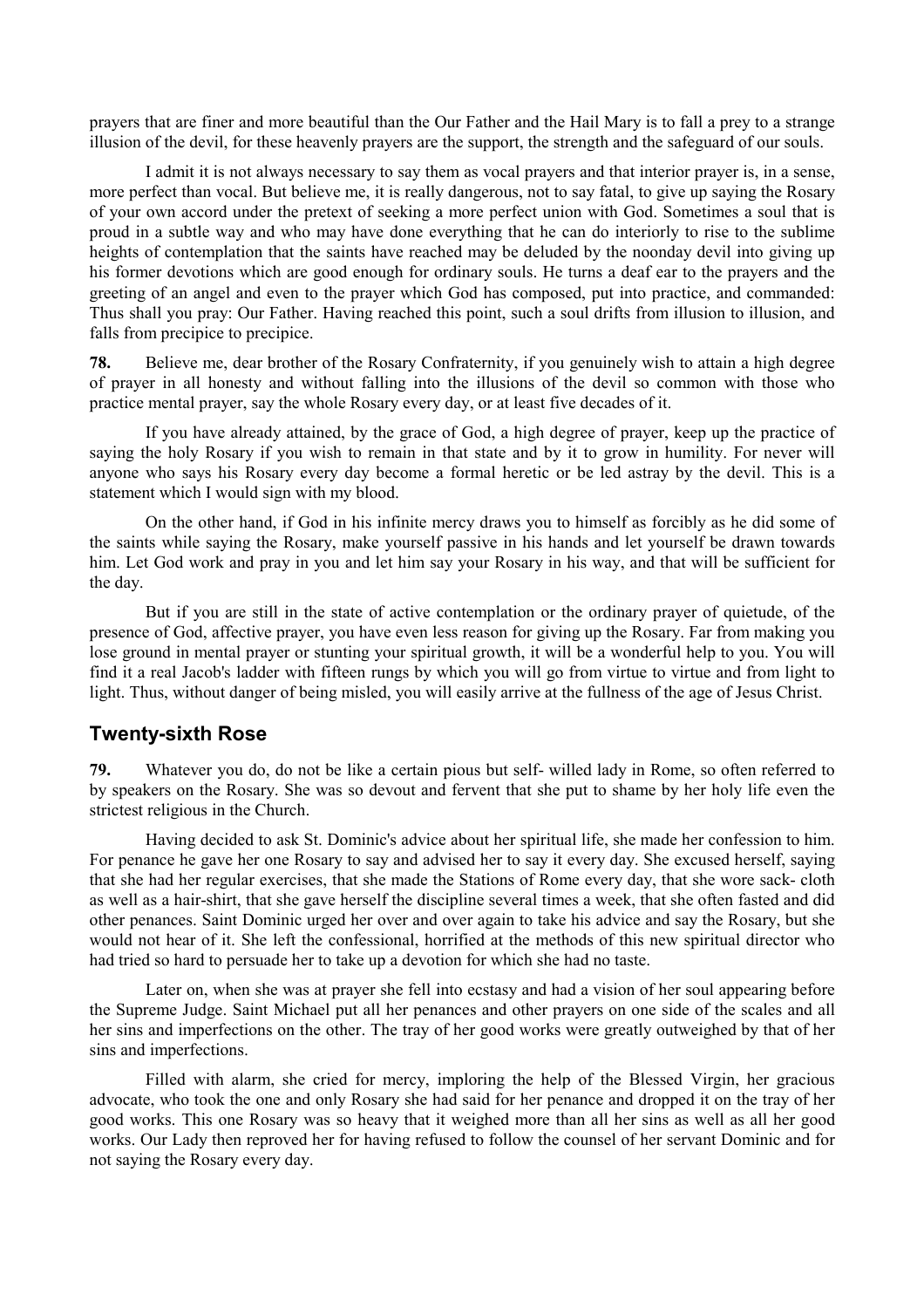prayers that are finer and more beautiful than the Our Father and the Hail Mary is to fall a prey to a strange illusion of the devil, for these heavenly prayers are the support, the strength and the safeguard of our souls.

I admit it is not always necessary to say them as vocal prayers and that interior prayer is, in a sense, more perfect than vocal. But believe me, it is really dangerous, not to say fatal, to give up saying the Rosary of your own accord under the pretext of seeking a more perfect union with God. Sometimes a soul that is proud in a subtle way and who may have done everything that he can do interiorly to rise to the sublime heights of contemplation that the saints have reached may be deluded by the noonday devil into giving up his former devotions which are good enough for ordinary souls. He turns a deaf ear to the prayers and the greeting of an angel and even to the prayer which God has composed, put into practice, and commanded: Thus shall you pray: Our Father. Having reached this point, such a soul drifts from illusion to illusion, and falls from precipice to precipice.

**78.** Believe me, dear brother of the Rosary Confraternity, if you genuinely wish to attain a high degree of prayer in all honesty and without falling into the illusions of the devil so common with those who practice mental prayer, say the whole Rosary every day, or at least five decades of it.

If you have already attained, by the grace of God, a high degree of prayer, keep up the practice of saying the holy Rosary if you wish to remain in that state and by it to grow in humility. For never will anyone who says his Rosary every day become a formal heretic or be led astray by the devil. This is a statement which I would sign with my blood.

On the other hand, if God in his infinite mercy draws you to himself as forcibly as he did some of the saints while saying the Rosary, make yourself passive in his hands and let yourself be drawn towards him. Let God work and pray in you and let him say your Rosary in his way, and that will be sufficient for the day.

But if you are still in the state of active contemplation or the ordinary prayer of quietude, of the presence of God, affective prayer, you have even less reason for giving up the Rosary. Far from making you lose ground in mental prayer or stunting your spiritual growth, it will be a wonderful help to you. You will find it a real Jacob's ladder with fifteen rungs by which you will go from virtue to virtue and from light to light. Thus, without danger of being misled, you will easily arrive at the fullness of the age of Jesus Christ.

## Twenty-sixth Rose

**79.** Whatever you do, do not be like a certain pious but self- willed lady in Rome, so often referred to by speakers on the Rosary. She was so devout and fervent that she put to shame by her holy life even the strictest religious in the Church.

Having decided to ask St. Dominic's advice about her spiritual life, she made her confession to him. For penance he gave her one Rosary to say and advised her to say it every day. She excused herself, saying that she had her regular exercises, that she made the Stations of Rome every day, that she wore sack- cloth as well as a hair-shirt, that she gave herself the discipline several times a week, that she often fasted and did other penances. Saint Dominic urged her over and over again to take his advice and say the Rosary, but she would not hear of it. She left the confessional, horrified at the methods of this new spiritual director who had tried so hard to persuade her to take up a devotion for which she had no taste.

Later on, when she was at prayer she fell into ecstasy and had a vision of her soul appearing before the Supreme Judge. Saint Michael put all her penances and other prayers on one side of the scales and all her sins and imperfections on the other. The tray of her good works were greatly outweighed by that of her sins and imperfections.

Filled with alarm, she cried for mercy, imploring the help of the Blessed Virgin, her gracious advocate, who took the one and only Rosary she had said for her penance and dropped it on the tray of her good works. This one Rosary was so heavy that it weighed more than all her sins as well as all her good works. Our Lady then reproved her for having refused to follow the counsel of her servant Dominic and for not saying the Rosary every day.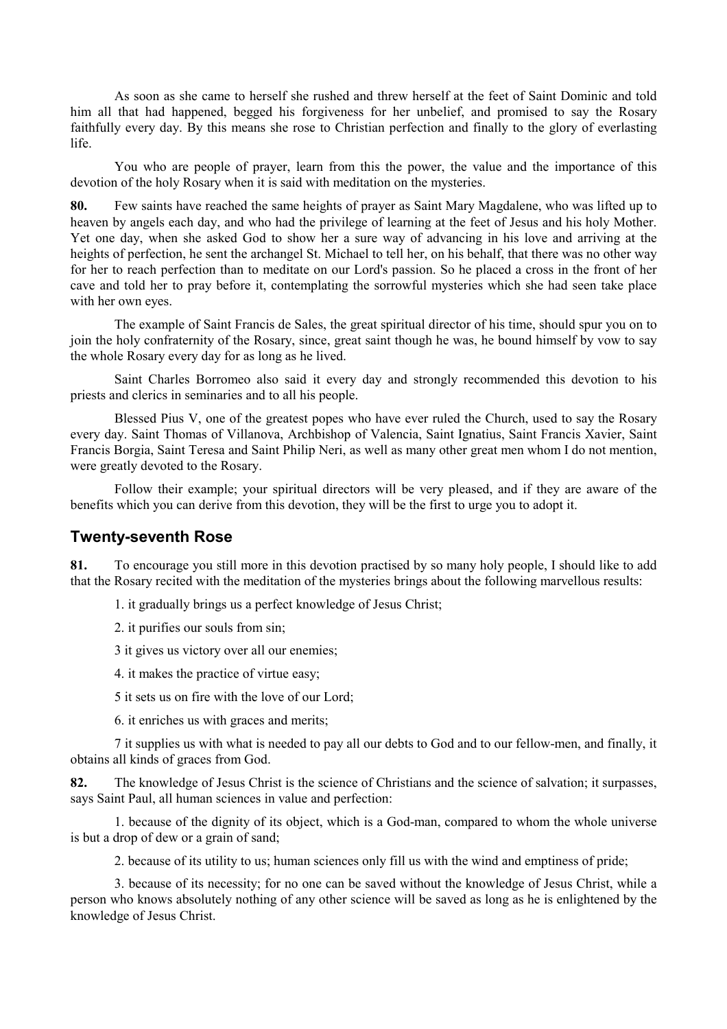As soon as she came to herself she rushed and threw herself at the feet of Saint Dominic and told him all that had happened, begged his forgiveness for her unbelief, and promised to say the Rosary faithfully every day. By this means she rose to Christian perfection and finally to the glory of everlasting life.

You who are people of prayer, learn from this the power, the value and the importance of this devotion of the holy Rosary when it is said with meditation on the mysteries.

**80.** Few saints have reached the same heights of prayer as Saint Mary Magdalene, who was lifted up to heaven by angels each day, and who had the privilege of learning at the feet of Jesus and his holy Mother. Yet one day, when she asked God to show her a sure way of advancing in his love and arriving at the heights of perfection, he sent the archangel St. Michael to tell her, on his behalf, that there was no other way for her to reach perfection than to meditate on our Lord's passion. So he placed a cross in the front of her cave and told her to pray before it, contemplating the sorrowful mysteries which she had seen take place with her own eyes.

The example of Saint Francis de Sales, the great spiritual director of his time, should spur you on to join the holy confraternity of the Rosary, since, great saint though he was, he bound himself by vow to say the whole Rosary every day for as long as he lived.

Saint Charles Borromeo also said it every day and strongly recommended this devotion to his priests and clerics in seminaries and to all his people.

Blessed Pius V, one of the greatest popes who have ever ruled the Church, used to say the Rosary every day. Saint Thomas of Villanova, Archbishop of Valencia, Saint Ignatius, Saint Francis Xavier, Saint Francis Borgia, Saint Teresa and Saint Philip Neri, as well as many other great men whom I do not mention, were greatly devoted to the Rosary.

Follow their example; your spiritual directors will be very pleased, and if they are aware of the benefits which you can derive from this devotion, they will be the first to urge you to adopt it.

## Twenty-seventh Rose

**81.** To encourage you still more in this devotion practised by so many holy people, I should like to add that the Rosary recited with the meditation of the mysteries brings about the following marvellous results:

1. it gradually brings us a perfect knowledge of Jesus Christ;

2. it purifies our souls from sin;

3 it gives us victory over all our enemies;

4. it makes the practice of virtue easy;

5 it sets us on fire with the love of our Lord;

6. it enriches us with graces and merits;

7 it supplies us with what is needed to pay all our debts to God and to our fellow-men, and finally, it obtains all kinds of graces from God.

**82.** The knowledge of Jesus Christ is the science of Christians and the science of salvation; it surpasses, says Saint Paul, all human sciences in value and perfection:

1. because of the dignity of its object, which is a God-man, compared to whom the whole universe is but a drop of dew or a grain of sand;

2. because of its utility to us; human sciences only fill us with the wind and emptiness of pride;

3. because of its necessity; for no one can be saved without the knowledge of Jesus Christ, while a person who knows absolutely nothing of any other science will be saved as long as he is enlightened by the knowledge of Jesus Christ.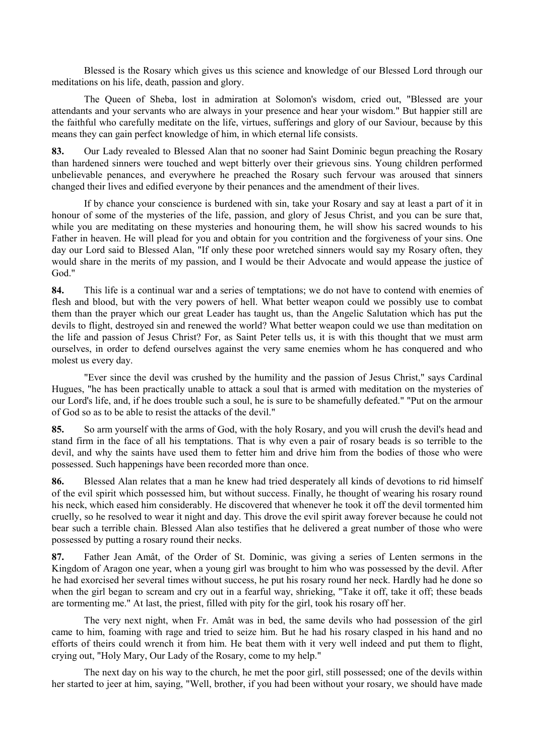Blessed is the Rosary which gives us this science and knowledge of our Blessed Lord through our meditations on his life, death, passion and glory.

The Queen of Sheba, lost in admiration at Solomon's wisdom, cried out, "Blessed are your attendants and your servants who are always in your presence and hear your wisdom." But happier still are the faithful who carefully meditate on the life, virtues, sufferings and glory of our Saviour, because by this means they can gain perfect knowledge of him, in which eternal life consists.

**83.** Our Lady revealed to Blessed Alan that no sooner had Saint Dominic begun preaching the Rosary than hardened sinners were touched and wept bitterly over their grievous sins. Young children performed unbelievable penances, and everywhere he preached the Rosary such fervour was aroused that sinners changed their lives and edified everyone by their penances and the amendment of their lives.

If by chance your conscience is burdened with sin, take your Rosary and say at least a part of it in honour of some of the mysteries of the life, passion, and glory of Jesus Christ, and you can be sure that, while you are meditating on these mysteries and honouring them, he will show his sacred wounds to his Father in heaven. He will plead for you and obtain for you contrition and the forgiveness of your sins. One day our Lord said to Blessed Alan, "If only these poor wretched sinners would say my Rosary often, they would share in the merits of my passion, and I would be their Advocate and would appease the justice of God."

**84.** This life is a continual war and a series of temptations; we do not have to contend with enemies of flesh and blood, but with the very powers of hell. What better weapon could we possibly use to combat them than the prayer which our great Leader has taught us, than the Angelic Salutation which has put the devils to flight, destroyed sin and renewed the world? What better weapon could we use than meditation on the life and passion of Jesus Christ? For, as Saint Peter tells us, it is with this thought that we must arm ourselves, in order to defend ourselves against the very same enemies whom he has conquered and who molest us every day.

"Ever since the devil was crushed by the humility and the passion of Jesus Christ," says Cardinal Hugues, "he has been practically unable to attack a soul that is armed with meditation on the mysteries of our Lord's life, and, if he does trouble such a soul, he is sure to be shamefully defeated." "Put on the armour of God so as to be able to resist the attacks of the devil."

**85.** So arm yourself with the arms of God, with the holy Rosary, and you will crush the devil's head and stand firm in the face of all his temptations. That is why even a pair of rosary beads is so terrible to the devil, and why the saints have used them to fetter him and drive him from the bodies of those who were possessed. Such happenings have been recorded more than once.

**86.** Blessed Alan relates that a man he knew had tried desperately all kinds of devotions to rid himself of the evil spirit which possessed him, but without success. Finally, he thought of wearing his rosary round his neck, which eased him considerably. He discovered that whenever he took it off the devil tormented him cruelly, so he resolved to wear it night and day. This drove the evil spirit away forever because he could not bear such a terrible chain. Blessed Alan also testifies that he delivered a great number of those who were possessed by putting a rosary round their necks.

**87.** Father Jean Amât, of the Order of St. Dominic, was giving a series of Lenten sermons in the Kingdom of Aragon one year, when a young girl was brought to him who was possessed by the devil. After he had exorcised her several times without success, he put his rosary round her neck. Hardly had he done so when the girl began to scream and cry out in a fearful way, shrieking, "Take it off, take it off; these beads are tormenting me." At last, the priest, filled with pity for the girl, took his rosary off her.

The very next night, when Fr. Amât was in bed, the same devils who had possession of the girl came to him, foaming with rage and tried to seize him. But he had his rosary clasped in his hand and no efforts of theirs could wrench it from him. He beat them with it very well indeed and put them to flight, crying out, "Holy Mary, Our Lady of the Rosary, come to my help."

The next day on his way to the church, he met the poor girl, still possessed; one of the devils within her started to jeer at him, saying, "Well, brother, if you had been without your rosary, we should have made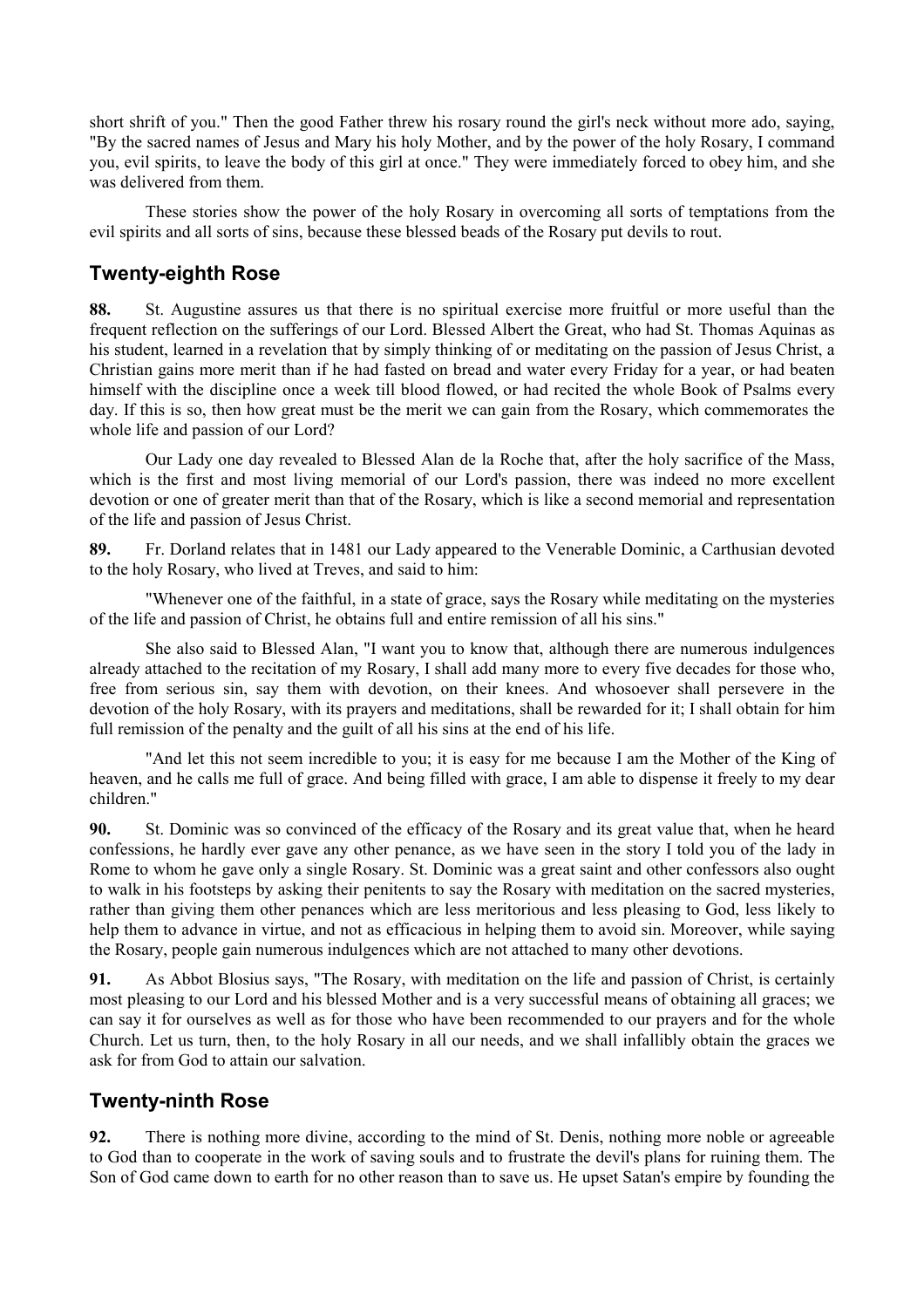short shrift of you." Then the good Father threw his rosary round the girl's neck without more ado, saying, "By the sacred names of Jesus and Mary his holy Mother, and by the power of the holy Rosary, I command you, evil spirits, to leave the body of this girl at once." They were immediately forced to obey him, and she was delivered from them.

These stories show the power of the holy Rosary in overcoming all sorts of temptations from the evil spirits and all sorts of sins, because these blessed beads of the Rosary put devils to rout.

## Twenty-eighth Rose

**88.** St. Augustine assures us that there is no spiritual exercise more fruitful or more useful than the frequent reflection on the sufferings of our Lord. Blessed Albert the Great, who had St. Thomas Aquinas as his student, learned in a revelation that by simply thinking of or meditating on the passion of Jesus Christ, a Christian gains more merit than if he had fasted on bread and water every Friday for a year, or had beaten himself with the discipline once a week till blood flowed, or had recited the whole Book of Psalms every day. If this is so, then how great must be the merit we can gain from the Rosary, which commemorates the whole life and passion of our Lord?

Our Lady one day revealed to Blessed Alan de la Roche that, after the holy sacrifice of the Mass, which is the first and most living memorial of our Lord's passion, there was indeed no more excellent devotion or one of greater merit than that of the Rosary, which is like a second memorial and representation of the life and passion of Jesus Christ.

**89.** Fr. Dorland relates that in 1481 our Lady appeared to the Venerable Dominic, a Carthusian devoted to the holy Rosary, who lived at Treves, and said to him:

"Whenever one of the faithful, in a state of grace, says the Rosary while meditating on the mysteries of the life and passion of Christ, he obtains full and entire remission of all his sins."

She also said to Blessed Alan, "I want you to know that, although there are numerous indulgences already attached to the recitation of my Rosary, I shall add many more to every five decades for those who, free from serious sin, say them with devotion, on their knees. And whosoever shall persevere in the devotion of the holy Rosary, with its prayers and meditations, shall be rewarded for it; I shall obtain for him full remission of the penalty and the guilt of all his sins at the end of his life.

"And let this not seem incredible to you; it is easy for me because I am the Mother of the King of heaven, and he calls me full of grace. And being filled with grace, I am able to dispense it freely to my dear children."

**90.** St. Dominic was so convinced of the efficacy of the Rosary and its great value that, when he heard confessions, he hardly ever gave any other penance, as we have seen in the story I told you of the lady in Rome to whom he gave only a single Rosary. St. Dominic was a great saint and other confessors also ought to walk in his footsteps by asking their penitents to say the Rosary with meditation on the sacred mysteries, rather than giving them other penances which are less meritorious and less pleasing to God, less likely to help them to advance in virtue, and not as efficacious in helping them to avoid sin. Moreover, while saying the Rosary, people gain numerous indulgences which are not attached to many other devotions.

**91.** As Abbot Blosius says, "The Rosary, with meditation on the life and passion of Christ, is certainly most pleasing to our Lord and his blessed Mother and is a very successful means of obtaining all graces; we can say it for ourselves as well as for those who have been recommended to our prayers and for the whole Church. Let us turn, then, to the holy Rosary in all our needs, and we shall infallibly obtain the graces we ask for from God to attain our salvation.

## Twenty-ninth Rose

**92.** There is nothing more divine, according to the mind of St. Denis, nothing more noble or agreeable to God than to cooperate in the work of saving souls and to frustrate the devil's plans for ruining them. The Son of God came down to earth for no other reason than to save us. He upset Satan's empire by founding the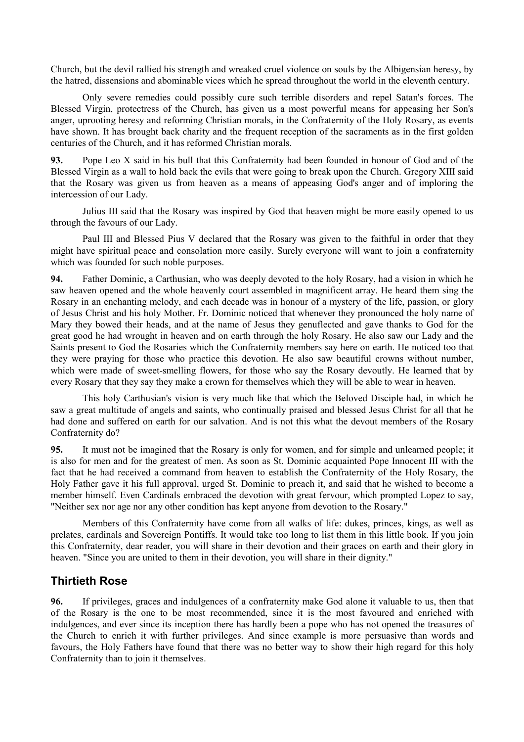Church, but the devil rallied his strength and wreaked cruel violence on souls by the Albigensian heresy, by the hatred, dissensions and abominable vices which he spread throughout the world in the eleventh century.

Only severe remedies could possibly cure such terrible disorders and repel Satan's forces. The Blessed Virgin, protectress of the Church, has given us a most powerful means for appeasing her Son's anger, uprooting heresy and reforming Christian morals, in the Confraternity of the Holy Rosary, as events have shown. It has brought back charity and the frequent reception of the sacraments as in the first golden centuries of the Church, and it has reformed Christian morals.

**93.** Pope Leo X said in his bull that this Confraternity had been founded in honour of God and of the Blessed Virgin as a wall to hold back the evils that were going to break upon the Church. Gregory XIII said that the Rosary was given us from heaven as a means of appeasing God's anger and of imploring the intercession of our Lady.

Julius III said that the Rosary was inspired by God that heaven might be more easily opened to us through the favours of our Lady.

Paul III and Blessed Pius V declared that the Rosary was given to the faithful in order that they might have spiritual peace and consolation more easily. Surely everyone will want to join a confraternity which was founded for such noble purposes.

**94.** Father Dominic, a Carthusian, who was deeply devoted to the holy Rosary, had a vision in which he saw heaven opened and the whole heavenly court assembled in magnificent array. He heard them sing the Rosary in an enchanting melody, and each decade was in honour of a mystery of the life, passion, or glory of Jesus Christ and his holy Mother. Fr. Dominic noticed that whenever they pronounced the holy name of Mary they bowed their heads, and at the name of Jesus they genuflected and gave thanks to God for the great good he had wrought in heaven and on earth through the holy Rosary. He also saw our Lady and the Saints present to God the Rosaries which the Confraternity members say here on earth. He noticed too that they were praying for those who practice this devotion. He also saw beautiful crowns without number, which were made of sweet-smelling flowers, for those who say the Rosary devoutly. He learned that by every Rosary that they say they make a crown for themselves which they will be able to wear in heaven.

This holy Carthusian's vision is very much like that which the Beloved Disciple had, in which he saw a great multitude of angels and saints, who continually praised and blessed Jesus Christ for all that he had done and suffered on earth for our salvation. And is not this what the devout members of the Rosary Confraternity do?

**95.** It must not be imagined that the Rosary is only for women, and for simple and unlearned people; it is also for men and for the greatest of men. As soon as St. Dominic acquainted Pope Innocent III with the fact that he had received a command from heaven to establish the Confraternity of the Holy Rosary, the Holy Father gave it his full approval, urged St. Dominic to preach it, and said that he wished to become a member himself. Even Cardinals embraced the devotion with great fervour, which prompted Lopez to say, "Neither sex nor age nor any other condition has kept anyone from devotion to the Rosary."

Members of this Confraternity have come from all walks of life: dukes, princes, kings, as well as prelates, cardinals and Sovereign Pontiffs. It would take too long to list them in this little book. If you join this Confraternity, dear reader, you will share in their devotion and their graces on earth and their glory in heaven. "Since you are united to them in their devotion, you will share in their dignity."

## Thirtieth Rose

**96.** If privileges, graces and indulgences of a confraternity make God alone it valuable to us, then that of the Rosary is the one to be most recommended, since it is the most favoured and enriched with indulgences, and ever since its inception there has hardly been a pope who has not opened the treasures of the Church to enrich it with further privileges. And since example is more persuasive than words and favours, the Holy Fathers have found that there was no better way to show their high regard for this holy Confraternity than to join it themselves.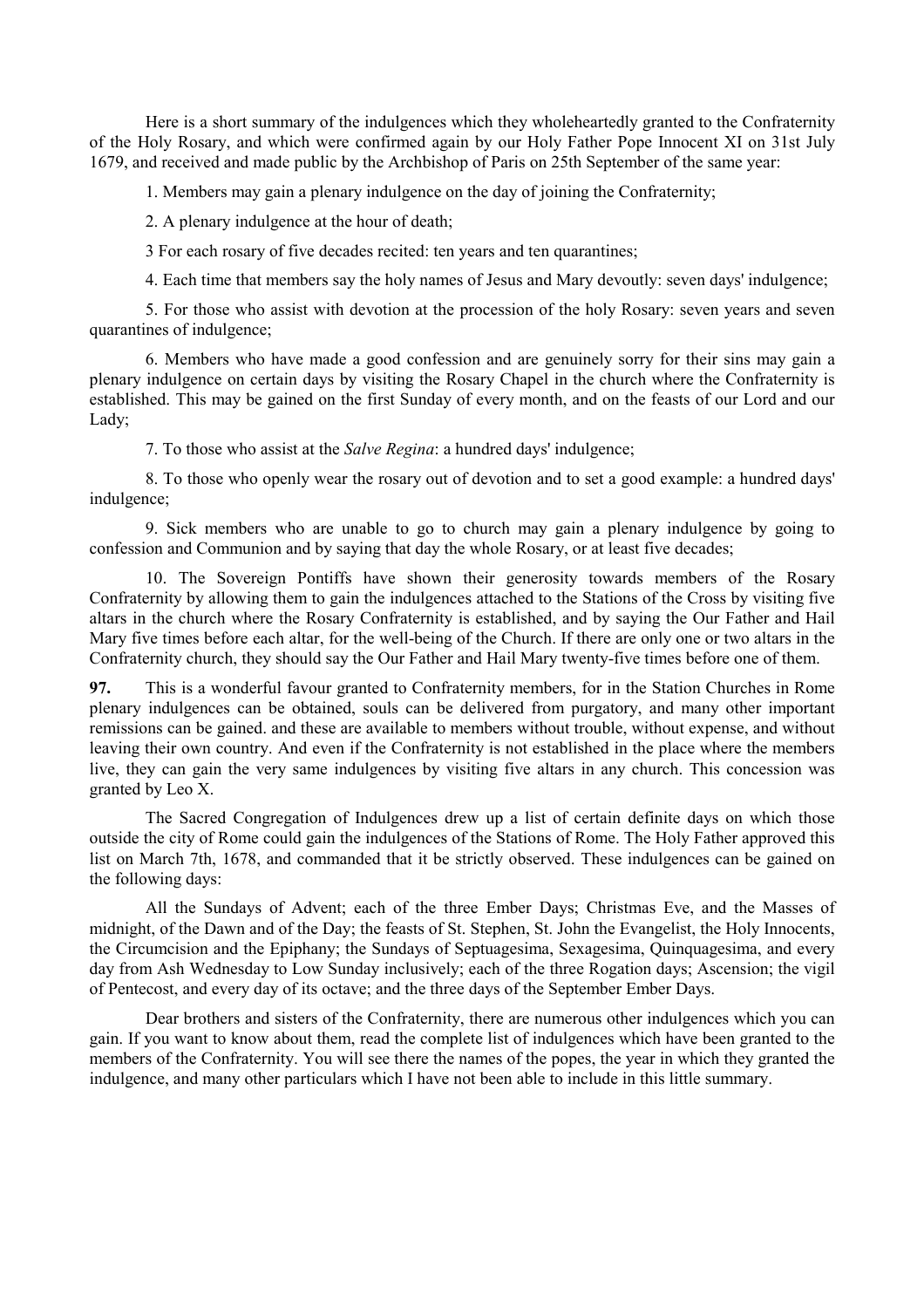Here is a short summary of the indulgences which they wholeheartedly granted to the Confraternity of the Holy Rosary, and which were confirmed again by our Holy Father Pope Innocent XI on 31st July 1679, and received and made public by the Archbishop of Paris on 25th September of the same year:

1. Members may gain a plenary indulgence on the day of joining the Confraternity;

2. A plenary indulgence at the hour of death;

3 For each rosary of five decades recited: ten years and ten quarantines;

4. Each time that members say the holy names of Jesus and Mary devoutly: seven days' indulgence;

5. For those who assist with devotion at the procession of the holy Rosary: seven years and seven quarantines of indulgence;

6. Members who have made a good confession and are genuinely sorry for their sins may gain a plenary indulgence on certain days by visiting the Rosary Chapel in the church where the Confraternity is established. This may be gained on the first Sunday of every month, and on the feasts of our Lord and our Lady;

7. To those who assist at the *Salve Regina*: a hundred days' indulgence;

8. To those who openly wear the rosary out of devotion and to set a good example: a hundred days' indulgence;

9. Sick members who are unable to go to church may gain a plenary indulgence by going to confession and Communion and by saying that day the whole Rosary, or at least five decades;

10. The Sovereign Pontiffs have shown their generosity towards members of the Rosary Confraternity by allowing them to gain the indulgences attached to the Stations of the Cross by visiting five altars in the church where the Rosary Confraternity is established, and by saying the Our Father and Hail Mary five times before each altar, for the well-being of the Church. If there are only one or two altars in the Confraternity church, they should say the Our Father and Hail Mary twenty-five times before one of them.

**97.** This is a wonderful favour granted to Confraternity members, for in the Station Churches in Rome plenary indulgences can be obtained, souls can be delivered from purgatory, and many other important remissions can be gained. and these are available to members without trouble, without expense, and without leaving their own country. And even if the Confraternity is not established in the place where the members live, they can gain the very same indulgences by visiting five altars in any church. This concession was granted by Leo X.

The Sacred Congregation of Indulgences drew up a list of certain definite days on which those outside the city of Rome could gain the indulgences of the Stations of Rome. The Holy Father approved this list on March 7th, 1678, and commanded that it be strictly observed. These indulgences can be gained on the following days:

All the Sundays of Advent; each of the three Ember Days; Christmas Eve, and the Masses of midnight, of the Dawn and of the Day; the feasts of St. Stephen, St. John the Evangelist, the Holy Innocents, the Circumcision and the Epiphany; the Sundays of Septuagesima, Sexagesima, Quinquagesima, and every day from Ash Wednesday to Low Sunday inclusively; each of the three Rogation days; Ascension; the vigil of Pentecost, and every day of its octave; and the three days of the September Ember Days.

Dear brothers and sisters of the Confraternity, there are numerous other indulgences which you can gain. If you want to know about them, read the complete list of indulgences which have been granted to the members of the Confraternity. You will see there the names of the popes, the year in which they granted the indulgence, and many other particulars which I have not been able to include in this little summary.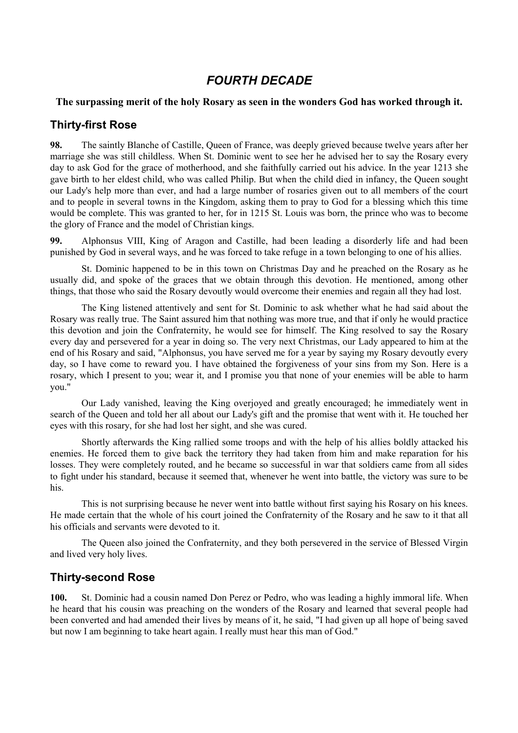## *FOURTH DECADE*

**The surpassing merit of the holy Rosary as seen in the wonders God has worked through it.**

### Thirty-first Rose

**98.** The saintly Blanche of Castille, Queen of France, was deeply grieved because twelve years after her marriage she was still childless. When St. Dominic went to see her he advised her to say the Rosary every day to ask God for the grace of motherhood, and she faithfully carried out his advice. In the year 1213 she gave birth to her eldest child, who was called Philip. But when the child died in infancy, the Queen sought our Lady's help more than ever, and had a large number of rosaries given out to all members of the court and to people in several towns in the Kingdom, asking them to pray to God for a blessing which this time would be complete. This was granted to her, for in 1215 St. Louis was born, the prince who was to become the glory of France and the model of Christian kings.

**99.** Alphonsus VIII, King of Aragon and Castille, had been leading a disorderly life and had been punished by God in several ways, and he was forced to take refuge in a town belonging to one of his allies.

St. Dominic happened to be in this town on Christmas Day and he preached on the Rosary as he usually did, and spoke of the graces that we obtain through this devotion. He mentioned, among other things, that those who said the Rosary devoutly would overcome their enemies and regain all they had lost.

The King listened attentively and sent for St. Dominic to ask whether what he had said about the Rosary was really true. The Saint assured him that nothing was more true, and that if only he would practice this devotion and join the Confraternity, he would see for himself. The King resolved to say the Rosary every day and persevered for a year in doing so. The very next Christmas, our Lady appeared to him at the end of his Rosary and said, "Alphonsus, you have served me for a year by saying my Rosary devoutly every day, so I have come to reward you. I have obtained the forgiveness of your sins from my Son. Here is a rosary, which I present to you; wear it, and I promise you that none of your enemies will be able to harm you."

Our Lady vanished, leaving the King overjoyed and greatly encouraged; he immediately went in search of the Queen and told her all about our Lady's gift and the promise that went with it. He touched her eyes with this rosary, for she had lost her sight, and she was cured.

Shortly afterwards the King rallied some troops and with the help of his allies boldly attacked his enemies. He forced them to give back the territory they had taken from him and make reparation for his losses. They were completely routed, and he became so successful in war that soldiers came from all sides to fight under his standard, because it seemed that, whenever he went into battle, the victory was sure to be his.

This is not surprising because he never went into battle without first saying his Rosary on his knees. He made certain that the whole of his court joined the Confraternity of the Rosary and he saw to it that all his officials and servants were devoted to it.

The Queen also joined the Confraternity, and they both persevered in the service of Blessed Virgin and lived very holy lives.

### Thirty-second Rose

**100.** St. Dominic had a cousin named Don Perez or Pedro, who was leading a highly immoral life. When he heard that his cousin was preaching on the wonders of the Rosary and learned that several people had been converted and had amended their lives by means of it, he said, "I had given up all hope of being saved but now I am beginning to take heart again. I really must hear this man of God."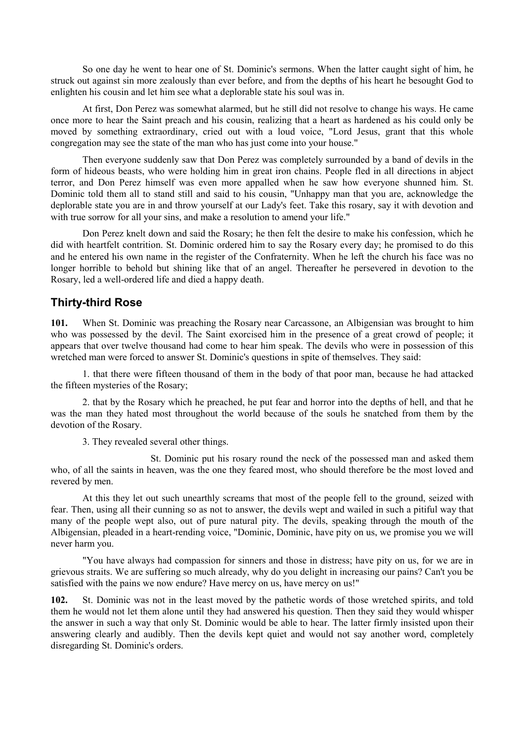So one day he went to hear one of St. Dominic's sermons. When the latter caught sight of him, he struck out against sin more zealously than ever before, and from the depths of his heart he besought God to enlighten his cousin and let him see what a deplorable state his soul was in.

At first, Don Perez was somewhat alarmed, but he still did not resolve to change his ways. He came once more to hear the Saint preach and his cousin, realizing that a heart as hardened as his could only be moved by something extraordinary, cried out with a loud voice, "Lord Jesus, grant that this whole congregation may see the state of the man who has just come into your house."

Then everyone suddenly saw that Don Perez was completely surrounded by a band of devils in the form of hideous beasts, who were holding him in great iron chains. People fled in all directions in abject terror, and Don Perez himself was even more appalled when he saw how everyone shunned him. St. Dominic told them all to stand still and said to his cousin, "Unhappy man that you are, acknowledge the deplorable state you are in and throw yourself at our Lady's feet. Take this rosary, say it with devotion and with true sorrow for all your sins, and make a resolution to amend your life."

Don Perez knelt down and said the Rosary; he then felt the desire to make his confession, which he did with heartfelt contrition. St. Dominic ordered him to say the Rosary every day; he promised to do this and he entered his own name in the register of the Confraternity. When he left the church his face was no longer horrible to behold but shining like that of an angel. Thereafter he persevered in devotion to the Rosary, led a well-ordered life and died a happy death.

## Thirty-third Rose

**101.** When St. Dominic was preaching the Rosary near Carcassone, an Albigensian was brought to him who was possessed by the devil. The Saint exorcised him in the presence of a great crowd of people; it appears that over twelve thousand had come to hear him speak. The devils who were in possession of this wretched man were forced to answer St. Dominic's questions in spite of themselves. They said:

1. that there were fifteen thousand of them in the body of that poor man, because he had attacked the fifteen mysteries of the Rosary;

2. that by the Rosary which he preached, he put fear and horror into the depths of hell, and that he was the man they hated most throughout the world because of the souls he snatched from them by the devotion of the Rosary.

3. They revealed several other things.

St. Dominic put his rosary round the neck of the possessed man and asked them who, of all the saints in heaven, was the one they feared most, who should therefore be the most loved and revered by men.

At this they let out such unearthly screams that most of the people fell to the ground, seized with fear. Then, using all their cunning so as not to answer, the devils wept and wailed in such a pitiful way that many of the people wept also, out of pure natural pity. The devils, speaking through the mouth of the Albigensian, pleaded in a heart-rending voice, "Dominic, Dominic, have pity on us, we promise you we will never harm you.

"You have always had compassion for sinners and those in distress; have pity on us, for we are in grievous straits. We are suffering so much already, why do you delight in increasing our pains? Can't you be satisfied with the pains we now endure? Have mercy on us, have mercy on us!"

**102.** St. Dominic was not in the least moved by the pathetic words of those wretched spirits, and told them he would not let them alone until they had answered his question. Then they said they would whisper the answer in such a way that only St. Dominic would be able to hear. The latter firmly insisted upon their answering clearly and audibly. Then the devils kept quiet and would not say another word, completely disregarding St. Dominic's orders.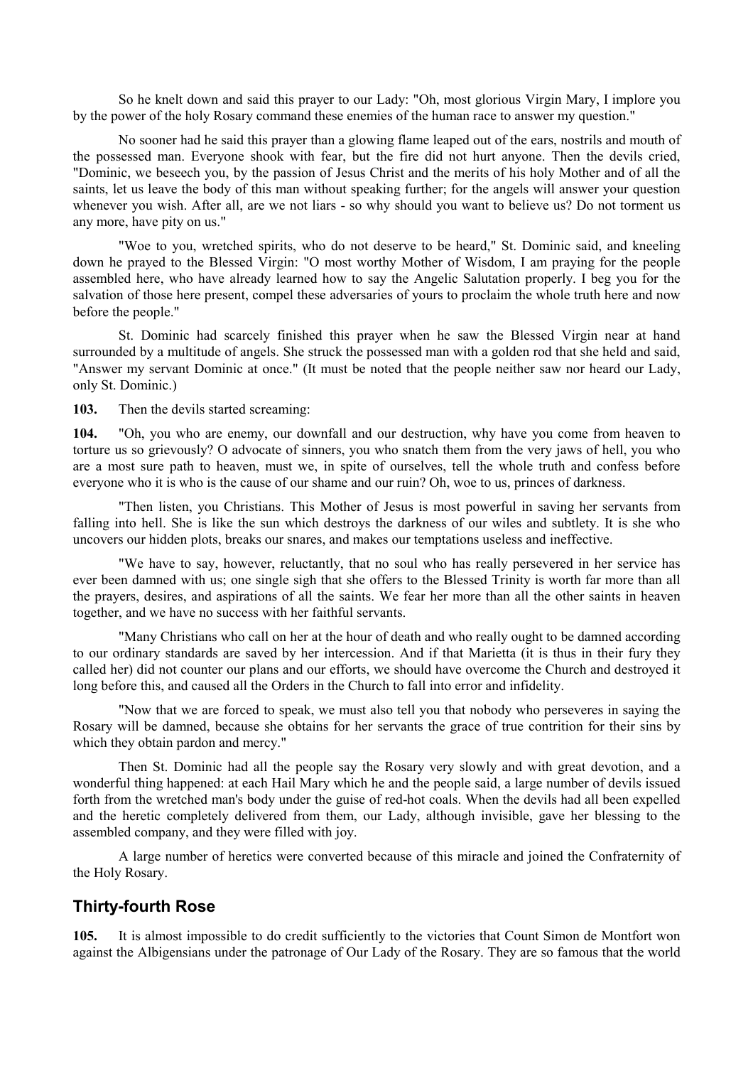So he knelt down and said this prayer to our Lady: "Oh, most glorious Virgin Mary, I implore you by the power of the holy Rosary command these enemies of the human race to answer my question."

No sooner had he said this prayer than a glowing flame leaped out of the ears, nostrils and mouth of the possessed man. Everyone shook with fear, but the fire did not hurt anyone. Then the devils cried, "Dominic, we beseech you, by the passion of Jesus Christ and the merits of his holy Mother and of all the saints, let us leave the body of this man without speaking further; for the angels will answer your question whenever you wish. After all, are we not liars - so why should you want to believe us? Do not torment us any more, have pity on us."

"Woe to you, wretched spirits, who do not deserve to be heard," St. Dominic said, and kneeling down he prayed to the Blessed Virgin: "O most worthy Mother of Wisdom, I am praying for the people assembled here, who have already learned how to say the Angelic Salutation properly. I beg you for the salvation of those here present, compel these adversaries of yours to proclaim the whole truth here and now before the people."

St. Dominic had scarcely finished this prayer when he saw the Blessed Virgin near at hand surrounded by a multitude of angels. She struck the possessed man with a golden rod that she held and said, "Answer my servant Dominic at once." (It must be noted that the people neither saw nor heard our Lady, only St. Dominic.)

**103.** Then the devils started screaming:

**104.** "Oh, you who are enemy, our downfall and our destruction, why have you come from heaven to torture us so grievously? O advocate of sinners, you who snatch them from the very jaws of hell, you who are a most sure path to heaven, must we, in spite of ourselves, tell the whole truth and confess before everyone who it is who is the cause of our shame and our ruin? Oh, woe to us, princes of darkness.

"Then listen, you Christians. This Mother of Jesus is most powerful in saving her servants from falling into hell. She is like the sun which destroys the darkness of our wiles and subtlety. It is she who uncovers our hidden plots, breaks our snares, and makes our temptations useless and ineffective.

"We have to say, however, reluctantly, that no soul who has really persevered in her service has ever been damned with us; one single sigh that she offers to the Blessed Trinity is worth far more than all the prayers, desires, and aspirations of all the saints. We fear her more than all the other saints in heaven together, and we have no success with her faithful servants.

"Many Christians who call on her at the hour of death and who really ought to be damned according to our ordinary standards are saved by her intercession. And if that Marietta (it is thus in their fury they called her) did not counter our plans and our efforts, we should have overcome the Church and destroyed it long before this, and caused all the Orders in the Church to fall into error and infidelity.

"Now that we are forced to speak, we must also tell you that nobody who perseveres in saying the Rosary will be damned, because she obtains for her servants the grace of true contrition for their sins by which they obtain pardon and mercy."

Then St. Dominic had all the people say the Rosary very slowly and with great devotion, and a wonderful thing happened: at each Hail Mary which he and the people said, a large number of devils issued forth from the wretched man's body under the guise of red-hot coals. When the devils had all been expelled and the heretic completely delivered from them, our Lady, although invisible, gave her blessing to the assembled company, and they were filled with joy.

A large number of heretics were converted because of this miracle and joined the Confraternity of the Holy Rosary.

## Thirty-fourth Rose

**105.** It is almost impossible to do credit sufficiently to the victories that Count Simon de Montfort won against the Albigensians under the patronage of Our Lady of the Rosary. They are so famous that the world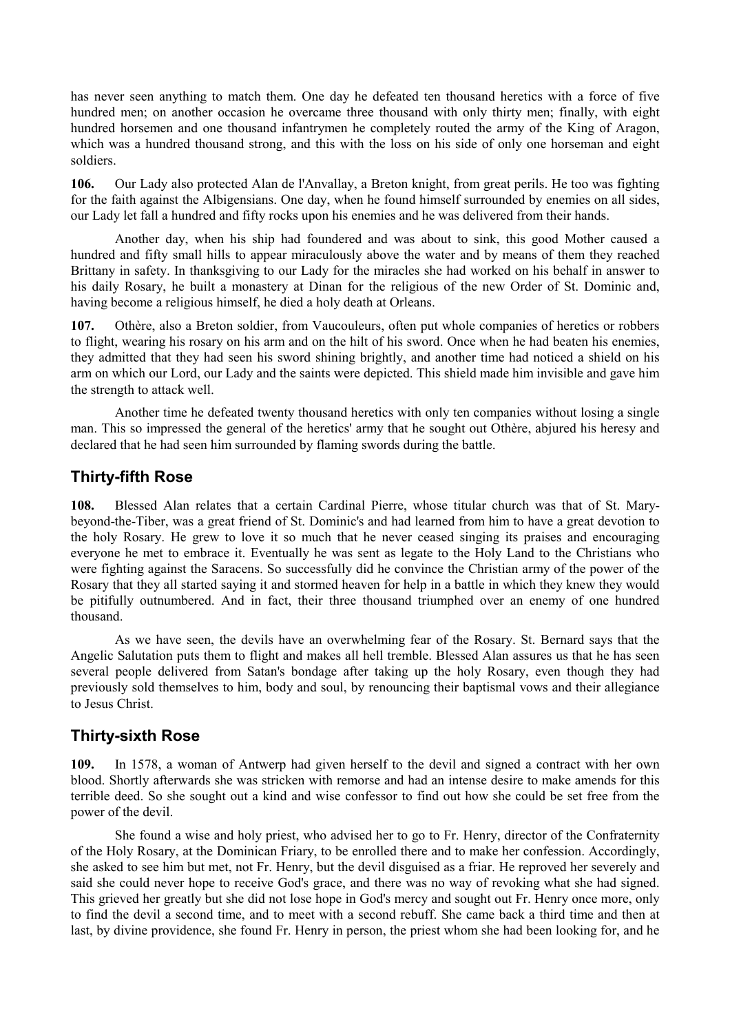has never seen anything to match them. One day he defeated ten thousand heretics with a force of five hundred men; on another occasion he overcame three thousand with only thirty men; finally, with eight hundred horsemen and one thousand infantrymen he completely routed the army of the King of Aragon, which was a hundred thousand strong, and this with the loss on his side of only one horseman and eight soldiers.

**106.** Our Lady also protected Alan de l'Anvallay, a Breton knight, from great perils. He too was fighting for the faith against the Albigensians. One day, when he found himself surrounded by enemies on all sides, our Lady let fall a hundred and fifty rocks upon his enemies and he was delivered from their hands.

Another day, when his ship had foundered and was about to sink, this good Mother caused a hundred and fifty small hills to appear miraculously above the water and by means of them they reached Brittany in safety. In thanksgiving to our Lady for the miracles she had worked on his behalf in answer to his daily Rosary, he built a monastery at Dinan for the religious of the new Order of St. Dominic and, having become a religious himself, he died a holy death at Orleans.

**107.** Othère, also a Breton soldier, from Vaucouleurs, often put whole companies of heretics or robbers to flight, wearing his rosary on his arm and on the hilt of his sword. Once when he had beaten his enemies, they admitted that they had seen his sword shining brightly, and another time had noticed a shield on his arm on which our Lord, our Lady and the saints were depicted. This shield made him invisible and gave him the strength to attack well.

Another time he defeated twenty thousand heretics with only ten companies without losing a single man. This so impressed the general of the heretics' army that he sought out Othère, abjured his heresy and declared that he had seen him surrounded by flaming swords during the battle.

## Thirty-fifth Rose

**108.** Blessed Alan relates that a certain Cardinal Pierre, whose titular church was that of St. Mary-beyond-the-Tiber, was a great friend of St. Dominic's and had learned from him to have a great devotion to the holy Rosary. He grew to love it so much that he never ceased singing its praises and encouraging everyone he met to embrace it. Eventually he was sent as legate to the Holy Land to the Christians who were fighting against the Saracens. So successfully did he convince the Christian army of the power of the Rosary that they all started saying it and stormed heaven for help in a battle in which they knew they would be pitifully outnumbered. And in fact, their three thousand triumphed over an enemy of one hundred thousand.

As we have seen, the devils have an overwhelming fear of the Rosary. St. Bernard says that the Angelic Salutation puts them to flight and makes all hell tremble. Blessed Alan assures us that he has seen several people delivered from Satan's bondage after taking up the holy Rosary, even though they had previously sold themselves to him, body and soul, by renouncing their baptismal vows and their allegiance to Jesus Christ.

## Thirty-sixth Rose

**109.** In 1578, a woman of Antwerp had given herself to the devil and signed a contract with her own blood. Shortly afterwards she was stricken with remorse and had an intense desire to make amends for this terrible deed. So she sought out a kind and wise confessor to find out how she could be set free from the power of the devil.

She found a wise and holy priest, who advised her to go to Fr. Henry, director of the Confraternity of the Holy Rosary, at the Dominican Friary, to be enrolled there and to make her confession. Accordingly, she asked to see him but met, not Fr. Henry, but the devil disguised as a friar. He reproved her severely and said she could never hope to receive God's grace, and there was no way of revoking what she had signed. This grieved her greatly but she did not lose hope in God's mercy and sought out Fr. Henry once more, only to find the devil a second time, and to meet with a second rebuff. She came back a third time and then at last, by divine providence, she found Fr. Henry in person, the priest whom she had been looking for, and he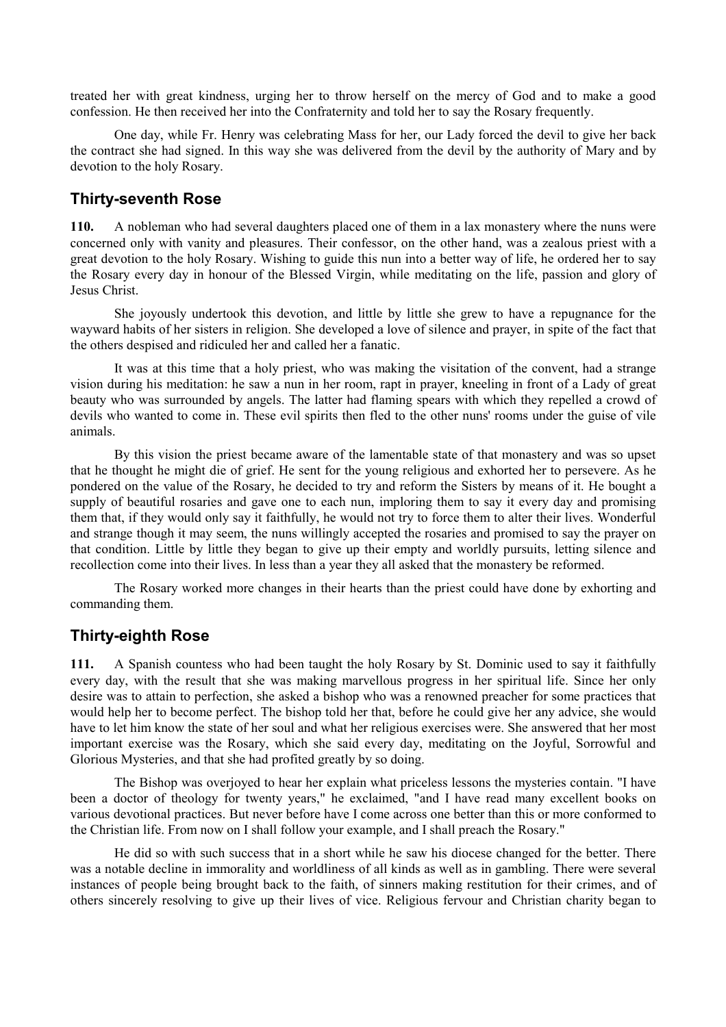treated her with great kindness, urging her to throw herself on the mercy of God and to make a good confession. He then received her into the Confraternity and told her to say the Rosary frequently.

One day, while Fr. Henry was celebrating Mass for her, our Lady forced the devil to give her back the contract she had signed. In this way she was delivered from the devil by the authority of Mary and by devotion to the holy Rosary.

## Thirty-seventh Rose

**110.** A nobleman who had several daughters placed one of them in a lax monastery where the nuns were concerned only with vanity and pleasures. Their confessor, on the other hand, was a zealous priest with a great devotion to the holy Rosary. Wishing to guide this nun into a better way of life, he ordered her to say the Rosary every day in honour of the Blessed Virgin, while meditating on the life, passion and glory of Jesus Christ.

She joyously undertook this devotion, and little by little she grew to have a repugnance for the wayward habits of her sisters in religion. She developed a love of silence and prayer, in spite of the fact that the others despised and ridiculed her and called her a fanatic.

It was at this time that a holy priest, who was making the visitation of the convent, had a strange vision during his meditation: he saw a nun in her room, rapt in prayer, kneeling in front of a Lady of great beauty who was surrounded by angels. The latter had flaming spears with which they repelled a crowd of devils who wanted to come in. These evil spirits then fled to the other nuns' rooms under the guise of vile animals.

By this vision the priest became aware of the lamentable state of that monastery and was so upset that he thought he might die of grief. He sent for the young religious and exhorted her to persevere. As he pondered on the value of the Rosary, he decided to try and reform the Sisters by means of it. He bought a supply of beautiful rosaries and gave one to each nun, imploring them to say it every day and promising them that, if they would only say it faithfully, he would not try to force them to alter their lives. Wonderful and strange though it may seem, the nuns willingly accepted the rosaries and promised to say the prayer on that condition. Little by little they began to give up their empty and worldly pursuits, letting silence and recollection come into their lives. In less than a year they all asked that the monastery be reformed.

The Rosary worked more changes in their hearts than the priest could have done by exhorting and commanding them.

## Thirty-eighth Rose

**111.** A Spanish countess who had been taught the holy Rosary by St. Dominic used to say it faithfully every day, with the result that she was making marvellous progress in her spiritual life. Since her only desire was to attain to perfection, she asked a bishop who was a renowned preacher for some practices that would help her to become perfect. The bishop told her that, before he could give her any advice, she would have to let him know the state of her soul and what her religious exercises were. She answered that her most important exercise was the Rosary, which she said every day, meditating on the Joyful, Sorrowful and Glorious Mysteries, and that she had profited greatly by so doing.

The Bishop was overjoyed to hear her explain what priceless lessons the mysteries contain. "I have been a doctor of theology for twenty years," he exclaimed, "and I have read many excellent books on various devotional practices. But never before have I come across one better than this or more conformed to the Christian life. From now on I shall follow your example, and I shall preach the Rosary."

He did so with such success that in a short while he saw his diocese changed for the better. There was a notable decline in immorality and worldliness of all kinds as well as in gambling. There were several instances of people being brought back to the faith, of sinners making restitution for their crimes, and of others sincerely resolving to give up their lives of vice. Religious fervour and Christian charity began to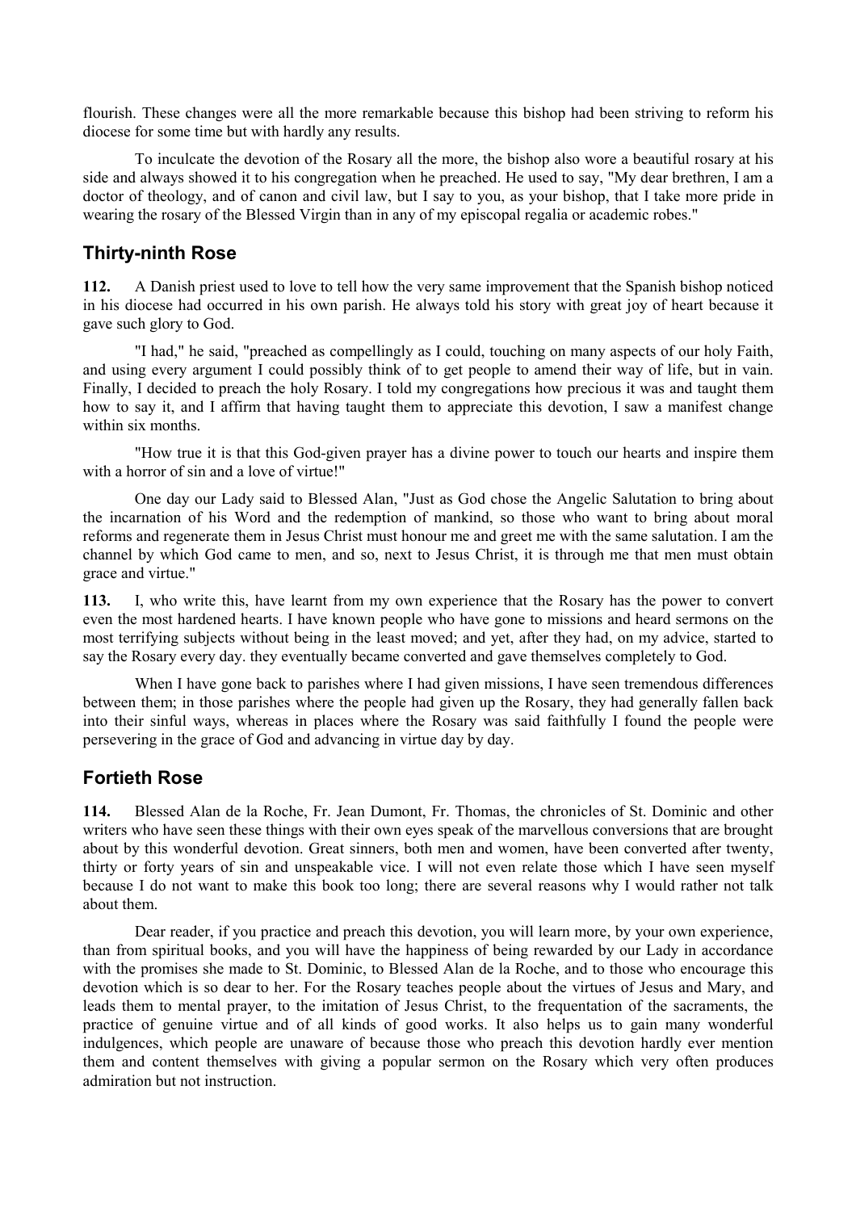flourish. These changes were all the more remarkable because this bishop had been striving to reform his diocese for some time but with hardly any results.

To inculcate the devotion of the Rosary all the more, the bishop also wore a beautiful rosary at his side and always showed it to his congregation when he preached. He used to say, "My dear brethren, I am a doctor of theology, and of canon and civil law, but I say to you, as your bishop, that I take more pride in wearing the rosary of the Blessed Virgin than in any of my episcopal regalia or academic robes."

## Thirty-ninth Rose

**112.** A Danish priest used to love to tell how the very same improvement that the Spanish bishop noticed in his diocese had occurred in his own parish. He always told his story with great joy of heart because it gave such glory to God.

"I had," he said, "preached as compellingly as I could, touching on many aspects of our holy Faith, and using every argument I could possibly think of to get people to amend their way of life, but in vain. Finally, I decided to preach the holy Rosary. I told my congregations how precious it was and taught them how to say it, and I affirm that having taught them to appreciate this devotion, I saw a manifest change within six months.

"How true it is that this God-given prayer has a divine power to touch our hearts and inspire them with a horror of sin and a love of virtue!"

One day our Lady said to Blessed Alan, "Just as God chose the Angelic Salutation to bring about the incarnation of his Word and the redemption of mankind, so those who want to bring about moral reforms and regenerate them in Jesus Christ must honour me and greet me with the same salutation. I am the channel by which God came to men, and so, next to Jesus Christ, it is through me that men must obtain grace and virtue."

**113.** I, who write this, have learnt from my own experience that the Rosary has the power to convert even the most hardened hearts. I have known people who have gone to missions and heard sermons on the most terrifying subjects without being in the least moved; and yet, after they had, on my advice, started to say the Rosary every day. they eventually became converted and gave themselves completely to God.

When I have gone back to parishes where I had given missions, I have seen tremendous differences between them; in those parishes where the people had given up the Rosary, they had generally fallen back into their sinful ways, whereas in places where the Rosary was said faithfully I found the people were persevering in the grace of God and advancing in virtue day by day.

## Fortieth Rose

**114.** Blessed Alan de la Roche, Fr. Jean Dumont, Fr. Thomas, the chronicles of St. Dominic and other writers who have seen these things with their own eyes speak of the marvellous conversions that are brought about by this wonderful devotion. Great sinners, both men and women, have been converted after twenty, thirty or forty years of sin and unspeakable vice. I will not even relate those which I have seen myself because I do not want to make this book too long; there are several reasons why I would rather not talk about them.

Dear reader, if you practice and preach this devotion, you will learn more, by your own experience, than from spiritual books, and you will have the happiness of being rewarded by our Lady in accordance with the promises she made to St. Dominic, to Blessed Alan de la Roche, and to those who encourage this devotion which is so dear to her. For the Rosary teaches people about the virtues of Jesus and Mary, and leads them to mental prayer, to the imitation of Jesus Christ, to the frequentation of the sacraments, the practice of genuine virtue and of all kinds of good works. It also helps us to gain many wonderful indulgences, which people are unaware of because those who preach this devotion hardly ever mention them and content themselves with giving a popular sermon on the Rosary which very often produces admiration but not instruction.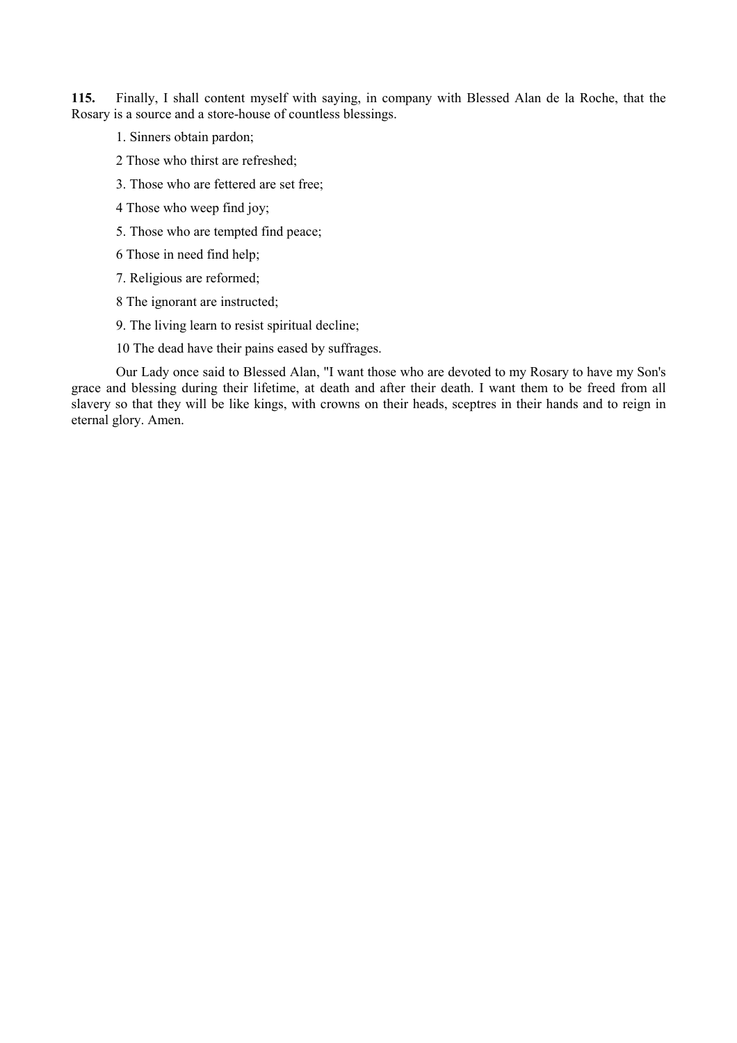**115.** Finally, I shall content myself with saying, in company with Blessed Alan de la Roche, that the Rosary is a source and a store-house of countless blessings.

1. Sinners obtain pardon;

2 Those who thirst are refreshed;

3. Those who are fettered are set free;

4 Those who weep find joy;

5. Those who are tempted find peace;

6 Those in need find help;

7. Religious are reformed;

8 The ignorant are instructed;

9. The living learn to resist spiritual decline;

10 The dead have their pains eased by suffrages.

Our Lady once said to Blessed Alan, "I want those who are devoted to my Rosary to have my Son's grace and blessing during their lifetime, at death and after their death. I want them to be freed from all slavery so that they will be like kings, with crowns on their heads, sceptres in their hands and to reign in eternal glory. Amen.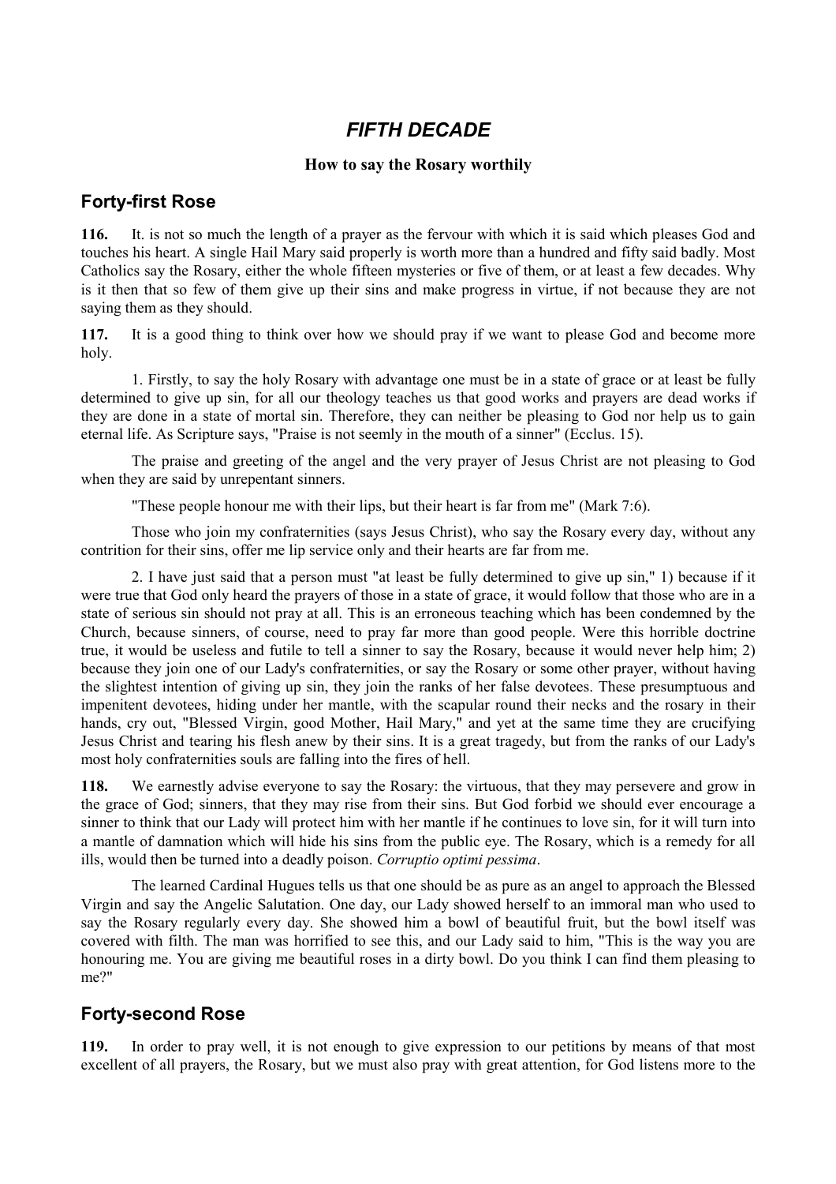# *FIFTH DECADE*

### How to say the Rosary worthily

## Forty-first Rose

**116.** It. is not so much the length of a prayer as the fervour with which it is said which pleases God and touches his heart. A single Hail Mary said properly is worth more than a hundred and fifty said badly. Most Catholics say the Rosary, either the whole fifteen mysteries or five of them, or at least a few decades. Why is it then that so few of them give up their sins and make progress in virtue, if not because they are not saying them as they should.

**117.** It is a good thing to think over how we should pray if we want to please God and become more holy.

1. Firstly, to say the holy Rosary with advantage one must be in a state of grace or at least be fully determined to give up sin, for all our theology teaches us that good works and prayers are dead works if they are done in a state of mortal sin. Therefore, they can neither be pleasing to God nor help us to gain eternal life. As Scripture says, "Praise is not seemly in the mouth of a sinner" (Ecclus. 15).

The praise and greeting of the angel and the very prayer of Jesus Christ are not pleasing to God when they are said by unrepentant sinners.

"These people honour me with their lips, but their heart is far from me" (Mark 7:6).

Those who join my confraternities (says Jesus Christ), who say the Rosary every day, without any contrition for their sins, offer me lip service only and their hearts are far from me.

2. I have just said that a person must "at least be fully determined to give up sin," 1) because if it were true that God only heard the prayers of those in a state of grace, it would follow that those who are in a state of serious sin should not pray at all. This is an erroneous teaching which has been condemned by the Church, because sinners, of course, need to pray far more than good people. Were this horrible doctrine true, it would be useless and futile to tell a sinner to say the Rosary, because it would never help him; 2) because they join one of our Lady's confraternities, or say the Rosary or some other prayer, without having the slightest intention of giving up sin, they join the ranks of her false devotees. These presumptuous and impenitent devotees, hiding under her mantle, with the scapular round their necks and the rosary in their hands, cry out, "Blessed Virgin, good Mother, Hail Mary," and yet at the same time they are crucifying Jesus Christ and tearing his flesh anew by their sins. It is a great tragedy, but from the ranks of our Lady's most holy confraternities souls are falling into the fires of hell.

**118.** We earnestly advise everyone to say the Rosary: the virtuous, that they may persevere and grow in the grace of God; sinners, that they may rise from their sins. But God forbid we should ever encourage a sinner to think that our Lady will protect him with her mantle if he continues to love sin, for it will turn into a mantle of damnation which will hide his sins from the public eye. The Rosary, which is a remedy for all ills, would then be turned into a deadly poison. *Corruptio optimi pessima*.

The learned Cardinal Hugues tells us that one should be as pure as an angel to approach the Blessed Virgin and say the Angelic Salutation. One day, our Lady showed herself to an immoral man who used to say the Rosary regularly every day. She showed him a bowl of beautiful fruit, but the bowl itself was covered with filth. The man was horrified to see this, and our Lady said to him, "This is the way you are honouring me. You are giving me beautiful roses in a dirty bowl. Do you think I can find them pleasing to me?"

## Forty-second Rose

**119.** In order to pray well, it is not enough to give expression to our petitions by means of that most excellent of all prayers, the Rosary, but we must also pray with great attention, for God listens more to the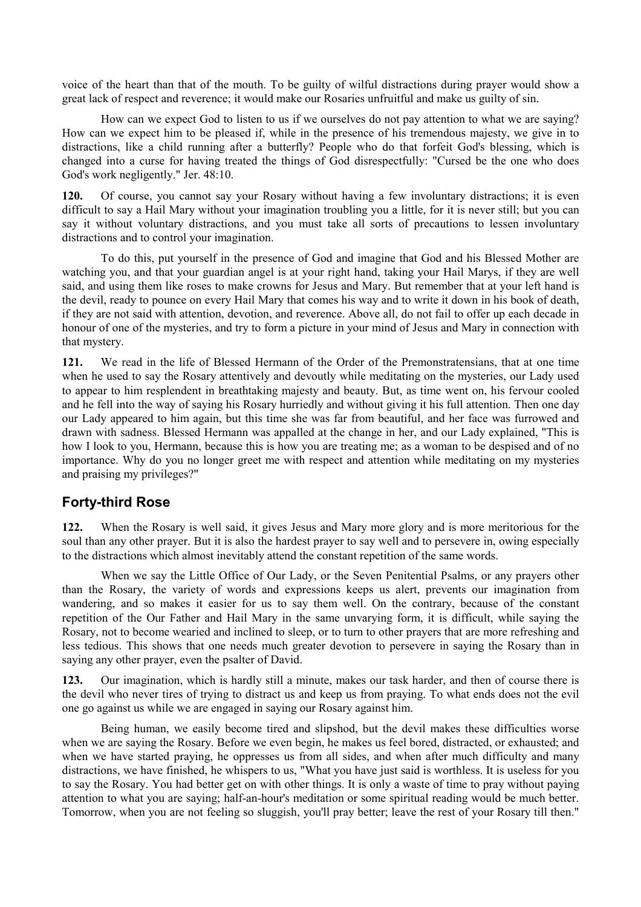voice of the heart than that of the mouth. To be guilty of wilful distractions during prayer would show a great lack of respect and reverence; it would make our Rosaries unfruitful and make us guilty of sin.

How can we expect God to listen to us if we ourselves do not pay attention to what we are saying? How can we expect him to be pleased if, while in the presence of his tremendous majesty, we give in to distractions, like a child running after a butterfly? People who do that forfeit God's blessing, which is changed into a curse for having treated the things of God disrespectfully: "Cursed be the one who does God's work negligently." Jer. 48:10.

**120.** Of course, you cannot say your Rosary without having a few involuntary distractions; it is even difficult to say a Hail Mary without your imagination troubling you a little, for it is never still; but you can say it without voluntary distractions, and you must take all sorts of precautions to lessen involuntary distractions and to control your imagination.

To do this, put yourself in the presence of God and imagine that God and his Blessed Mother are watching you, and that your guardian angel is at your right hand, taking your Hail Marys, if they are well said, and using them like roses to make crowns for Jesus and Mary. But remember that at your left hand is the devil, ready to pounce on every Hail Mary that comes his way and to write it down in his book of death, if they are not said with attention, devotion, and reverence. Above all, do not fail to offer up each decade in honour of one of the mysteries, and try to form a picture in your mind of Jesus and Mary in connection with that mystery.

**121.** We read in the life of Blessed Hermann of the Order of the Premonstratensians, that at one time when he used to say the Rosary attentively and devoutly while meditating on the mysteries, our Lady used to appear to him resplendent in breathtaking majesty and beauty. But, as time went on, his fervour cooled and he fell into the way of saying his Rosary hurriedly and without giving it his full attention. Then one day our Lady appeared to him again, but this time she was far from beautiful, and her face was furrowed and drawn with sadness. Blessed Hermann was appalled at the change in her, and our Lady explained, "This is how I look to you, Hermann, because this is how you are treating me; as a woman to be despised and of no importance. Why do you no longer greet me with respect and attention while meditating on my mysteries and praising my privileges?"

## Forty-third Rose

**122.** When the Rosary is well said, it gives Jesus and Mary more glory and is more meritorious for the soul than any other prayer. But it is also the hardest prayer to say well and to persevere in, owing especially to the distractions which almost inevitably attend the constant repetition of the same words.

When we say the Little Office of Our Lady, or the Seven Penitential Psalms, or any prayers other than the Rosary, the variety of words and expressions keeps us alert, prevents our imagination from wandering, and so makes it easier for us to say them well. On the contrary, because of the constant repetition of the Our Father and Hail Mary in the same unvarying form, it is difficult, while saying the Rosary, not to become wearied and inclined to sleep, or to turn to other prayers that are more refreshing and less tedious. This shows that one needs much greater devotion to persevere in saying the Rosary than in saying any other prayer, even the psalter of David.

**123.** Our imagination, which is hardly still a minute, makes our task harder, and then of course there is the devil who never tires of trying to distract us and keep us from praying. To what ends does not the evil one go against us while we are engaged in saying our Rosary against him.

Being human, we easily become tired and slipshod, but the devil makes these difficulties worse when we are saying the Rosary. Before we even begin, he makes us feel bored, distracted, or exhausted; and when we have started praying, he oppresses us from all sides, and when after much difficulty and many distractions, we have finished, he whispers to us, "What you have just said is worthless. It is useless for you to say the Rosary. You had better get on with other things. It is only a waste of time to pray without paying attention to what you are saying; half-an-hour's meditation or some spiritual reading would be much better. Tomorrow, when you are not feeling so sluggish, you'll pray better; leave the rest of your Rosary till then."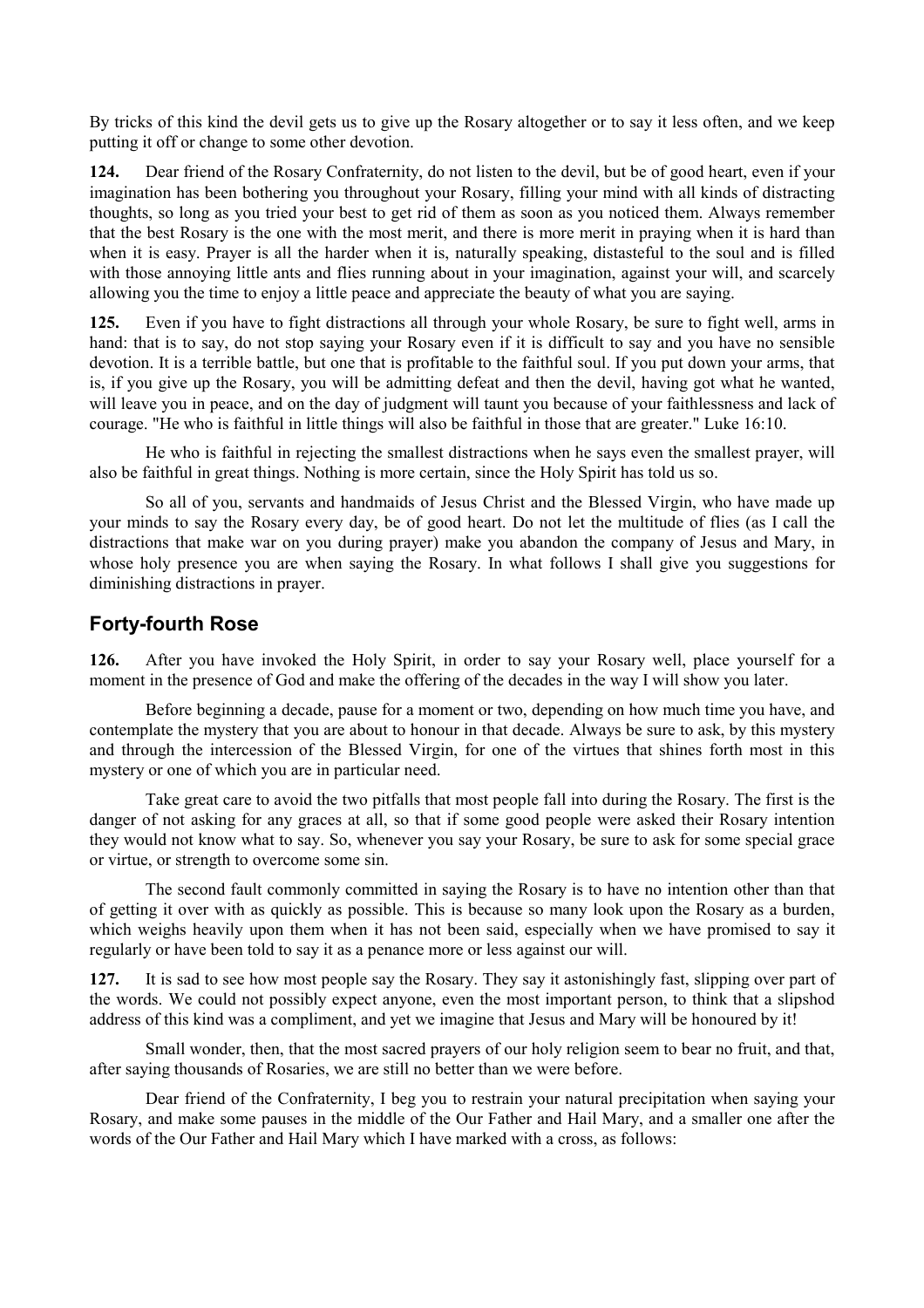By tricks of this kind the devil gets us to give up the Rosary altogether or to say it less often, and we keep putting it off or change to some other devotion.

**124.** Dear friend of the Rosary Confraternity, do not listen to the devil, but be of good heart, even if your imagination has been bothering you throughout your Rosary, filling your mind with all kinds of distracting thoughts, so long as you tried your best to get rid of them as soon as you noticed them. Always remember that the best Rosary is the one with the most merit, and there is more merit in praying when it is hard than when it is easy. Prayer is all the harder when it is, naturally speaking, distasteful to the soul and is filled with those annoying little ants and flies running about in your imagination, against your will, and scarcely allowing you the time to enjoy a little peace and appreciate the beauty of what you are saying.

**125.** Even if you have to fight distractions all through your whole Rosary, be sure to fight well, arms in hand: that is to say, do not stop saying your Rosary even if it is difficult to say and you have no sensible devotion. It is a terrible battle, but one that is profitable to the faithful soul. If you put down your arms, that is, if you give up the Rosary, you will be admitting defeat and then the devil, having got what he wanted, will leave you in peace, and on the day of judgment will taunt you because of your faithlessness and lack of courage. "He who is faithful in little things will also be faithful in those that are greater." Luke 16:10.

He who is faithful in rejecting the smallest distractions when he says even the smallest prayer, will also be faithful in great things. Nothing is more certain, since the Holy Spirit has told us so.

So all of you, servants and handmaids of Jesus Christ and the Blessed Virgin, who have made up your minds to say the Rosary every day, be of good heart. Do not let the multitude of flies (as I call the distractions that make war on you during prayer) make you abandon the company of Jesus and Mary, in whose holy presence you are when saying the Rosary. In what follows I shall give you suggestions for diminishing distractions in prayer.

## Forty-fourth Rose

**126.** After you have invoked the Holy Spirit, in order to say your Rosary well, place yourself for a moment in the presence of God and make the offering of the decades in the way I will show you later.

Before beginning a decade, pause for a moment or two, depending on how much time you have, and contemplate the mystery that you are about to honour in that decade. Always be sure to ask, by this mystery and through the intercession of the Blessed Virgin, for one of the virtues that shines forth most in this mystery or one of which you are in particular need.

Take great care to avoid the two pitfalls that most people fall into during the Rosary. The first is the danger of not asking for any graces at all, so that if some good people were asked their Rosary intention they would not know what to say. So, whenever you say your Rosary, be sure to ask for some special grace or virtue, or strength to overcome some sin.

The second fault commonly committed in saying the Rosary is to have no intention other than that of getting it over with as quickly as possible. This is because so many look upon the Rosary as a burden, which weighs heavily upon them when it has not been said, especially when we have promised to say it regularly or have been told to say it as a penance more or less against our will.

**127.** It is sad to see how most people say the Rosary. They say it astonishingly fast, slipping over part of the words. We could not possibly expect anyone, even the most important person, to think that a slipshod address of this kind was a compliment, and yet we imagine that Jesus and Mary will be honoured by it!

Small wonder, then, that the most sacred prayers of our holy religion seem to bear no fruit, and that, after saying thousands of Rosaries, we are still no better than we were before.

Dear friend of the Confraternity, I beg you to restrain your natural precipitation when saying your Rosary, and make some pauses in the middle of the Our Father and Hail Mary, and a smaller one after the words of the Our Father and Hail Mary which I have marked with a cross, as follows: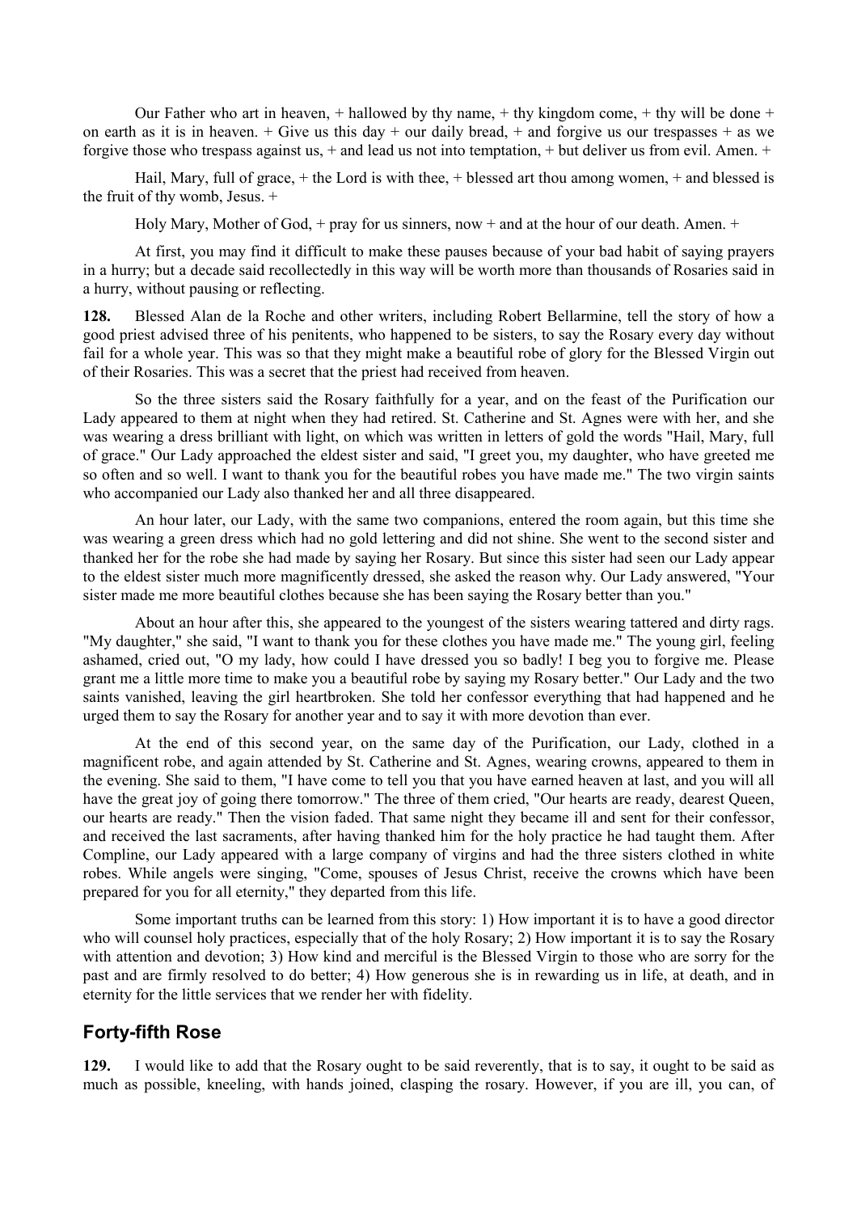Our Father who art in heaven, + hallowed by thy name, + thy kingdom come, + thy will be done + on earth as it is in heaven. + Give us this day + our daily bread, + and forgive us our trespasses + as we forgive those who trespass against us, + and lead us not into temptation, + but deliver us from evil. Amen. +

Hail, Mary, full of grace, + the Lord is with thee, + blessed art thou among women, + and blessed is the fruit of thy womb, Jesus. +

Holy Mary, Mother of God, + pray for us sinners, now + and at the hour of our death. Amen. +

At first, you may find it difficult to make these pauses because of your bad habit of saying prayers in a hurry; but a decade said recollectedly in this way will be worth more than thousands of Rosaries said in a hurry, without pausing or reflecting.

**128.** Blessed Alan de la Roche and other writers, including Robert Bellarmine, tell the story of how a good priest advised three of his penitents, who happened to be sisters, to say the Rosary every day without fail for a whole year. This was so that they might make a beautiful robe of glory for the Blessed Virgin out of their Rosaries. This was a secret that the priest had received from heaven.

So the three sisters said the Rosary faithfully for a year, and on the feast of the Purification our Lady appeared to them at night when they had retired. St. Catherine and St. Agnes were with her, and she was wearing a dress brilliant with light, on which was written in letters of gold the words "Hail, Mary, full of grace." Our Lady approached the eldest sister and said, "I greet you, my daughter, who have greeted me so often and so well. I want to thank you for the beautiful robes you have made me." The two virgin saints who accompanied our Lady also thanked her and all three disappeared.

An hour later, our Lady, with the same two companions, entered the room again, but this time she was wearing a green dress which had no gold lettering and did not shine. She went to the second sister and thanked her for the robe she had made by saying her Rosary. But since this sister had seen our Lady appear to the eldest sister much more magnificently dressed, she asked the reason why. Our Lady answered, "Your sister made me more beautiful clothes because she has been saying the Rosary better than you."

About an hour after this, she appeared to the youngest of the sisters wearing tattered and dirty rags. "My daughter," she said, "I want to thank you for these clothes you have made me." The young girl, feeling ashamed, cried out, "O my lady, how could I have dressed you so badly! I beg you to forgive me. Please grant me a little more time to make you a beautiful robe by saying my Rosary better." Our Lady and the two saints vanished, leaving the girl heartbroken. She told her confessor everything that had happened and he urged them to say the Rosary for another year and to say it with more devotion than ever.

At the end of this second year, on the same day of the Purification, our Lady, clothed in a magnificent robe, and again attended by St. Catherine and St. Agnes, wearing crowns, appeared to them in the evening. She said to them, "I have come to tell you that you have earned heaven at last, and you will all have the great joy of going there tomorrow." The three of them cried, "Our hearts are ready, dearest Queen, our hearts are ready." Then the vision faded. That same night they became ill and sent for their confessor, and received the last sacraments, after having thanked him for the holy practice he had taught them. After Compline, our Lady appeared with a large company of virgins and had the three sisters clothed in white robes. While angels were singing, "Come, spouses of Jesus Christ, receive the crowns which have been prepared for you for all eternity," they departed from this life.

Some important truths can be learned from this story: 1) How important it is to have a good director who will counsel holy practices, especially that of the holy Rosary; 2) How important it is to say the Rosary with attention and devotion; 3) How kind and merciful is the Blessed Virgin to those who are sorry for the past and are firmly resolved to do better; 4) How generous she is in rewarding us in life, at death, and in eternity for the little services that we render her with fidelity.

## Forty-fifth Rose

**129.** I would like to add that the Rosary ought to be said reverently, that is to say, it ought to be said as much as possible, kneeling, with hands joined, clasping the rosary. However, if you are ill, you can, of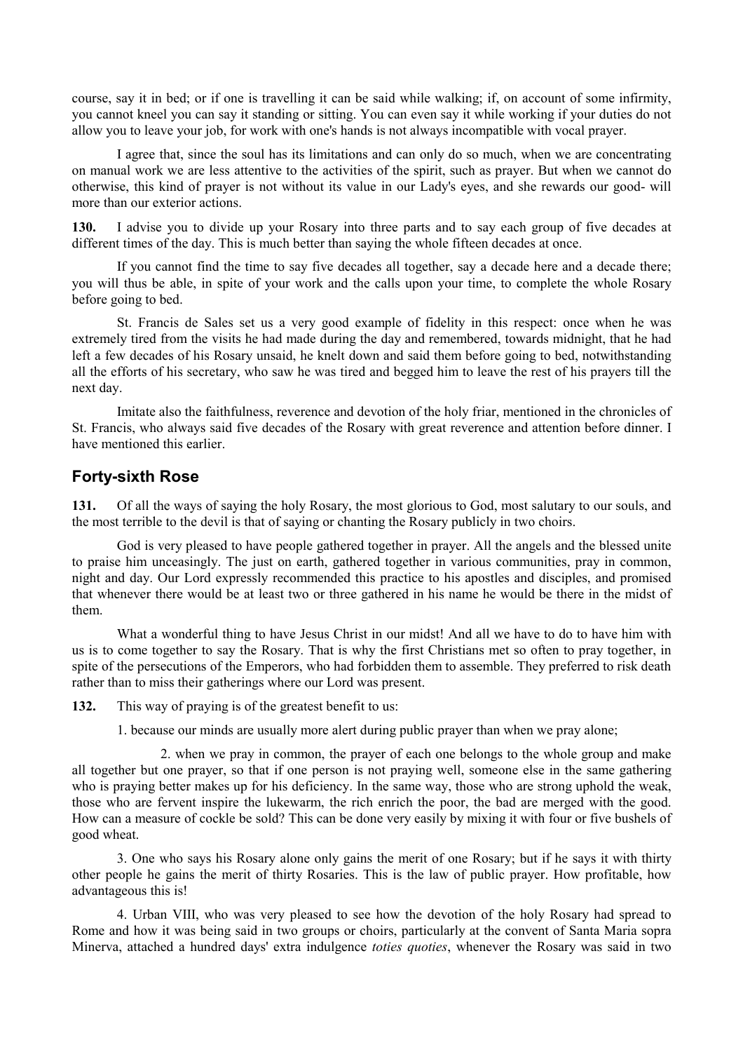course, say it in bed; or if one is travelling it can be said while walking; if, on account of some infirmity, you cannot kneel you can say it standing or sitting. You can even say it while working if your duties do not allow you to leave your job, for work with one's hands is not always incompatible with vocal prayer.

I agree that, since the soul has its limitations and can only do so much, when we are concentrating on manual work we are less attentive to the activities of the spirit, such as prayer. But when we cannot do otherwise, this kind of prayer is not without its value in our Lady's eyes, and she rewards our good- will more than our exterior actions.

**130.** I advise you to divide up your Rosary into three parts and to say each group of five decades at different times of the day. This is much better than saying the whole fifteen decades at once.

If you cannot find the time to say five decades all together, say a decade here and a decade there; you will thus be able, in spite of your work and the calls upon your time, to complete the whole Rosary before going to bed.

St. Francis de Sales set us a very good example of fidelity in this respect: once when he was extremely tired from the visits he had made during the day and remembered, towards midnight, that he had left a few decades of his Rosary unsaid, he knelt down and said them before going to bed, notwithstanding all the efforts of his secretary, who saw he was tired and begged him to leave the rest of his prayers till the next day.

Imitate also the faithfulness, reverence and devotion of the holy friar, mentioned in the chronicles of St. Francis, who always said five decades of the Rosary with great reverence and attention before dinner. I have mentioned this earlier.

## Forty-sixth Rose

**131.** Of all the ways of saying the holy Rosary, the most glorious to God, most salutary to our souls, and the most terrible to the devil is that of saying or chanting the Rosary publicly in two choirs.

God is very pleased to have people gathered together in prayer. All the angels and the blessed unite to praise him unceasingly. The just on earth, gathered together in various communities, pray in common, night and day. Our Lord expressly recommended this practice to his apostles and disciples, and promised that whenever there would be at least two or three gathered in his name he would be there in the midst of them.

What a wonderful thing to have Jesus Christ in our midst! And all we have to do to have him with us is to come together to say the Rosary. That is why the first Christians met so often to pray together, in spite of the persecutions of the Emperors, who had forbidden them to assemble. They preferred to risk death rather than to miss their gatherings where our Lord was present.

**132.** This way of praying is of the greatest benefit to us:

1. because our minds are usually more alert during public prayer than when we pray alone;

2. when we pray in common, the prayer of each one belongs to the whole group and make all together but one prayer, so that if one person is not praying well, someone else in the same gathering who is praying better makes up for his deficiency. In the same way, those who are strong uphold the weak, those who are fervent inspire the lukewarm, the rich enrich the poor, the bad are merged with the good. How can a measure of cockle be sold? This can be done very easily by mixing it with four or five bushels of good wheat.

3. One who says his Rosary alone only gains the merit of one Rosary; but if he says it with thirty other people he gains the merit of thirty Rosaries. This is the law of public prayer. How profitable, how advantageous this is!

4. Urban VIII, who was very pleased to see how the devotion of the holy Rosary had spread to Rome and how it was being said in two groups or choirs, particularly at the convent of Santa Maria sopra Minerva, attached a hundred days' extra indulgence *toties quoties*, whenever the Rosary was said in two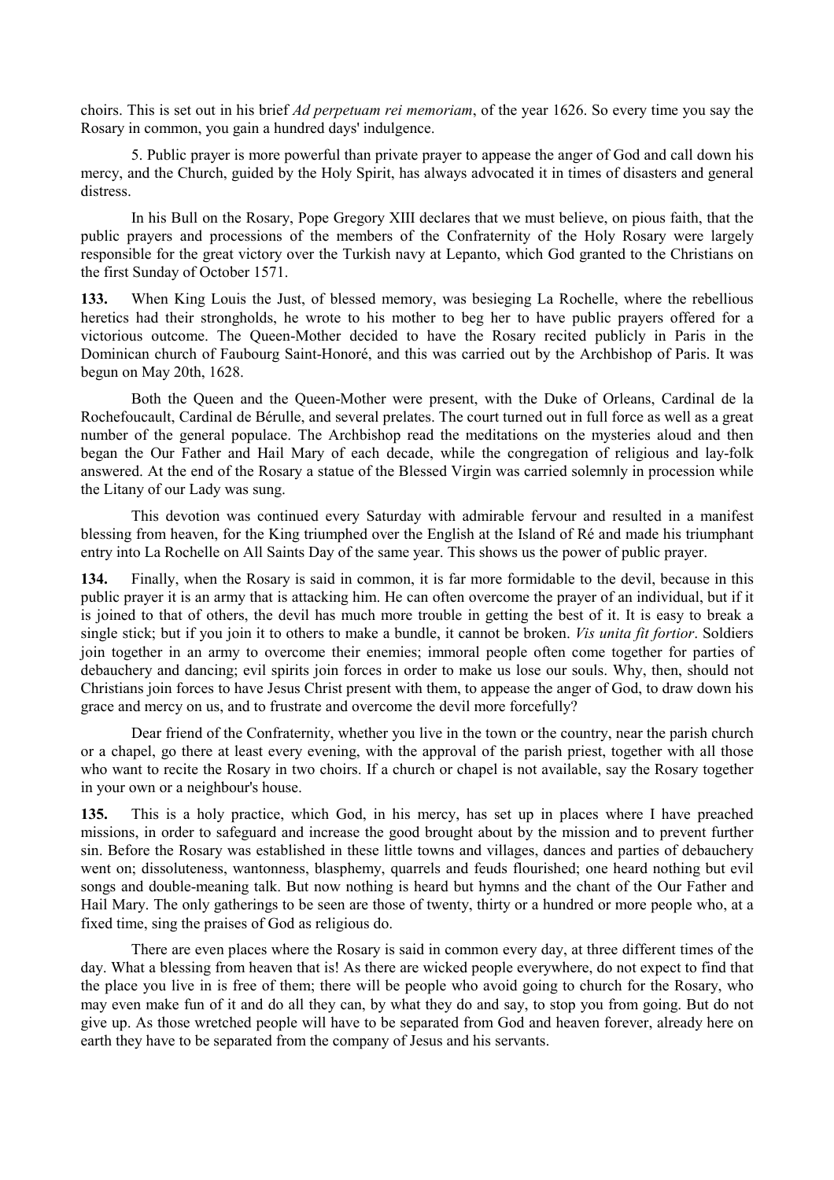choirs. This is set out in his brief *Ad perpetuam rei memoriam*, of the year 1626. So every time you say the Rosary in common, you gain a hundred days' indulgence.

5. Public prayer is more powerful than private prayer to appease the anger of God and call down his mercy, and the Church, guided by the Holy Spirit, has always advocated it in times of disasters and general distress.

In his Bull on the Rosary, Pope Gregory XIII declares that we must believe, on pious faith, that the public prayers and processions of the members of the Confraternity of the Holy Rosary were largely responsible for the great victory over the Turkish navy at Lepanto, which God granted to the Christians on the first Sunday of October 1571.

**133.** When King Louis the Just, of blessed memory, was besieging La Rochelle, where the rebellious heretics had their strongholds, he wrote to his mother to beg her to have public prayers offered for a victorious outcome. The Queen-Mother decided to have the Rosary recited publicly in Paris in the Dominican church of Faubourg Saint-Honoré, and this was carried out by the Archbishop of Paris. It was begun on May 20th, 1628.

Both the Queen and the Queen-Mother were present, with the Duke of Orleans, Cardinal de la Rochefoucault, Cardinal de Bérulle, and several prelates. The court turned out in full force as well as a great number of the general populace. The Archbishop read the meditations on the mysteries aloud and then began the Our Father and Hail Mary of each decade, while the congregation of religious and lay-folk answered. At the end of the Rosary a statue of the Blessed Virgin was carried solemnly in procession while the Litany of our Lady was sung.

This devotion was continued every Saturday with admirable fervour and resulted in a manifest blessing from heaven, for the King triumphed over the English at the Island of Ré and made his triumphant entry into La Rochelle on All Saints Day of the same year. This shows us the power of public prayer.

**134.** Finally, when the Rosary is said in common, it is far more formidable to the devil, because in this public prayer it is an army that is attacking him. He can often overcome the prayer of an individual, but if it is joined to that of others, the devil has much more trouble in getting the best of it. It is easy to break a single stick; but if you join it to others to make a bundle, it cannot be broken. *Vis unita fit fortior*. Soldiers join together in an army to overcome their enemies; immoral people often come together for parties of debauchery and dancing; evil spirits join forces in order to make us lose our souls. Why, then, should not Christians join forces to have Jesus Christ present with them, to appease the anger of God, to draw down his grace and mercy on us, and to frustrate and overcome the devil more forcefully?

Dear friend of the Confraternity, whether you live in the town or the country, near the parish church or a chapel, go there at least every evening, with the approval of the parish priest, together with all those who want to recite the Rosary in two choirs. If a church or chapel is not available, say the Rosary together in your own or a neighbour's house.

**135.** This is a holy practice, which God, in his mercy, has set up in places where I have preached missions, in order to safeguard and increase the good brought about by the mission and to prevent further sin. Before the Rosary was established in these little towns and villages, dances and parties of debauchery went on; dissoluteness, wantonness, blasphemy, quarrels and feuds flourished; one heard nothing but evil songs and double-meaning talk. But now nothing is heard but hymns and the chant of the Our Father and Hail Mary. The only gatherings to be seen are those of twenty, thirty or a hundred or more people who, at a fixed time, sing the praises of God as religious do.

There are even places where the Rosary is said in common every day, at three different times of the day. What a blessing from heaven that is! As there are wicked people everywhere, do not expect to find that the place you live in is free of them; there will be people who avoid going to church for the Rosary, who may even make fun of it and do all they can, by what they do and say, to stop you from going. But do not give up. As those wretched people will have to be separated from God and heaven forever, already here on earth they have to be separated from the company of Jesus and his servants.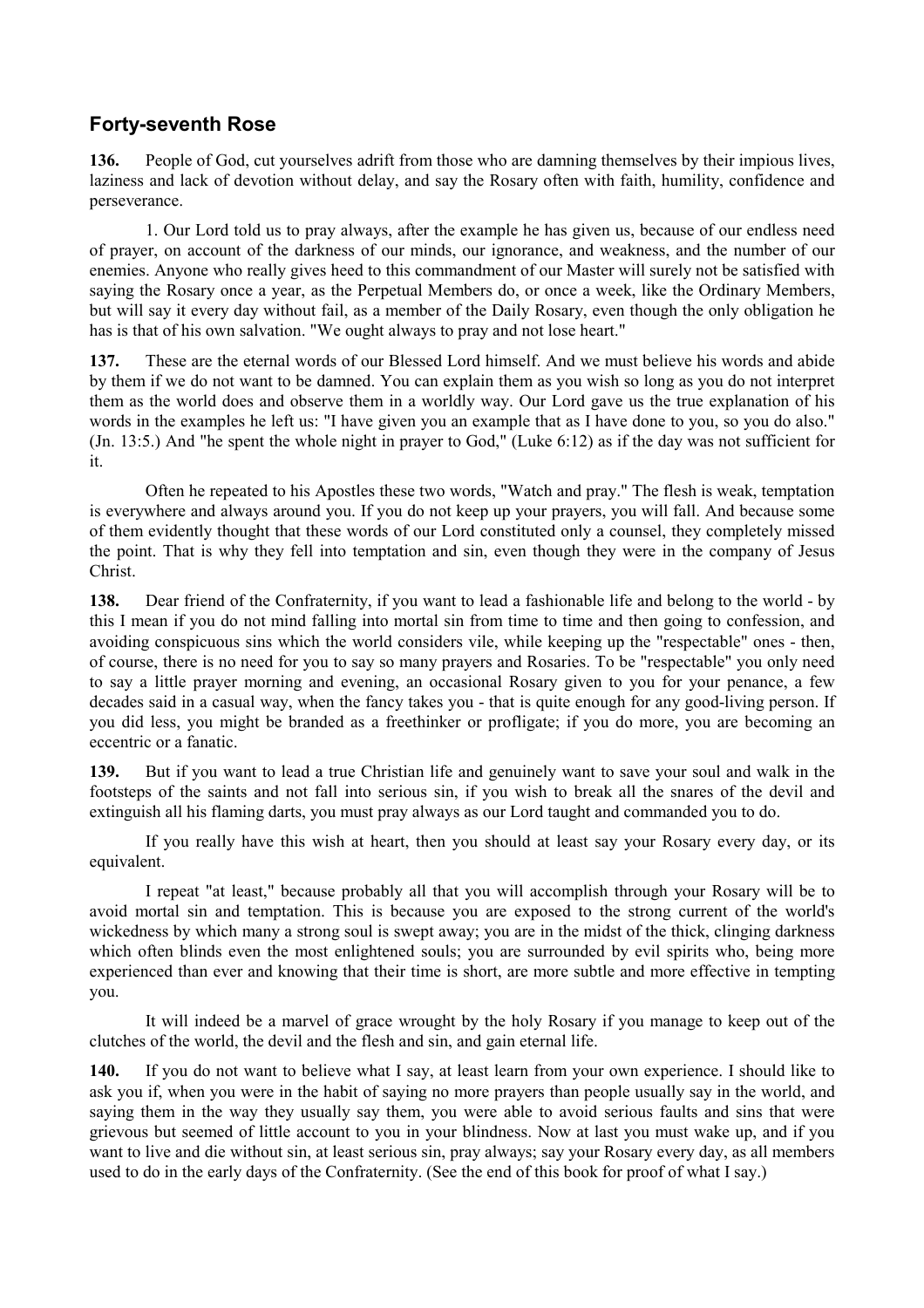## Forty-seventh Rose

**136.** People of God, cut yourselves adrift from those who are damning themselves by their impious lives, laziness and lack of devotion without delay, and say the Rosary often with faith, humility, confidence and perseverance.

1. Our Lord told us to pray always, after the example he has given us, because of our endless need of prayer, on account of the darkness of our minds, our ignorance, and weakness, and the number of our enemies. Anyone who really gives heed to this commandment of our Master will surely not be satisfied with saying the Rosary once a year, as the Perpetual Members do, or once a week, like the Ordinary Members, but will say it every day without fail, as a member of the Daily Rosary, even though the only obligation he has is that of his own salvation. "We ought always to pray and not lose heart."

**137.** These are the eternal words of our Blessed Lord himself. And we must believe his words and abide by them if we do not want to be damned. You can explain them as you wish so long as you do not interpret them as the world does and observe them in a worldly way. Our Lord gave us the true explanation of his words in the examples he left us: "I have given you an example that as I have done to you, so you do also." (Jn. 13:5.) And "he spent the whole night in prayer to God," (Luke 6:12) as if the day was not sufficient for it.

Often he repeated to his Apostles these two words, "Watch and pray." The flesh is weak, temptation is everywhere and always around you. If you do not keep up your prayers, you will fall. And because some of them evidently thought that these words of our Lord constituted only a counsel, they completely missed the point. That is why they fell into temptation and sin, even though they were in the company of Jesus Christ.

**138.** Dear friend of the Confraternity, if you want to lead a fashionable life and belong to the world - by this I mean if you do not mind falling into mortal sin from time to time and then going to confession, and avoiding conspicuous sins which the world considers vile, while keeping up the "respectable" ones - then, of course, there is no need for you to say so many prayers and Rosaries. To be "respectable" you only need to say a little prayer morning and evening, an occasional Rosary given to you for your penance, a few decades said in a casual way, when the fancy takes you - that is quite enough for any good-living person. If you did less, you might be branded as a freethinker or profligate; if you do more, you are becoming an eccentric or a fanatic.

**139.** But if you want to lead a true Christian life and genuinely want to save your soul and walk in the footsteps of the saints and not fall into serious sin, if you wish to break all the snares of the devil and extinguish all his flaming darts, you must pray always as our Lord taught and commanded you to do.

If you really have this wish at heart, then you should at least say your Rosary every day, or its equivalent.

I repeat "at least," because probably all that you will accomplish through your Rosary will be to avoid mortal sin and temptation. This is because you are exposed to the strong current of the world's wickedness by which many a strong soul is swept away; you are in the midst of the thick, clinging darkness which often blinds even the most enlightened souls; you are surrounded by evil spirits who, being more experienced than ever and knowing that their time is short, are more subtle and more effective in tempting you.

It will indeed be a marvel of grace wrought by the holy Rosary if you manage to keep out of the clutches of the world, the devil and the flesh and sin, and gain eternal life.

**140.** If you do not want to believe what I say, at least learn from your own experience. I should like to ask you if, when you were in the habit of saying no more prayers than people usually say in the world, and saying them in the way they usually say them, you were able to avoid serious faults and sins that were grievous but seemed of little account to you in your blindness. Now at last you must wake up, and if you want to live and die without sin, at least serious sin, pray always; say your Rosary every day, as all members used to do in the early days of the Confraternity. (See the end of this book for proof of what I say.)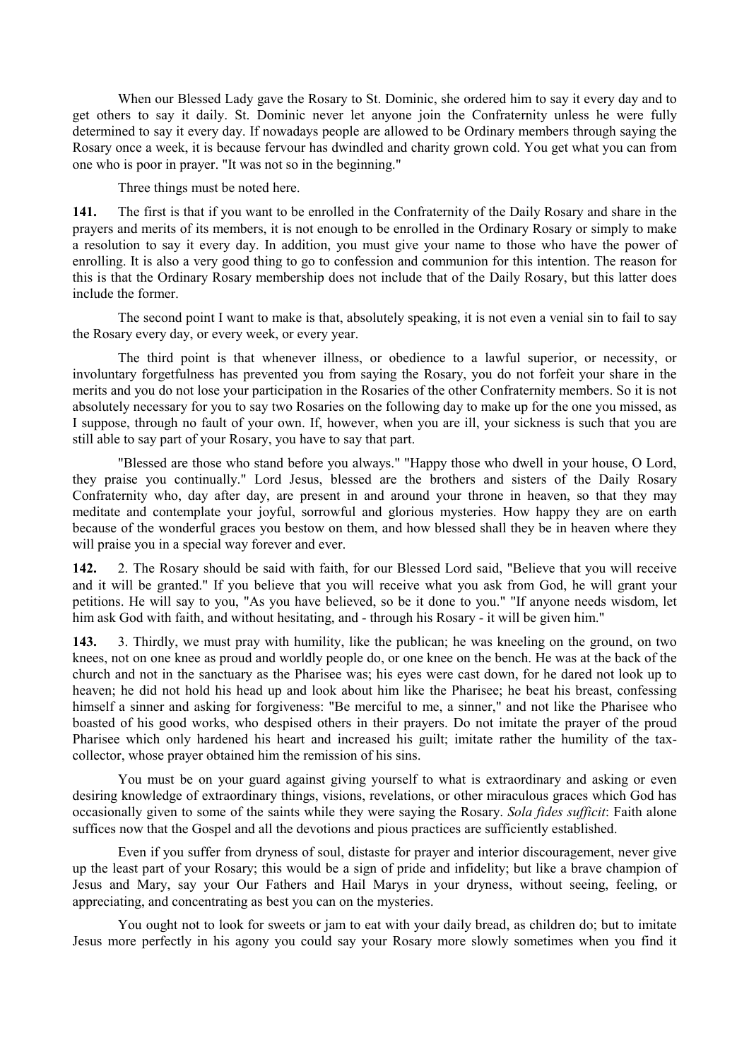When our Blessed Lady gave the Rosary to St. Dominic, she ordered him to say it every day and to get others to say it daily. St. Dominic never let anyone join the Confraternity unless he were fully determined to say it every day. If nowadays people are allowed to be Ordinary members through saying the Rosary once a week, it is because fervour has dwindled and charity grown cold. You get what you can from one who is poor in prayer. "It was not so in the beginning."

Three things must be noted here.

**141.** The first is that if you want to be enrolled in the Confraternity of the Daily Rosary and share in the prayers and merits of its members, it is not enough to be enrolled in the Ordinary Rosary or simply to make a resolution to say it every day. In addition, you must give your name to those who have the power of enrolling. It is also a very good thing to go to confession and communion for this intention. The reason for this is that the Ordinary Rosary membership does not include that of the Daily Rosary, but this latter does include the former.

The second point I want to make is that, absolutely speaking, it is not even a venial sin to fail to say the Rosary every day, or every week, or every year.

The third point is that whenever illness, or obedience to a lawful superior, or necessity, or involuntary forgetfulness has prevented you from saying the Rosary, you do not forfeit your share in the merits and you do not lose your participation in the Rosaries of the other Confraternity members. So it is not absolutely necessary for you to say two Rosaries on the following day to make up for the one you missed, as I suppose, through no fault of your own. If, however, when you are ill, your sickness is such that you are still able to say part of your Rosary, you have to say that part.

"Blessed are those who stand before you always." "Happy those who dwell in your house, O Lord, they praise you continually." Lord Jesus, blessed are the brothers and sisters of the Daily Rosary Confraternity who, day after day, are present in and around your throne in heaven, so that they may meditate and contemplate your joyful, sorrowful and glorious mysteries. How happy they are on earth because of the wonderful graces you bestow on them, and how blessed shall they be in heaven where they will praise you in a special way forever and ever.

**142.** 2. The Rosary should be said with faith, for our Blessed Lord said, "Believe that you will receive and it will be granted." If you believe that you will receive what you ask from God, he will grant your petitions. He will say to you, "As you have believed, so be it done to you." "If anyone needs wisdom, let him ask God with faith, and without hesitating, and - through his Rosary - it will be given him."

**143.** 3. Thirdly, we must pray with humility, like the publican; he was kneeling on the ground, on two knees, not on one knee as proud and worldly people do, or one knee on the bench. He was at the back of the church and not in the sanctuary as the Pharisee was; his eyes were cast down, for he dared not look up to heaven; he did not hold his head up and look about him like the Pharisee; he beat his breast, confessing himself a sinner and asking for forgiveness: "Be merciful to me, a sinner," and not like the Pharisee who boasted of his good works, who despised others in their prayers. Do not imitate the prayer of the proud Pharisee which only hardened his heart and increased his guilt; imitate rather the humility of the tax-collector, whose prayer obtained him the remission of his sins.

You must be on your guard against giving yourself to what is extraordinary and asking or even desiring knowledge of extraordinary things, visions, revelations, or other miraculous graces which God has occasionally given to some of the saints while they were saying the Rosary. *Sola fides sufficit*: Faith alone suffices now that the Gospel and all the devotions and pious practices are sufficiently established.

Even if you suffer from dryness of soul, distaste for prayer and interior discouragement, never give up the least part of your Rosary; this would be a sign of pride and infidelity; but like a brave champion of Jesus and Mary, say your Our Fathers and Hail Marys in your dryness, without seeing, feeling, or appreciating, and concentrating as best you can on the mysteries.

You ought not to look for sweets or jam to eat with your daily bread, as children do; but to imitate Jesus more perfectly in his agony you could say your Rosary more slowly sometimes when you find it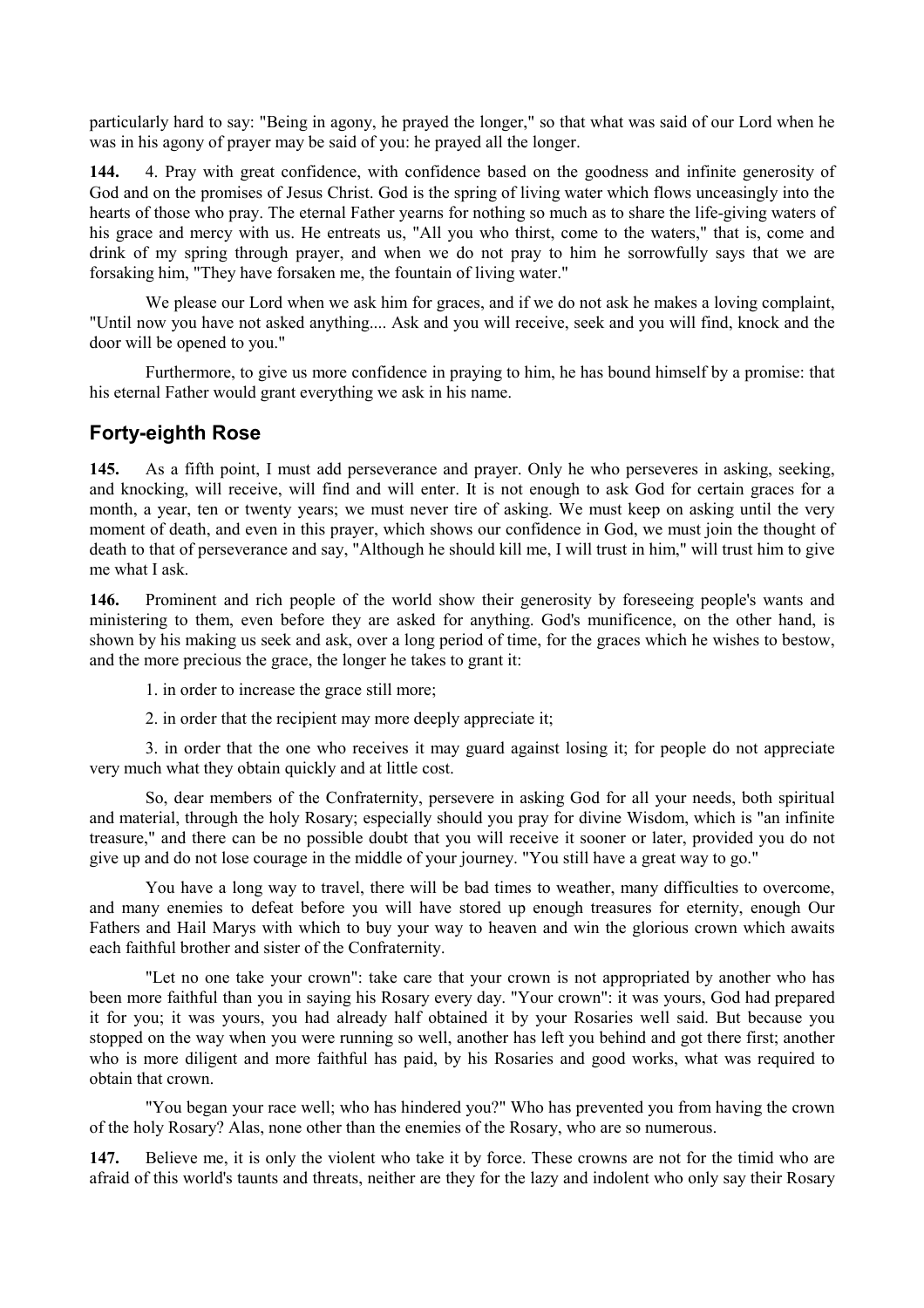particularly hard to say: "Being in agony, he prayed the longer," so that what was said of our Lord when he was in his agony of prayer may be said of you: he prayed all the longer.

**144.** 4. Pray with great confidence, with confidence based on the goodness and infinite generosity of God and on the promises of Jesus Christ. God is the spring of living water which flows unceasingly into the hearts of those who pray. The eternal Father yearns for nothing so much as to share the life-giving waters of his grace and mercy with us. He entreats us, "All you who thirst, come to the waters," that is, come and drink of my spring through prayer, and when we do not pray to him he sorrowfully says that we are forsaking him, "They have forsaken me, the fountain of living water."

We please our Lord when we ask him for graces, and if we do not ask he makes a loving complaint, "Until now you have not asked anything.... Ask and you will receive, seek and you will find, knock and the door will be opened to you."

Furthermore, to give us more confidence in praying to him, he has bound himself by a promise: that his eternal Father would grant everything we ask in his name.

## Forty-eighth Rose

**145.** As a fifth point, I must add perseverance and prayer. Only he who perseveres in asking, seeking, and knocking, will receive, will find and will enter. It is not enough to ask God for certain graces for a month, a year, ten or twenty years; we must never tire of asking. We must keep on asking until the very moment of death, and even in this prayer, which shows our confidence in God, we must join the thought of death to that of perseverance and say, "Although he should kill me, I will trust in him," will trust him to give me what I ask.

**146.** Prominent and rich people of the world show their generosity by foreseeing people's wants and ministering to them, even before they are asked for anything. God's munificence, on the other hand, is shown by his making us seek and ask, over a long period of time, for the graces which he wishes to bestow, and the more precious the grace, the longer he takes to grant it:

1. in order to increase the grace still more;

2. in order that the recipient may more deeply appreciate it;

3. in order that the one who receives it may guard against losing it; for people do not appreciate very much what they obtain quickly and at little cost.

So, dear members of the Confraternity, persevere in asking God for all your needs, both spiritual and material, through the holy Rosary; especially should you pray for divine Wisdom, which is "an infinite treasure," and there can be no possible doubt that you will receive it sooner or later, provided you do not give up and do not lose courage in the middle of your journey. "You still have a great way to go."

You have a long way to travel, there will be bad times to weather, many difficulties to overcome, and many enemies to defeat before you will have stored up enough treasures for eternity, enough Our Fathers and Hail Marys with which to buy your way to heaven and win the glorious crown which awaits each faithful brother and sister of the Confraternity.

"Let no one take your crown": take care that your crown is not appropriated by another who has been more faithful than you in saying his Rosary every day. "Your crown": it was yours, God had prepared it for you; it was yours, you had already half obtained it by your Rosaries well said. But because you stopped on the way when you were running so well, another has left you behind and got there first; another who is more diligent and more faithful has paid, by his Rosaries and good works, what was required to obtain that crown.

"You began your race well; who has hindered you?" Who has prevented you from having the crown of the holy Rosary? Alas, none other than the enemies of the Rosary, who are so numerous.

**147.** Believe me, it is only the violent who take it by force. These crowns are not for the timid who are afraid of this world's taunts and threats, neither are they for the lazy and indolent who only say their Rosary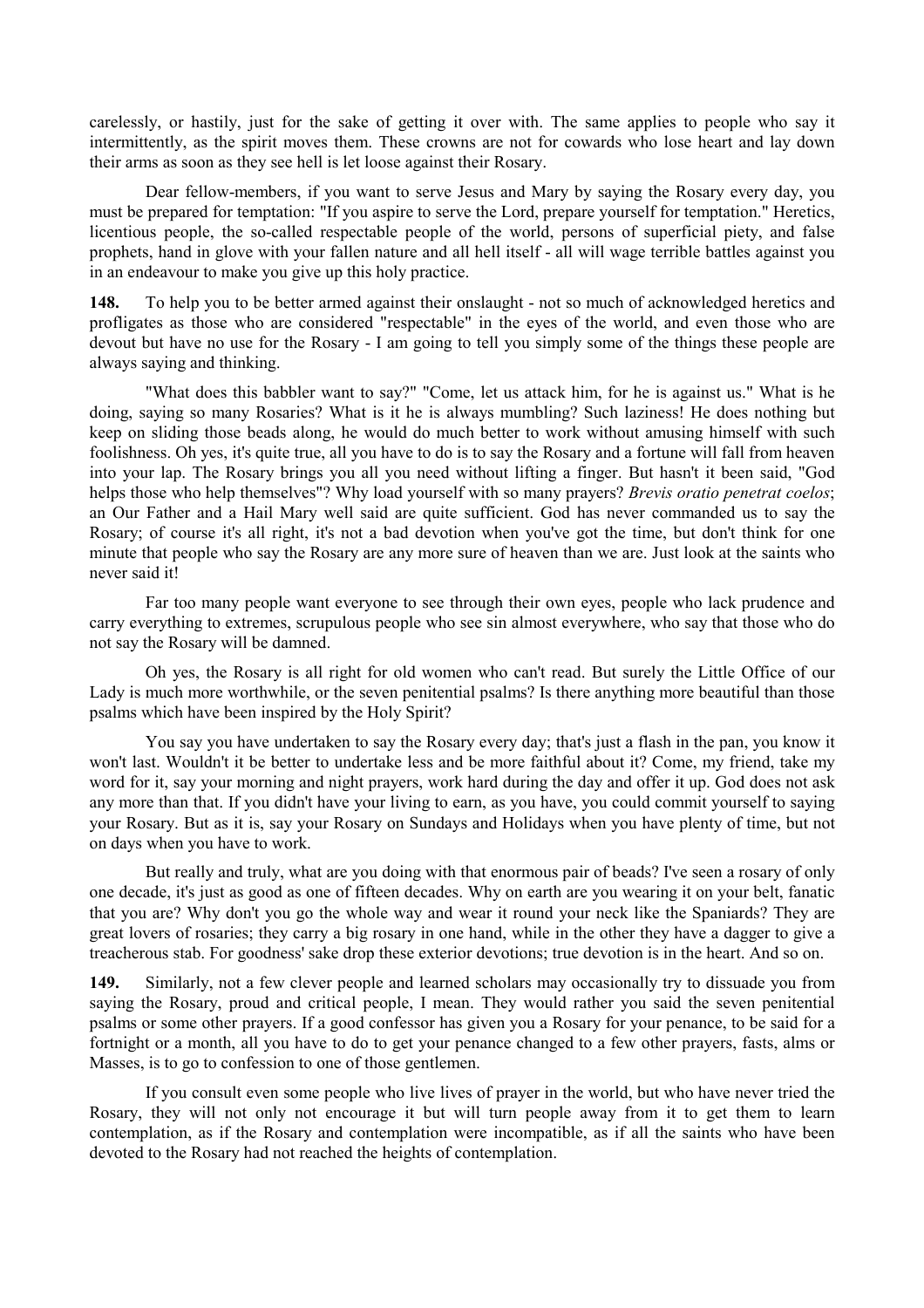carelessly, or hastily, just for the sake of getting it over with. The same applies to people who say it intermittently, as the spirit moves them. These crowns are not for cowards who lose heart and lay down their arms as soon as they see hell is let loose against their Rosary.

Dear fellow-members, if you want to serve Jesus and Mary by saying the Rosary every day, you must be prepared for temptation: "If you aspire to serve the Lord, prepare yourself for temptation." Heretics, licentious people, the so-called respectable people of the world, persons of superficial piety, and false prophets, hand in glove with your fallen nature and all hell itself - all will wage terrible battles against you in an endeavour to make you give up this holy practice.

**148.** To help you to be better armed against their onslaught - not so much of acknowledged heretics and profligates as those who are considered "respectable" in the eyes of the world, and even those who are devout but have no use for the Rosary - I am going to tell you simply some of the things these people are always saying and thinking.

"What does this babbler want to say?" "Come, let us attack him, for he is against us." What is he doing, saying so many Rosaries? What is it he is always mumbling? Such laziness! He does nothing but keep on sliding those beads along, he would do much better to work without amusing himself with such foolishness. Oh yes, it's quite true, all you have to do is to say the Rosary and a fortune will fall from heaven into your lap. The Rosary brings you all you need without lifting a finger. But hasn't it been said, "God helps those who help themselves"? Why load yourself with so many prayers? *Brevis oratio penetrat coelos*; an Our Father and a Hail Mary well said are quite sufficient. God has never commanded us to say the Rosary; of course it's all right, it's not a bad devotion when you've got the time, but don't think for one minute that people who say the Rosary are any more sure of heaven than we are. Just look at the saints who never said it!

Far too many people want everyone to see through their own eyes, people who lack prudence and carry everything to extremes, scrupulous people who see sin almost everywhere, who say that those who do not say the Rosary will be damned.

Oh yes, the Rosary is all right for old women who can't read. But surely the Little Office of our Lady is much more worthwhile, or the seven penitential psalms? Is there anything more beautiful than those psalms which have been inspired by the Holy Spirit?

You say you have undertaken to say the Rosary every day; that's just a flash in the pan, you know it won't last. Wouldn't it be better to undertake less and be more faithful about it? Come, my friend, take my word for it, say your morning and night prayers, work hard during the day and offer it up. God does not ask any more than that. If you didn't have your living to earn, as you have, you could commit yourself to saying your Rosary. But as it is, say your Rosary on Sundays and Holidays when you have plenty of time, but not on days when you have to work.

But really and truly, what are you doing with that enormous pair of beads? I've seen a rosary of only one decade, it's just as good as one of fifteen decades. Why on earth are you wearing it on your belt, fanatic that you are? Why don't you go the whole way and wear it round your neck like the Spaniards? They are great lovers of rosaries; they carry a big rosary in one hand, while in the other they have a dagger to give a treacherous stab. For goodness' sake drop these exterior devotions; true devotion is in the heart. And so on.

**149.** Similarly, not a few clever people and learned scholars may occasionally try to dissuade you from saying the Rosary, proud and critical people, I mean. They would rather you said the seven penitential psalms or some other prayers. If a good confessor has given you a Rosary for your penance, to be said for a fortnight or a month, all you have to do to get your penance changed to a few other prayers, fasts, alms or Masses, is to go to confession to one of those gentlemen.

If you consult even some people who live lives of prayer in the world, but who have never tried the Rosary, they will not only not encourage it but will turn people away from it to get them to learn contemplation, as if the Rosary and contemplation were incompatible, as if all the saints who have been devoted to the Rosary had not reached the heights of contemplation.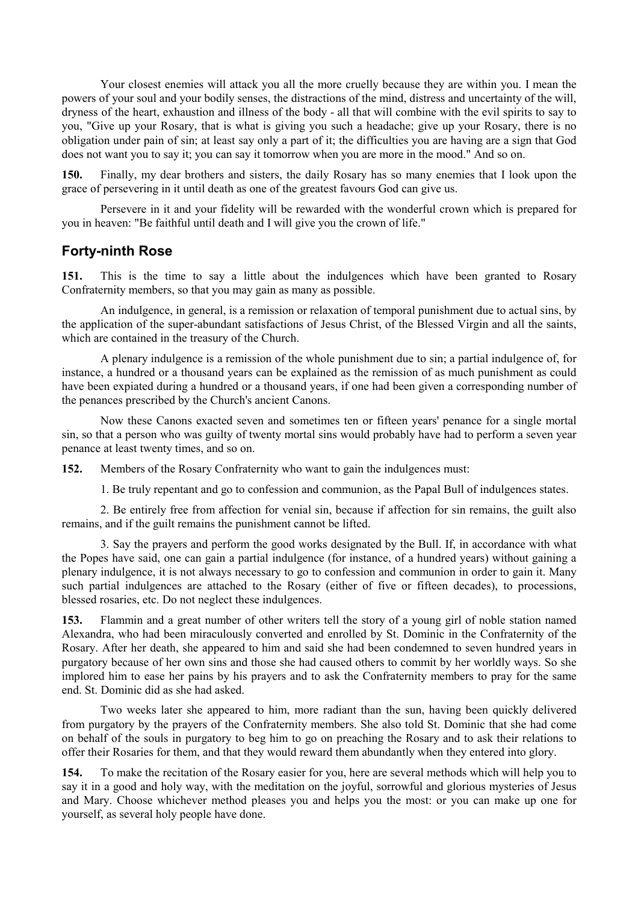Your closest enemies will attack you all the more cruelly because they are within you. I mean the powers of your soul and your bodily senses, the distractions of the mind, distress and uncertainty of the will, dryness of the heart, exhaustion and illness of the body - all that will combine with the evil spirits to say to you, "Give up your Rosary, that is what is giving you such a headache; give up your Rosary, there is no obligation under pain of sin; at least say only a part of it; the difficulties you are having are a sign that God does not want you to say it; you can say it tomorrow when you are more in the mood." And so on.

**150.** Finally, my dear brothers and sisters, the daily Rosary has so many enemies that I look upon the grace of persevering in it until death as one of the greatest favours God can give us.

Persevere in it and your fidelity will be rewarded with the wonderful crown which is prepared for you in heaven: "Be faithful until death and I will give you the crown of life."

## Forty-ninth Rose

**151.** This is the time to say a little about the indulgences which have been granted to Rosary Confraternity members, so that you may gain as many as possible.

An indulgence, in general, is a remission or relaxation of temporal punishment due to actual sins, by the application of the super-abundant satisfactions of Jesus Christ, of the Blessed Virgin and all the saints, which are contained in the treasury of the Church.

A plenary indulgence is a remission of the whole punishment due to sin; a partial indulgence of, for instance, a hundred or a thousand years can be explained as the remission of as much punishment as could have been expiated during a hundred or a thousand years, if one had been given a corresponding number of the penances prescribed by the Church's ancient Canons.

Now these Canons exacted seven and sometimes ten or fifteen years' penance for a single mortal sin, so that a person who was guilty of twenty mortal sins would probably have had to perform a seven year penance at least twenty times, and so on.

**152.** Members of the Rosary Confraternity who want to gain the indulgences must:

1. Be truly repentant and go to confession and communion, as the Papal Bull of indulgences states.

2. Be entirely free from affection for venial sin, because if affection for sin remains, the guilt also remains, and if the guilt remains the punishment cannot be lifted.

3. Say the prayers and perform the good works designated by the Bull. If, in accordance with what the Popes have said, one can gain a partial indulgence (for instance, of a hundred years) without gaining a plenary indulgence, it is not always necessary to go to confession and communion in order to gain it. Many such partial indulgences are attached to the Rosary (either of five or fifteen decades), to processions, blessed rosaries, etc. Do not neglect these indulgences.

**153.** Flammin and a great number of other writers tell the story of a young girl of noble station named Alexandra, who had been miraculously converted and enrolled by St. Dominic in the Confraternity of the Rosary. After her death, she appeared to him and said she had been condemned to seven hundred years in purgatory because of her own sins and those she had caused others to commit by her worldly ways. So she implored him to ease her pains by his prayers and to ask the Confraternity members to pray for the same end. St. Dominic did as she had asked.

Two weeks later she appeared to him, more radiant than the sun, having been quickly delivered from purgatory by the prayers of the Confraternity members. She also told St. Dominic that she had come on behalf of the souls in purgatory to beg him to go on preaching the Rosary and to ask their relations to offer their Rosaries for them, and that they would reward them abundantly when they entered into glory.

**154.** To make the recitation of the Rosary easier for you, here are several methods which will help you to say it in a good and holy way, with the meditation on the joyful, sorrowful and glorious mysteries of Jesus and Mary. Choose whichever method pleases you and helps you the most: or you can make up one for yourself, as several holy people have done.